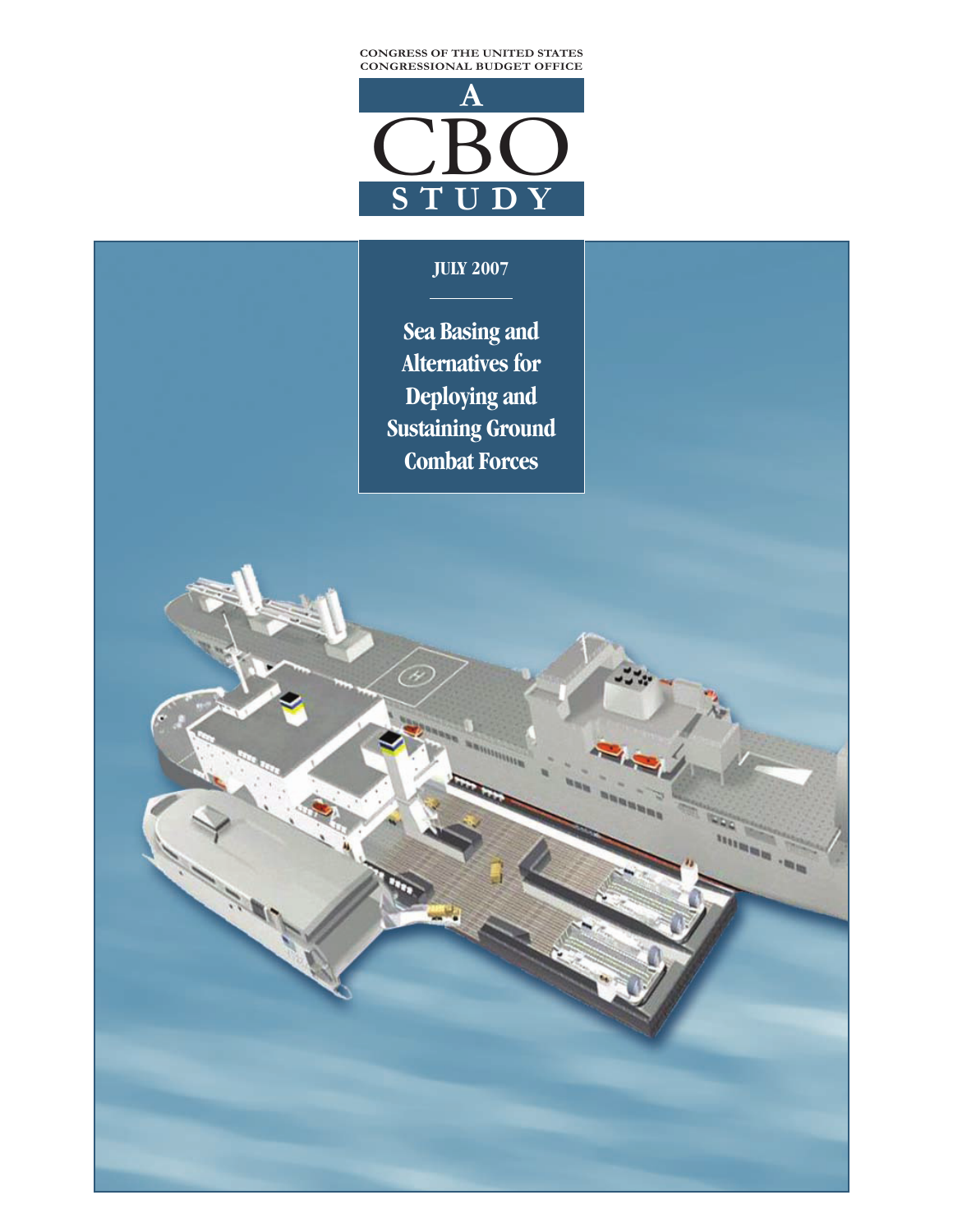CONGRESS OF THE UNITED STATES
CONGRESSIONAL BUDGET OFFICE

A CBO STUDY

JULY 2007

# Sea Basing and Alternatives for Deploying and Sustaining Ground Combat Forces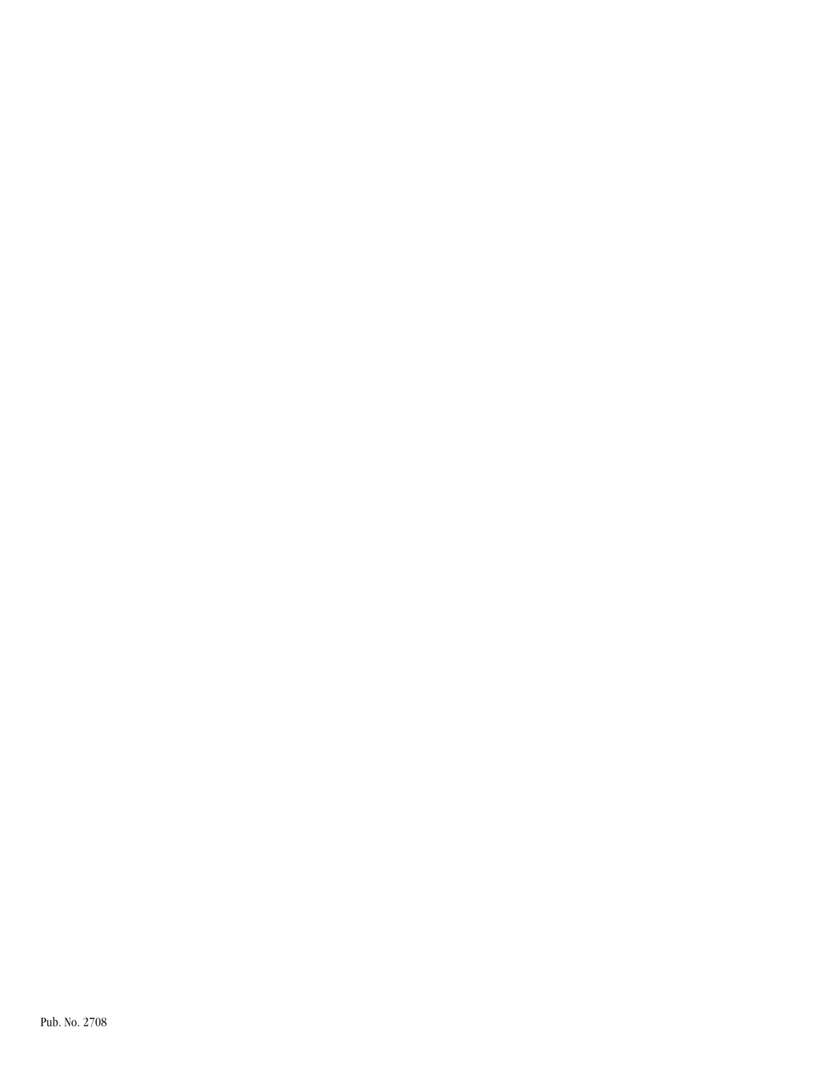Pub. No. 2708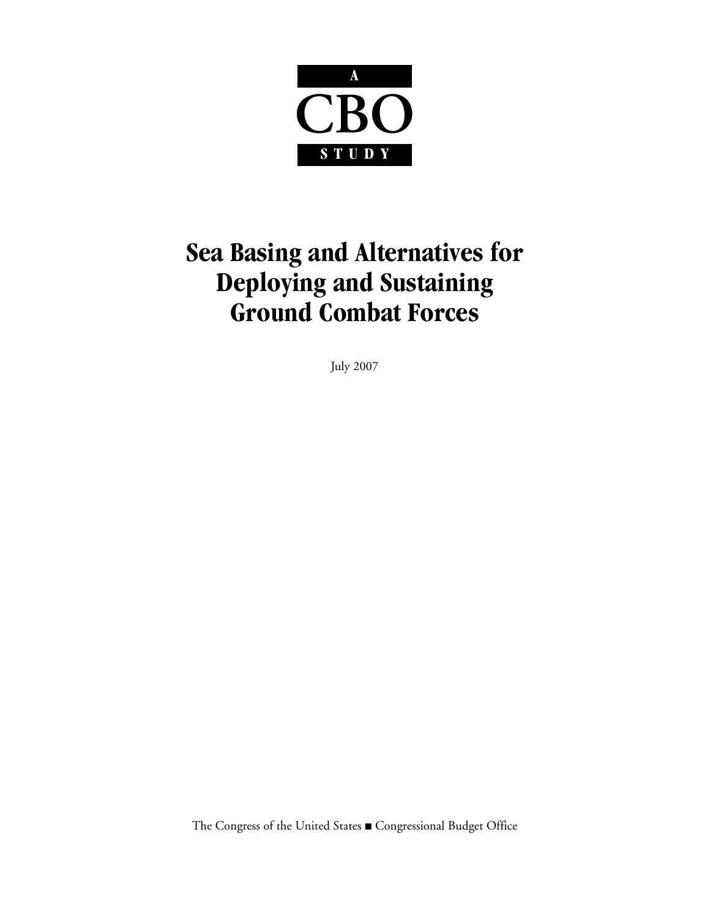A

CBO

STUDY

# Sea Basing and Alternatives for Deploying and Sustaining Ground Combat Forces

July 2007

The Congress of the United States ■ Congressional Budget Office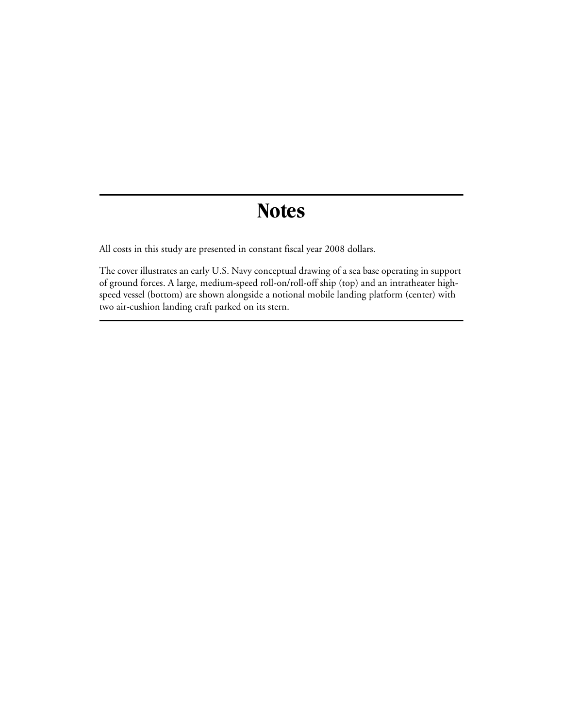# Notes

All costs in this study are presented in constant fiscal year 2008 dollars.

The cover illustrates an early U.S. Navy conceptual drawing of a sea base operating in support of ground forces. A large, medium-speed roll-on/roll-off ship (top) and an intratheater high-speed vessel (bottom) are shown alongside a notional mobile landing platform (center) with two air-cushion landing craft parked on its stern.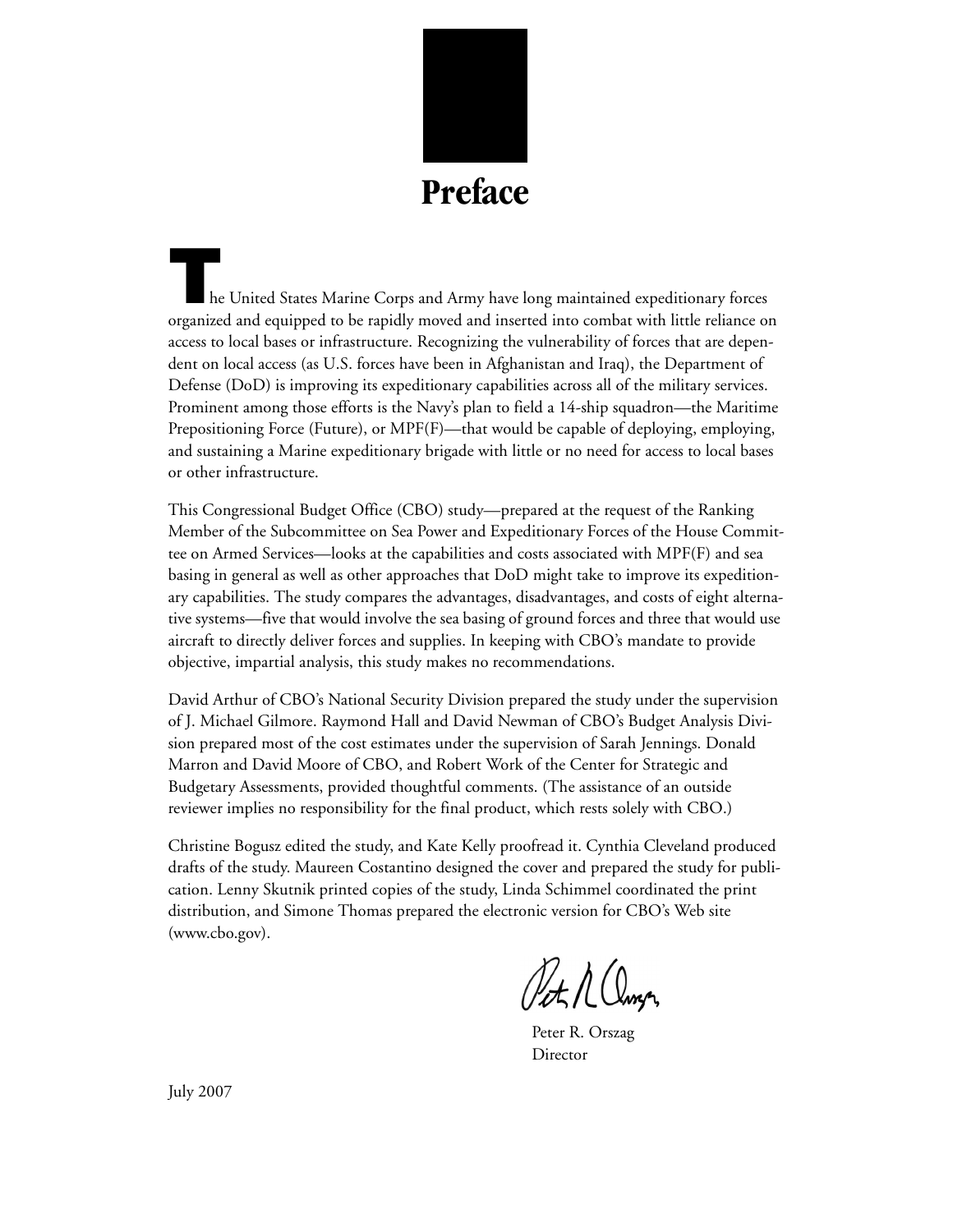# Preface

The United States Marine Corps and Army have long maintained expeditionary forces organized and equipped to be rapidly moved and inserted into combat with little reliance on access to local bases or infrastructure. Recognizing the vulnerability of forces that are dependent on local access (as U.S. forces have been in Afghanistan and Iraq), the Department of Defense (DoD) is improving its expeditionary capabilities across all of the military services. Prominent among those efforts is the Navy's plan to field a 14-ship squadron—the Maritime Prepositioning Force (Future), or MPF(F)—that would be capable of deploying, employing, and sustaining a Marine expeditionary brigade with little or no need for access to local bases or other infrastructure.

This Congressional Budget Office (CBO) study—prepared at the request of the Ranking Member of the Subcommittee on Sea Power and Expeditionary Forces of the House Committee on Armed Services—looks at the capabilities and costs associated with MPF(F) and sea basing in general as well as other approaches that DoD might take to improve its expeditionary capabilities. The study compares the advantages, disadvantages, and costs of eight alternative systems—five that would involve the sea basing of ground forces and three that would use aircraft to directly deliver forces and supplies. In keeping with CBO's mandate to provide objective, impartial analysis, this study makes no recommendations.

David Arthur of CBO's National Security Division prepared the study under the supervision of J. Michael Gilmore. Raymond Hall and David Newman of CBO's Budget Analysis Division prepared most of the cost estimates under the supervision of Sarah Jennings. Donald Marron and David Moore of CBO, and Robert Work of the Center for Strategic and Budgetary Assessments, provided thoughtful comments. (The assistance of an outside reviewer implies no responsibility for the final product, which rests solely with CBO.)

Christine Bogusz edited the study, and Kate Kelly proofread it. Cynthia Cleveland produced drafts of the study. Maureen Costantino designed the cover and prepared the study for publication. Lenny Skutnik printed copies of the study, Linda Schimmel coordinated the print distribution, and Simone Thomas prepared the electronic version for CBO's Web site (www.cbo.gov).

Peter R. Orszag
Director

July 2007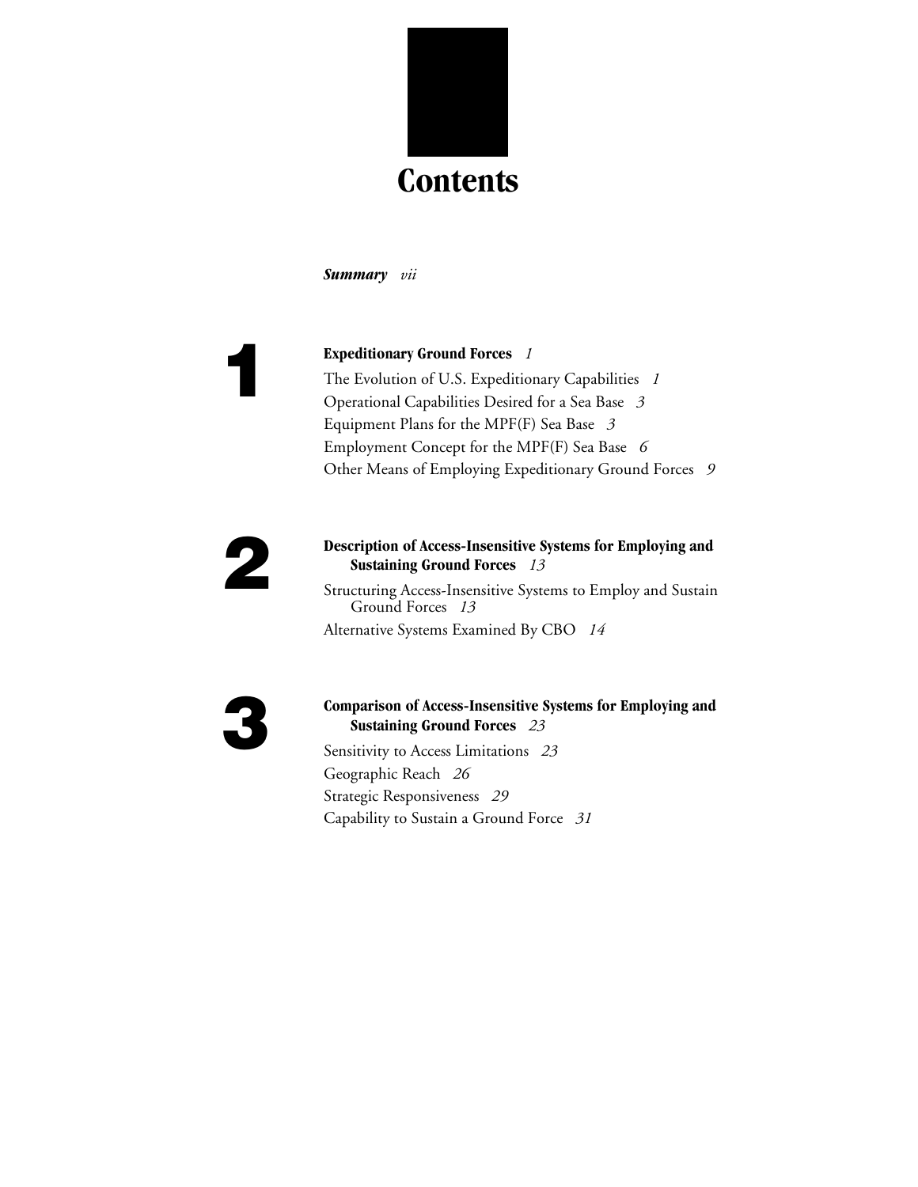# Contents

***Summary*** *vii*

## 1 Expeditionary Ground Forces *1*

The Evolution of U.S. Expeditionary Capabilities *1*

Operational Capabilities Desired for a Sea Base *3*

Equipment Plans for the MPF(F) Sea Base *3*

Employment Concept for the MPF(F) Sea Base *6*

Other Means of Employing Expeditionary Ground Forces *9*

## 2 Description of Access-Insensitive Systems for Employing and Sustaining Ground Forces *13*

Structuring Access-Insensitive Systems to Employ and Sustain Ground Forces *13*

Alternative Systems Examined By CBO *14*

## 3 Comparison of Access-Insensitive Systems for Employing and Sustaining Ground Forces *23*

Sensitivity to Access Limitations *23*

Geographic Reach *26*

Strategic Responsiveness *29*

Capability to Sustain a Ground Force *31*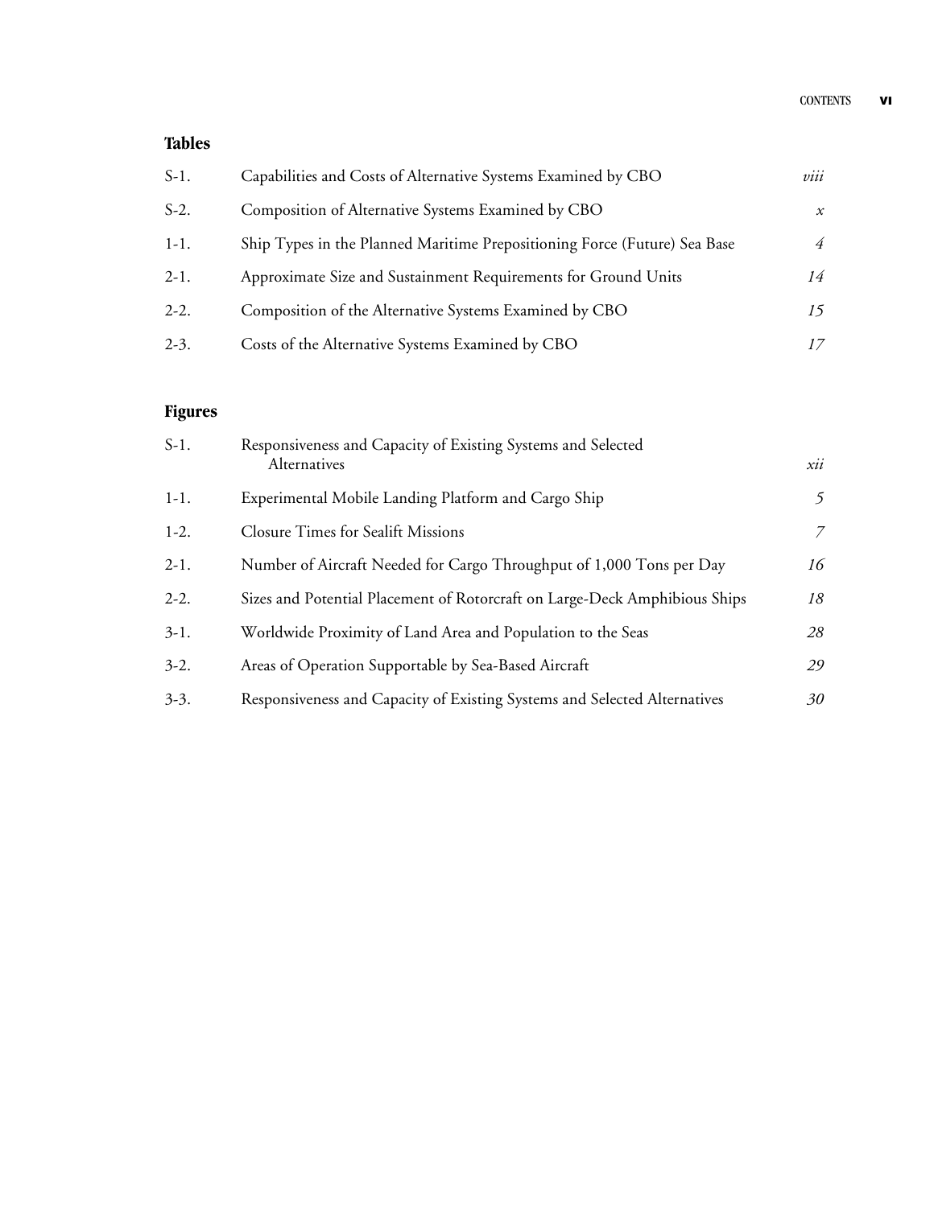## Tables

| | | |
|---|---|---|
| S-1. | Capabilities and Costs of Alternative Systems Examined by CBO | *viii* |
| S-2. | Composition of Alternative Systems Examined by CBO | *x* |
| 1-1. | Ship Types in the Planned Maritime Prepositioning Force (Future) Sea Base | *4* |
| 2-1. | Approximate Size and Sustainment Requirements for Ground Units | *14* |
| 2-2. | Composition of the Alternative Systems Examined by CBO | *15* |
| 2-3. | Costs of the Alternative Systems Examined by CBO | *17* |

## Figures

| | | |
|---|---|---|
| S-1. | Responsiveness and Capacity of Existing Systems and Selected Alternatives | *xii* |
| 1-1. | Experimental Mobile Landing Platform and Cargo Ship | *5* |
| 1-2. | Closure Times for Sealift Missions | *7* |
| 2-1. | Number of Aircraft Needed for Cargo Throughput of 1,000 Tons per Day | *16* |
| 2-2. | Sizes and Potential Placement of Rotorcraft on Large-Deck Amphibious Ships | *18* |
| 3-1. | Worldwide Proximity of Land Area and Population to the Seas | *28* |
| 3-2. | Areas of Operation Supportable by Sea-Based Aircraft | *29* |
| 3-3. | Responsiveness and Capacity of Existing Systems and Selected Alternatives | *30* |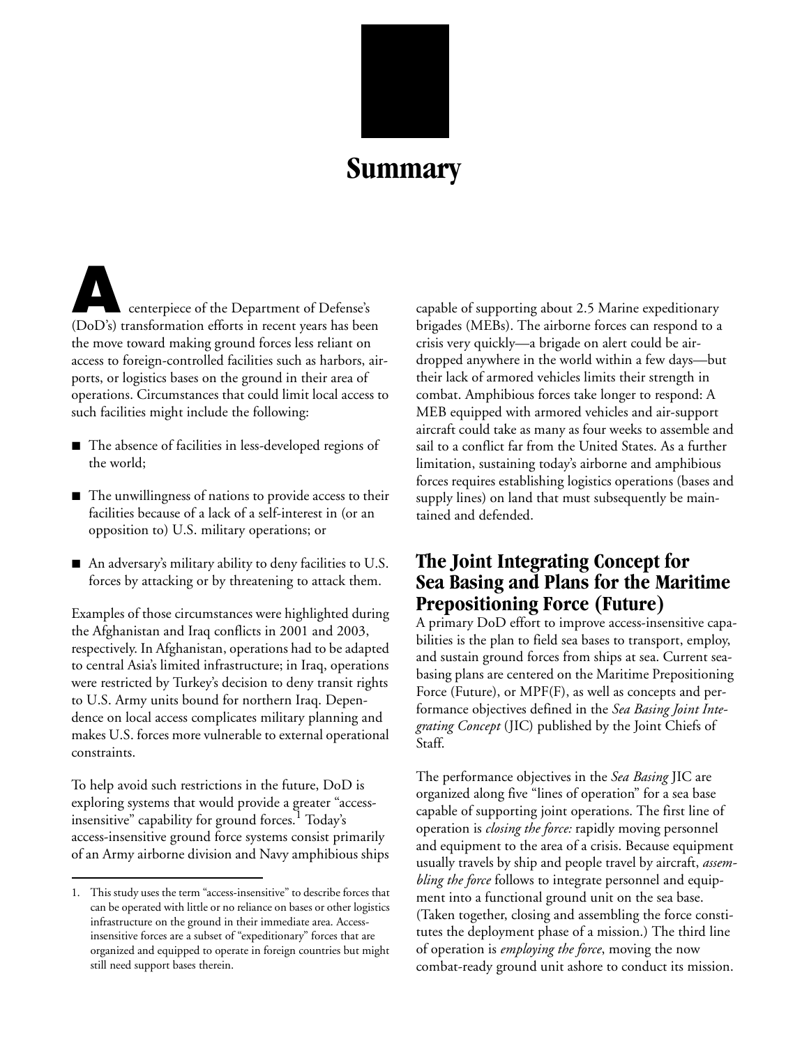# Summary

A centerpiece of the Department of Defense's (DoD's) transformation efforts in recent years has been the move toward making ground forces less reliant on access to foreign-controlled facilities such as harbors, airports, or logistics bases on the ground in their area of operations. Circumstances that could limit local access to such facilities might include the following:

- The absence of facilities in less-developed regions of the world;
- The unwillingness of nations to provide access to their facilities because of a lack of a self-interest in (or an opposition to) U.S. military operations; or
- An adversary's military ability to deny facilities to U.S. forces by attacking or by threatening to attack them.

Examples of those circumstances were highlighted during the Afghanistan and Iraq conflicts in 2001 and 2003, respectively. In Afghanistan, operations had to be adapted to central Asia's limited infrastructure; in Iraq, operations were restricted by Turkey's decision to deny transit rights to U.S. Army units bound for northern Iraq. Dependence on local access complicates military planning and makes U.S. forces more vulnerable to external operational constraints.

To help avoid such restrictions in the future, DoD is exploring systems that would provide a greater "access-insensitive" capability for ground forces.[1] Today's access-insensitive ground force systems consist primarily of an Army airborne division and Navy amphibious ships capable of supporting about 2.5 Marine expeditionary brigades (MEBs). The airborne forces can respond to a crisis very quickly—a brigade on alert could be air-dropped anywhere in the world within a few days—but their lack of armored vehicles limits their strength in combat. Amphibious forces take longer to respond: A MEB equipped with armored vehicles and air-support aircraft could take as many as four weeks to assemble and sail to a conflict far from the United States. As a further limitation, sustaining today's airborne and amphibious forces requires establishing logistics operations (bases and supply lines) on land that must subsequently be maintained and defended.

## The Joint Integrating Concept for Sea Basing and Plans for the Maritime Prepositioning Force (Future)

A primary DoD effort to improve access-insensitive capabilities is the plan to field sea bases to transport, employ, and sustain ground forces from ships at sea. Current sea-basing plans are centered on the Maritime Prepositioning Force (Future), or MPF(F), as well as concepts and performance objectives defined in the *Sea Basing Joint Integrating Concept* (JIC) published by the Joint Chiefs of Staff.

The performance objectives in the *Sea Basing* JIC are organized along five "lines of operation" for a sea base capable of supporting joint operations. The first line of operation is *closing the force:* rapidly moving personnel and equipment to the area of a crisis. Because equipment usually travels by ship and people travel by aircraft, *assembling the force* follows to integrate personnel and equipment into a functional ground unit on the sea base. (Taken together, closing and assembling the force constitutes the deployment phase of a mission.) The third line of operation is *employing the force*, moving the now combat-ready ground unit ashore to conduct its mission.

---

1. This study uses the term "access-insensitive" to describe forces that can be operated with little or no reliance on bases or other logistics infrastructure on the ground in their immediate area. Access-insensitive forces are a subset of "expeditionary" forces that are organized and equipped to operate in foreign countries but might still need support bases therein.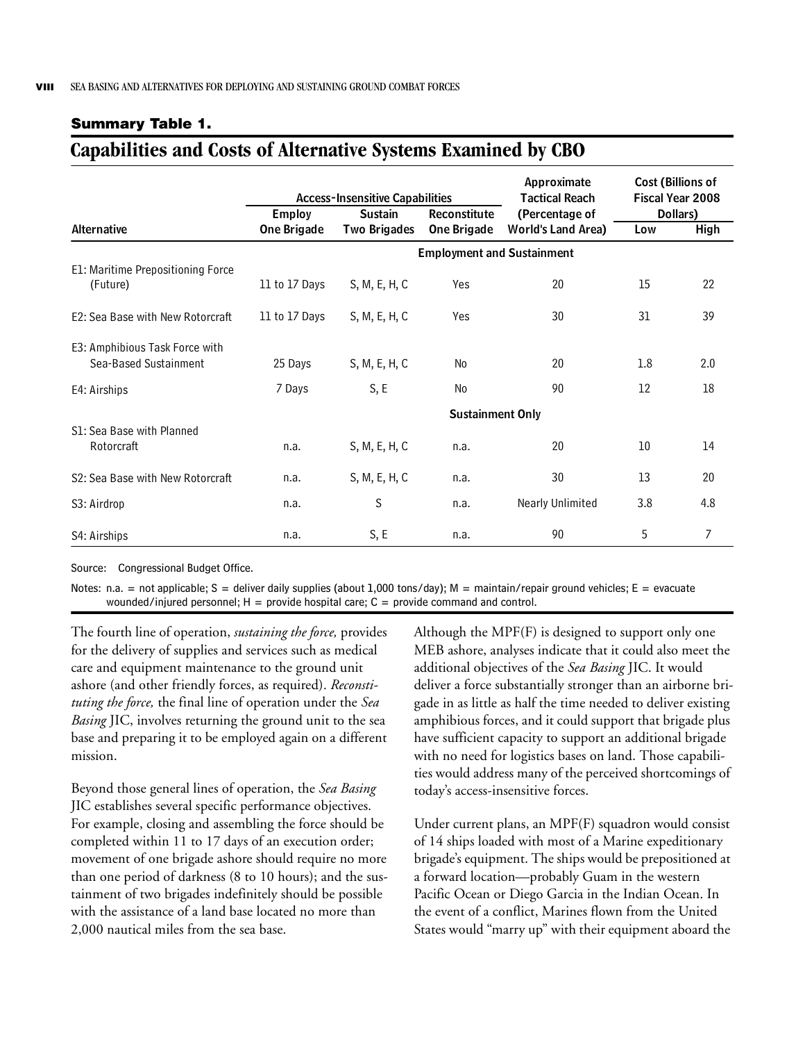**Summary Table 1.**

## Capabilities and Costs of Alternative Systems Examined by CBO

| Alternative | Access-Insensitive Capabilities: Employ One Brigade | Access-Insensitive Capabilities: Sustain Two Brigades | Access-Insensitive Capabilities: Reconstitute One Brigade | Approximate Tactical Reach (Percentage of World's Land Area) | Cost (Billions of Fiscal Year 2008 Dollars): Low | Cost (Billions of Fiscal Year 2008 Dollars): High |
|---|---|---|---|---|---|---|
| | | | **Employment and Sustainment** | | | |
| E1: Maritime Prepositioning Force (Future) | 11 to 17 Days | S, M, E, H, C | Yes | 20 | 15 | 22 |
| E2: Sea Base with New Rotorcraft | 11 to 17 Days | S, M, E, H, C | Yes | 30 | 31 | 39 |
| E3: Amphibious Task Force with Sea-Based Sustainment | 25 Days | S, M, E, H, C | No | 20 | 1.8 | 2.0 |
| E4: Airships | 7 Days | S, E | No | 90 | 12 | 18 |
| | | | **Sustainment Only** | | | |
| S1: Sea Base with Planned Rotorcraft | n.a. | S, M, E, H, C | n.a. | 20 | 10 | 14 |
| S2: Sea Base with New Rotorcraft | n.a. | S, M, E, H, C | n.a. | 30 | 13 | 20 |
| S3: Airdrop | n.a. | S | n.a. | Nearly Unlimited | 3.8 | 4.8 |
| S4: Airships | n.a. | S, E | n.a. | 90 | 5 | 7 |

Source: Congressional Budget Office.

Notes: n.a. = not applicable; S = deliver daily supplies (about 1,000 tons/day); M = maintain/repair ground vehicles; E = evacuate wounded/injured personnel; H = provide hospital care; C = provide command and control.

The fourth line of operation, *sustaining the force,* provides for the delivery of supplies and services such as medical care and equipment maintenance to the ground unit ashore (and other friendly forces, as required). *Reconstituting the force,* the final line of operation under the *Sea Basing* JIC, involves returning the ground unit to the sea base and preparing it to be employed again on a different mission.

Beyond those general lines of operation, the *Sea Basing* JIC establishes several specific performance objectives. For example, closing and assembling the force should be completed within 11 to 17 days of an execution order; movement of one brigade ashore should require no more than one period of darkness (8 to 10 hours); and the sustainment of two brigades indefinitely should be possible with the assistance of a land base located no more than 2,000 nautical miles from the sea base.

Although the MPF(F) is designed to support only one MEB ashore, analyses indicate that it could also meet the additional objectives of the *Sea Basing* JIC. It would deliver a force substantially stronger than an airborne brigade in as little as half the time needed to deliver existing amphibious forces, and it could support that brigade plus have sufficient capacity to support an additional brigade with no need for logistics bases on land. Those capabilities would address many of the perceived shortcomings of today's access-insensitive forces.

Under current plans, an MPF(F) squadron would consist of 14 ships loaded with most of a Marine expeditionary brigade's equipment. The ships would be prepositioned at a forward location—probably Guam in the western Pacific Ocean or Diego Garcia in the Indian Ocean. In the event of a conflict, Marines flown from the United States would "marry up" with their equipment aboard the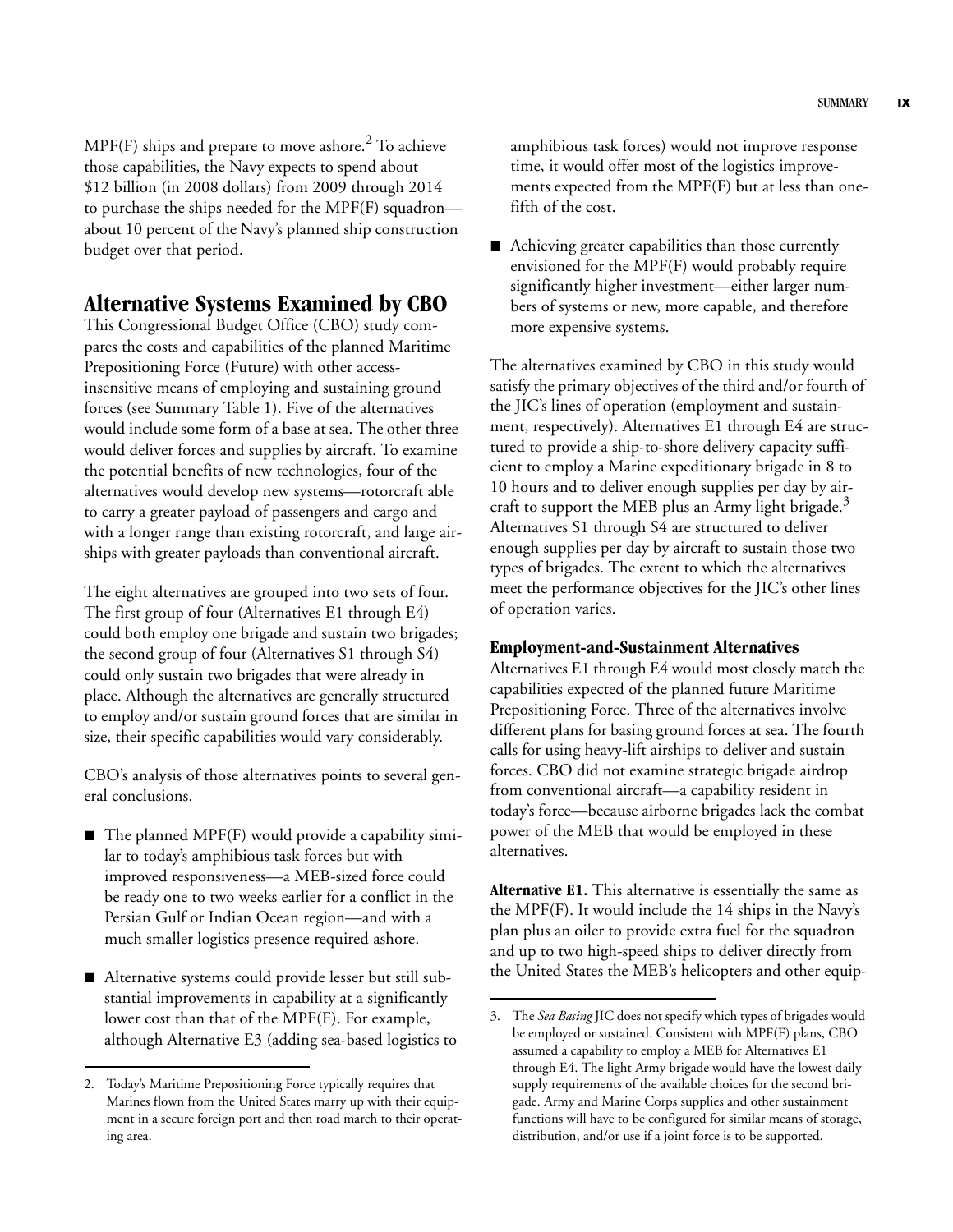MPF(F) ships and prepare to move ashore.[2] To achieve those capabilities, the Navy expects to spend about \$12 billion (in 2008 dollars) from 2009 through 2014 to purchase the ships needed for the MPF(F) squadron—about 10 percent of the Navy's planned ship construction budget over that period.

## Alternative Systems Examined by CBO

This Congressional Budget Office (CBO) study compares the costs and capabilities of the planned Maritime Prepositioning Force (Future) with other access-insensitive means of employing and sustaining ground forces (see Summary Table 1). Five of the alternatives would include some form of a base at sea. The other three would deliver forces and supplies by aircraft. To examine the potential benefits of new technologies, four of the alternatives would develop new systems—rotorcraft able to carry a greater payload of passengers and cargo and with a longer range than existing rotorcraft, and large airships with greater payloads than conventional aircraft.

The eight alternatives are grouped into two sets of four. The first group of four (Alternatives E1 through E4) could both employ one brigade and sustain two brigades; the second group of four (Alternatives S1 through S4) could only sustain two brigades that were already in place. Although the alternatives are generally structured to employ and/or sustain ground forces that are similar in size, their specific capabilities would vary considerably.

CBO's analysis of those alternatives points to several general conclusions.

- The planned MPF(F) would provide a capability similar to today's amphibious task forces but with improved responsiveness—a MEB-sized force could be ready one to two weeks earlier for a conflict in the Persian Gulf or Indian Ocean region—and with a much smaller logistics presence required ashore.
- Alternative systems could provide lesser but still substantial improvements in capability at a significantly lower cost than that of the MPF(F). For example, although Alternative E3 (adding sea-based logistics to amphibious task forces) would not improve response time, it would offer most of the logistics improvements expected from the MPF(F) but at less than one-fifth of the cost.
- Achieving greater capabilities than those currently envisioned for the MPF(F) would probably require significantly higher investment—either larger numbers of systems or new, more capable, and therefore more expensive systems.

The alternatives examined by CBO in this study would satisfy the primary objectives of the third and/or fourth of the JIC's lines of operation (employment and sustainment, respectively). Alternatives E1 through E4 are structured to provide a ship-to-shore delivery capacity sufficient to employ a Marine expeditionary brigade in 8 to 10 hours and to deliver enough supplies per day by aircraft to support the MEB plus an Army light brigade.[3] Alternatives S1 through S4 are structured to deliver enough supplies per day by aircraft to sustain those two types of brigades. The extent to which the alternatives meet the performance objectives for the JIC's other lines of operation varies.

### Employment-and-Sustainment Alternatives

Alternatives E1 through E4 would most closely match the capabilities expected of the planned future Maritime Prepositioning Force. Three of the alternatives involve different plans for basing ground forces at sea. The fourth calls for using heavy-lift airships to deliver and sustain forces. CBO did not examine strategic brigade airdrop from conventional aircraft—a capability resident in today's force—because airborne brigades lack the combat power of the MEB that would be employed in these alternatives.

**Alternative E1.** This alternative is essentially the same as the MPF(F). It would include the 14 ships in the Navy's plan plus an oiler to provide extra fuel for the squadron and up to two high-speed ships to deliver directly from the United States the MEB's helicopters and other equip-

2. Today's Maritime Prepositioning Force typically requires that Marines flown from the United States marry up with their equipment in a secure foreign port and then road march to their operating area.

3. The *Sea Basing* JIC does not specify which types of brigades would be employed or sustained. Consistent with MPF(F) plans, CBO assumed a capability to employ a MEB for Alternatives E1 through E4. The light Army brigade would have the lowest daily supply requirements of the available choices for the second brigade. Army and Marine Corps supplies and other sustainment functions will have to be configured for similar means of storage, distribution, and/or use if a joint force is to be supported.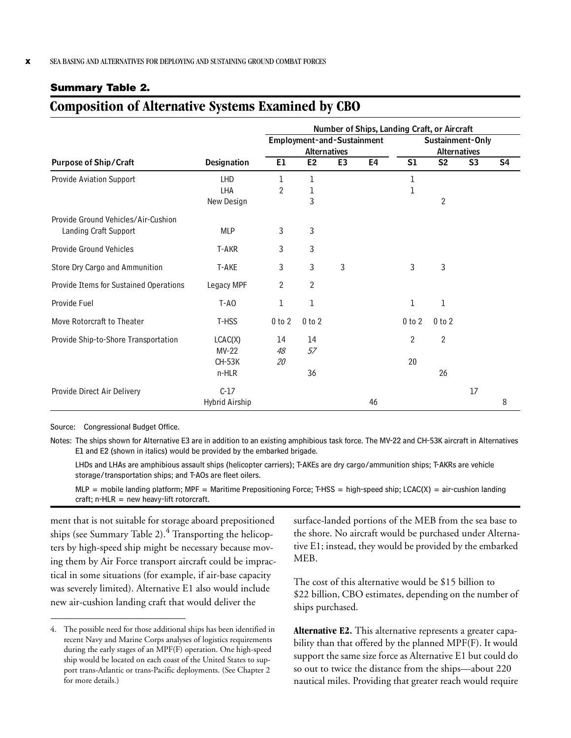**Summary Table 2.**

## Composition of Alternative Systems Examined by CBO

| | | Number of Ships, Landing Craft, or Aircraft | | | | | | | |
|---|---|---|---|---|---|---|---|---|---|
| | | Employment-and-Sustainment Alternatives | | | | Sustainment-Only Alternatives | | | |
| **Purpose of Ship/Craft** | **Designation** | **E1** | **E2** | **E3** | **E4** | **S1** | **S2** | **S3** | **S4** |
| Provide Aviation Support | LHD | 1 | 1 | | | 1 | | | |
| | LHA | 2 | 1 | | | 1 | | | |
| | New Design | | 3 | | | | 2 | | |
| Provide Ground Vehicles/Air-Cushion Landing Craft Support | MLP | 3 | 3 | | | | | | |
| Provide Ground Vehicles | T-AKR | 3 | 3 | | | | | | |
| Store Dry Cargo and Ammunition | T-AKE | 3 | 3 | 3 | | 3 | 3 | | |
| Provide Items for Sustained Operations | Legacy MPF | 2 | 2 | | | | | | |
| Provide Fuel | T-AO | 1 | 1 | | | 1 | 1 | | |
| Move Rotorcraft to Theater | T-HSS | 0 to 2 | 0 to 2 | | | 0 to 2 | 0 to 2 | | |
| Provide Ship-to-Shore Transportation | LCAC(X) | 14 | 14 | | | 2 | 2 | | |
| | MV-22 | *48* | *57* | | | | | | |
| | CH-53K | *20* | | | | 20 | | | |
| | n-HLR | | 36 | | | | 26 | | |
| Provide Direct Air Delivery | C-17 | | | | | | | 17 | |
| | Hybrid Airship | | | | 46 | | | | 8 |

Source: Congressional Budget Office.

Notes: The ships shown for Alternative E3 are in addition to an existing amphibious task force. The MV-22 and CH-53K aircraft in Alternatives E1 and E2 (shown in italics) would be provided by the embarked brigade.

LHDs and LHAs are amphibious assault ships (helicopter carriers); T-AKEs are dry cargo/ammunition ships; T-AKRs are vehicle storage/transportation ships; and T-AOs are fleet oilers.

MLP = mobile landing platform; MPF = Maritime Prepositioning Force; T-HSS = high-speed ship; LCAC(X) = air-cushion landing craft; n-HLR = new heavy-lift rotorcraft.

ment that is not suitable for storage aboard prepositioned ships (see Summary Table 2).[4] Transporting the helicopters by high-speed ship might be necessary because moving them by Air Force transport aircraft could be impractical in some situations (for example, if air-base capacity was severely limited). Alternative E1 also would include new air-cushion landing craft that would deliver the surface-landed portions of the MEB from the sea base to the shore. No aircraft would be purchased under Alternative E1; instead, they would be provided by the embarked MEB.

The cost of this alternative would be \$15 billion to \$22 billion, CBO estimates, depending on the number of ships purchased.

**Alternative E2.** This alternative represents a greater capability than that offered by the planned MPF(F). It would support the same size force as Alternative E1 but could do so out to twice the distance from the ships—about 220 nautical miles. Providing that greater reach would require

4. The possible need for those additional ships has been identified in recent Navy and Marine Corps analyses of logistics requirements during the early stages of an MPF(F) operation. One high-speed ship would be located on each coast of the United States to support trans-Atlantic or trans-Pacific deployments. (See Chapter 2 for more details.)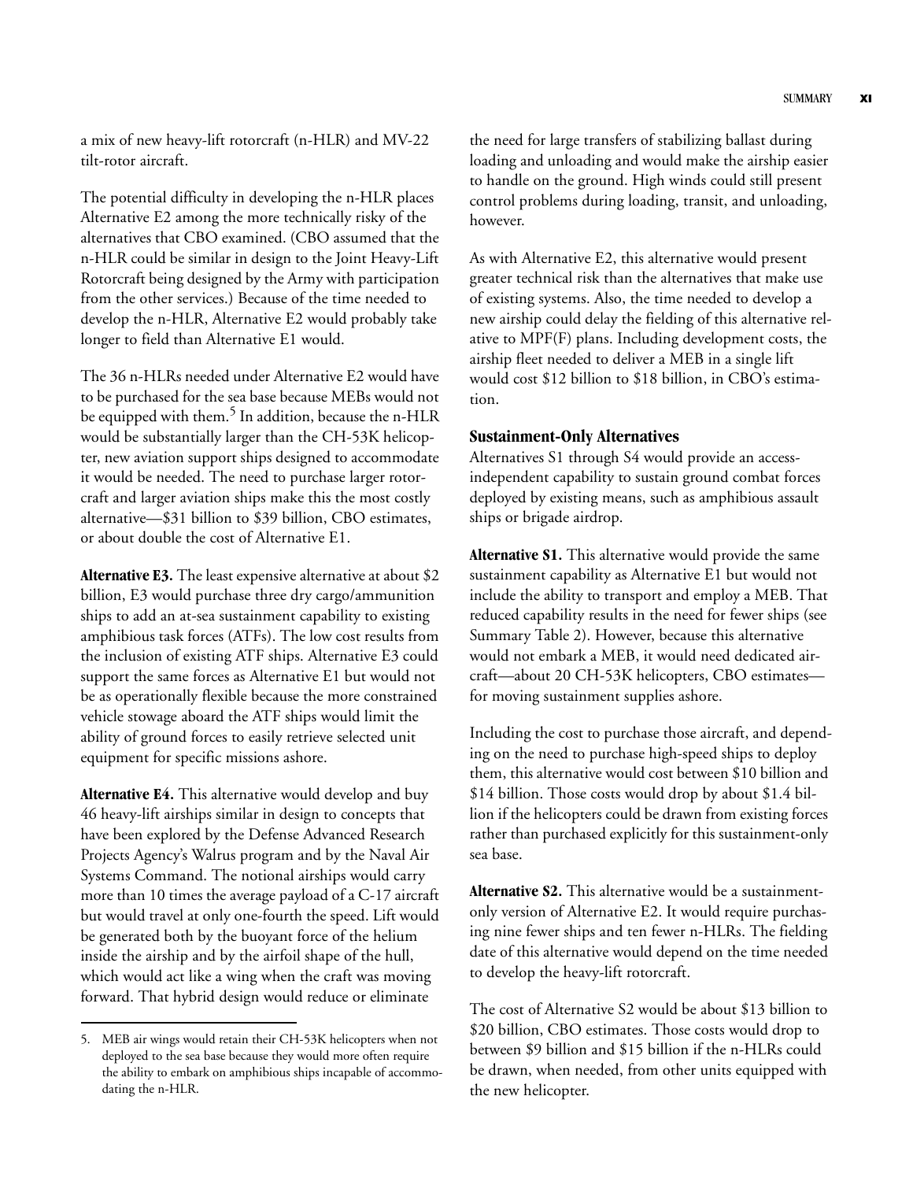a mix of new heavy-lift rotorcraft (n-HLR) and MV-22 tilt-rotor aircraft.

The potential difficulty in developing the n-HLR places Alternative E2 among the more technically risky of the alternatives that CBO examined. (CBO assumed that the n-HLR could be similar in design to the Joint Heavy-Lift Rotorcraft being designed by the Army with participation from the other services.) Because of the time needed to develop the n-HLR, Alternative E2 would probably take longer to field than Alternative E1 would.

The 36 n-HLRs needed under Alternative E2 would have to be purchased for the sea base because MEBs would not be equipped with them.[5] In addition, because the n-HLR would be substantially larger than the CH-53K helicopter, new aviation support ships designed to accommodate it would be needed. The need to purchase larger rotorcraft and larger aviation ships make this the most costly alternative—$31 billion to $39 billion, CBO estimates, or about double the cost of Alternative E1.

**Alternative E3.** The least expensive alternative at about $2 billion, E3 would purchase three dry cargo/ammunition ships to add an at-sea sustainment capability to existing amphibious task forces (ATFs). The low cost results from the inclusion of existing ATF ships. Alternative E3 could support the same forces as Alternative E1 but would not be as operationally flexible because the more constrained vehicle stowage aboard the ATF ships would limit the ability of ground forces to easily retrieve selected unit equipment for specific missions ashore.

**Alternative E4.** This alternative would develop and buy 46 heavy-lift airships similar in design to concepts that have been explored by the Defense Advanced Research Projects Agency's Walrus program and by the Naval Air Systems Command. The notional airships would carry more than 10 times the average payload of a C-17 aircraft but would travel at only one-fourth the speed. Lift would be generated both by the buoyant force of the helium inside the airship and by the airfoil shape of the hull, which would act like a wing when the craft was moving forward. That hybrid design would reduce or eliminate the need for large transfers of stabilizing ballast during loading and unloading and would make the airship easier to handle on the ground. High winds could still present control problems during loading, transit, and unloading, however.

As with Alternative E2, this alternative would present greater technical risk than the alternatives that make use of existing systems. Also, the time needed to develop a new airship could delay the fielding of this alternative relative to MPF(F) plans. Including development costs, the airship fleet needed to deliver a MEB in a single lift would cost $12 billion to $18 billion, in CBO's estimation.

### Sustainment-Only Alternatives

Alternatives S1 through S4 would provide an access-independent capability to sustain ground combat forces deployed by existing means, such as amphibious assault ships or brigade airdrop.

**Alternative S1.** This alternative would provide the same sustainment capability as Alternative E1 but would not include the ability to transport and employ a MEB. That reduced capability results in the need for fewer ships (see Summary Table 2). However, because this alternative would not embark a MEB, it would need dedicated aircraft—about 20 CH-53K helicopters, CBO estimates—for moving sustainment supplies ashore.

Including the cost to purchase those aircraft, and depending on the need to purchase high-speed ships to deploy them, this alternative would cost between $10 billion and $14 billion. Those costs would drop by about $1.4 billion if the helicopters could be drawn from existing forces rather than purchased explicitly for this sustainment-only sea base.

**Alternative S2.** This alternative would be a sustainment-only version of Alternative E2. It would require purchasing nine fewer ships and ten fewer n-HLRs. The fielding date of this alternative would depend on the time needed to develop the heavy-lift rotorcraft.

The cost of Alternative S2 would be about $13 billion to $20 billion, CBO estimates. Those costs would drop to between $9 billion and $15 billion if the n-HLRs could be drawn, when needed, from other units equipped with the new helicopter.

5. MEB air wings would retain their CH-53K helicopters when not deployed to the sea base because they would more often require the ability to embark on amphibious ships incapable of accommodating the n-HLR.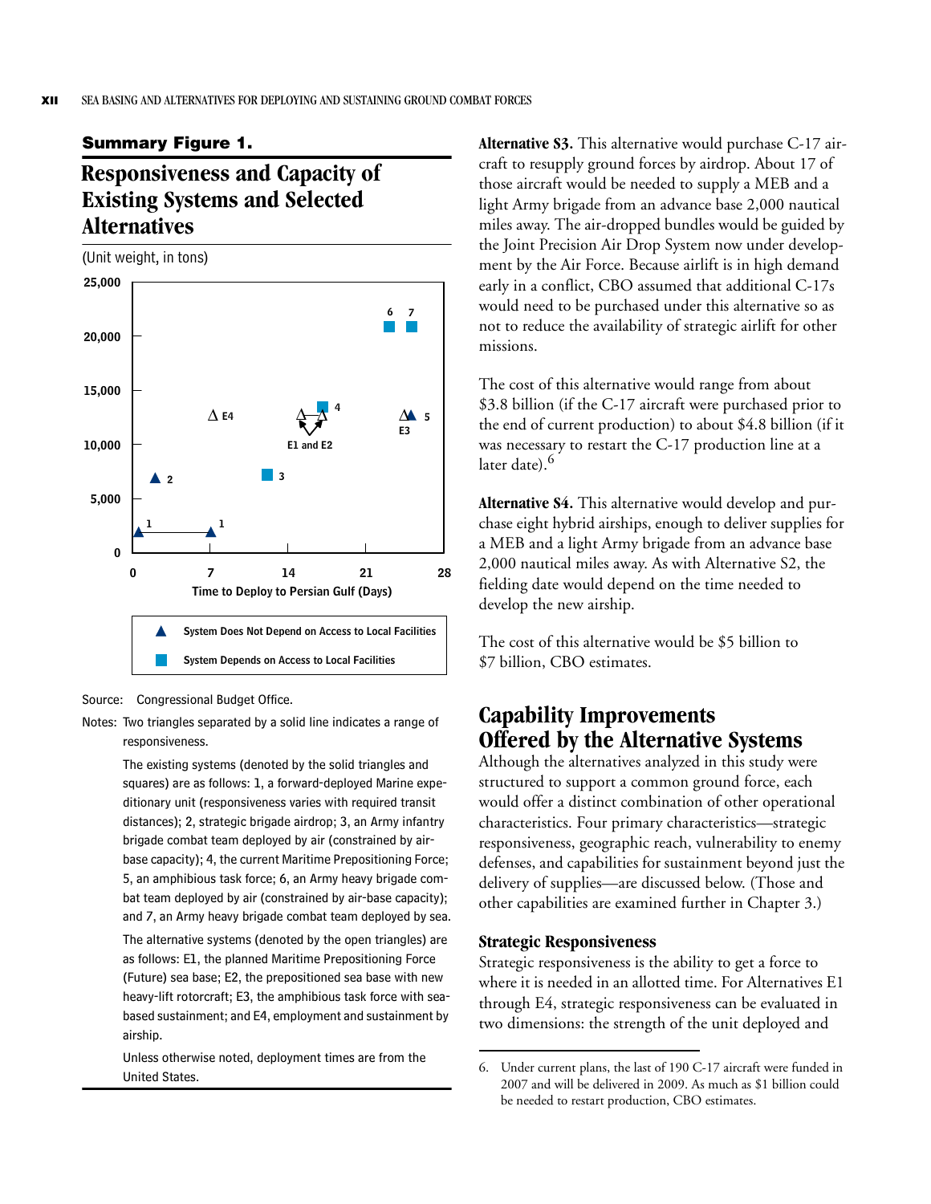**Summary Figure 1.**

## Responsiveness and Capacity of Existing Systems and Selected Alternatives

(Unit weight, in tons)

Source: Congressional Budget Office.

Notes: Two triangles separated by a solid line indicates a range of responsiveness.

The existing systems (denoted by the solid triangles and squares) are as follows: 1, a forward-deployed Marine expeditionary unit (responsiveness varies with required transit distances); 2, strategic brigade airdrop; 3, an Army infantry brigade combat team deployed by air (constrained by air-base capacity); 4, the current Maritime Prepositioning Force; 5, an amphibious task force; 6, an Army heavy brigade combat team deployed by air (constrained by air-base capacity); and 7, an Army heavy brigade combat team deployed by sea.

The alternative systems (denoted by the open triangles) are as follows: E1, the planned Maritime Prepositioning Force (Future) sea base; E2, the prepositioned sea base with new heavy-lift rotorcraft; E3, the amphibious task force with sea-based sustainment; and E4, employment and sustainment by airship.

Unless otherwise noted, deployment times are from the United States.

**Alternative S3.** This alternative would purchase C-17 aircraft to resupply ground forces by airdrop. About 17 of those aircraft would be needed to supply a MEB and a light Army brigade from an advance base 2,000 nautical miles away. The air-dropped bundles would be guided by the Joint Precision Air Drop System now under development by the Air Force. Because airlift is in high demand early in a conflict, CBO assumed that additional C-17s would need to be purchased under this alternative so as not to reduce the availability of strategic airlift for other missions.

The cost of this alternative would range from about \$3.8 billion (if the C-17 aircraft were purchased prior to the end of current production) to about \$4.8 billion (if it was necessary to restart the C-17 production line at a later date).[6]

**Alternative S4.** This alternative would develop and purchase eight hybrid airships, enough to deliver supplies for a MEB and a light Army brigade from an advance base 2,000 nautical miles away. As with Alternative S2, the fielding date would depend on the time needed to develop the new airship.

The cost of this alternative would be \$5 billion to \$7 billion, CBO estimates.

## Capability Improvements Offered by the Alternative Systems

Although the alternatives analyzed in this study were structured to support a common ground force, each would offer a distinct combination of other operational characteristics. Four primary characteristics—strategic responsiveness, geographic reach, vulnerability to enemy defenses, and capabilities for sustainment beyond just the delivery of supplies—are discussed below. (Those and other capabilities are examined further in Chapter 3.)

### Strategic Responsiveness

Strategic responsiveness is the ability to get a force to where it is needed in an allotted time. For Alternatives E1 through E4, strategic responsiveness can be evaluated in two dimensions: the strength of the unit deployed and

6. Under current plans, the last of 190 C-17 aircraft were funded in 2007 and will be delivered in 2009. As much as \$1 billion could be needed to restart production, CBO estimates.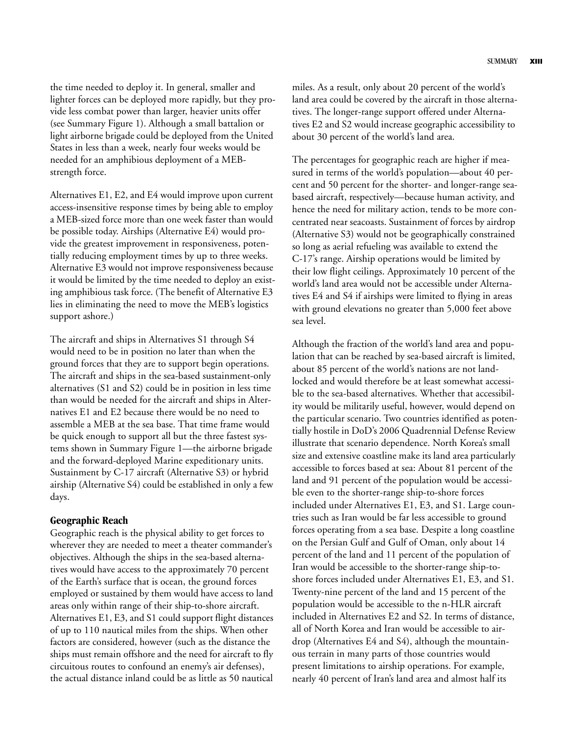the time needed to deploy it. In general, smaller and lighter forces can be deployed more rapidly, but they provide less combat power than larger, heavier units offer (see Summary Figure 1). Although a small battalion or light airborne brigade could be deployed from the United States in less than a week, nearly four weeks would be needed for an amphibious deployment of a MEB-strength force.

Alternatives E1, E2, and E4 would improve upon current access-insensitive response times by being able to employ a MEB-sized force more than one week faster than would be possible today. Airships (Alternative E4) would provide the greatest improvement in responsiveness, potentially reducing employment times by up to three weeks. Alternative E3 would not improve responsiveness because it would be limited by the time needed to deploy an existing amphibious task force. (The benefit of Alternative E3 lies in eliminating the need to move the MEB's logistics support ashore.)

The aircraft and ships in Alternatives S1 through S4 would need to be in position no later than when the ground forces that they are to support begin operations. The aircraft and ships in the sea-based sustainment-only alternatives (S1 and S2) could be in position in less time than would be needed for the aircraft and ships in Alternatives E1 and E2 because there would be no need to assemble a MEB at the sea base. That time frame would be quick enough to support all but the three fastest systems shown in Summary Figure 1—the airborne brigade and the forward-deployed Marine expeditionary units. Sustainment by C-17 aircraft (Alternative S3) or hybrid airship (Alternative S4) could be established in only a few days.

### Geographic Reach

Geographic reach is the physical ability to get forces to wherever they are needed to meet a theater commander's objectives. Although the ships in the sea-based alternatives would have access to the approximately 70 percent of the Earth's surface that is ocean, the ground forces employed or sustained by them would have access to land areas only within range of their ship-to-shore aircraft. Alternatives E1, E3, and S1 could support flight distances of up to 110 nautical miles from the ships. When other factors are considered, however (such as the distance the ships must remain offshore and the need for aircraft to fly circuitous routes to confound an enemy's air defenses), the actual distance inland could be as little as 50 nautical miles. As a result, only about 20 percent of the world's land area could be covered by the aircraft in those alternatives. The longer-range support offered under Alternatives E2 and S2 would increase geographic accessibility to about 30 percent of the world's land area.

The percentages for geographic reach are higher if measured in terms of the world's population—about 40 percent and 50 percent for the shorter- and longer-range sea-based aircraft, respectively—because human activity, and hence the need for military action, tends to be more concentrated near seacoasts. Sustainment of forces by airdrop (Alternative S3) would not be geographically constrained so long as aerial refueling was available to extend the C-17's range. Airship operations would be limited by their low flight ceilings. Approximately 10 percent of the world's land area would not be accessible under Alternatives E4 and S4 if airships were limited to flying in areas with ground elevations no greater than 5,000 feet above sea level.

Although the fraction of the world's land area and population that can be reached by sea-based aircraft is limited, about 85 percent of the world's nations are not landlocked and would therefore be at least somewhat accessible to the sea-based alternatives. Whether that accessibility would be militarily useful, however, would depend on the particular scenario. Two countries identified as potentially hostile in DoD's 2006 Quadrennial Defense Review illustrate that scenario dependence. North Korea's small size and extensive coastline make its land area particularly accessible to forces based at sea: About 81 percent of the land and 91 percent of the population would be accessible even to the shorter-range ship-to-shore forces included under Alternatives E1, E3, and S1. Large countries such as Iran would be far less accessible to ground forces operating from a sea base. Despite a long coastline on the Persian Gulf and Gulf of Oman, only about 14 percent of the land and 11 percent of the population of Iran would be accessible to the shorter-range ship-to-shore forces included under Alternatives E1, E3, and S1. Twenty-nine percent of the land and 15 percent of the population would be accessible to the n-HLR aircraft included in Alternatives E2 and S2. In terms of distance, all of North Korea and Iran would be accessible to airdrop (Alternatives E4 and S4), although the mountainous terrain in many parts of those countries would present limitations to airship operations. For example, nearly 40 percent of Iran's land area and almost half its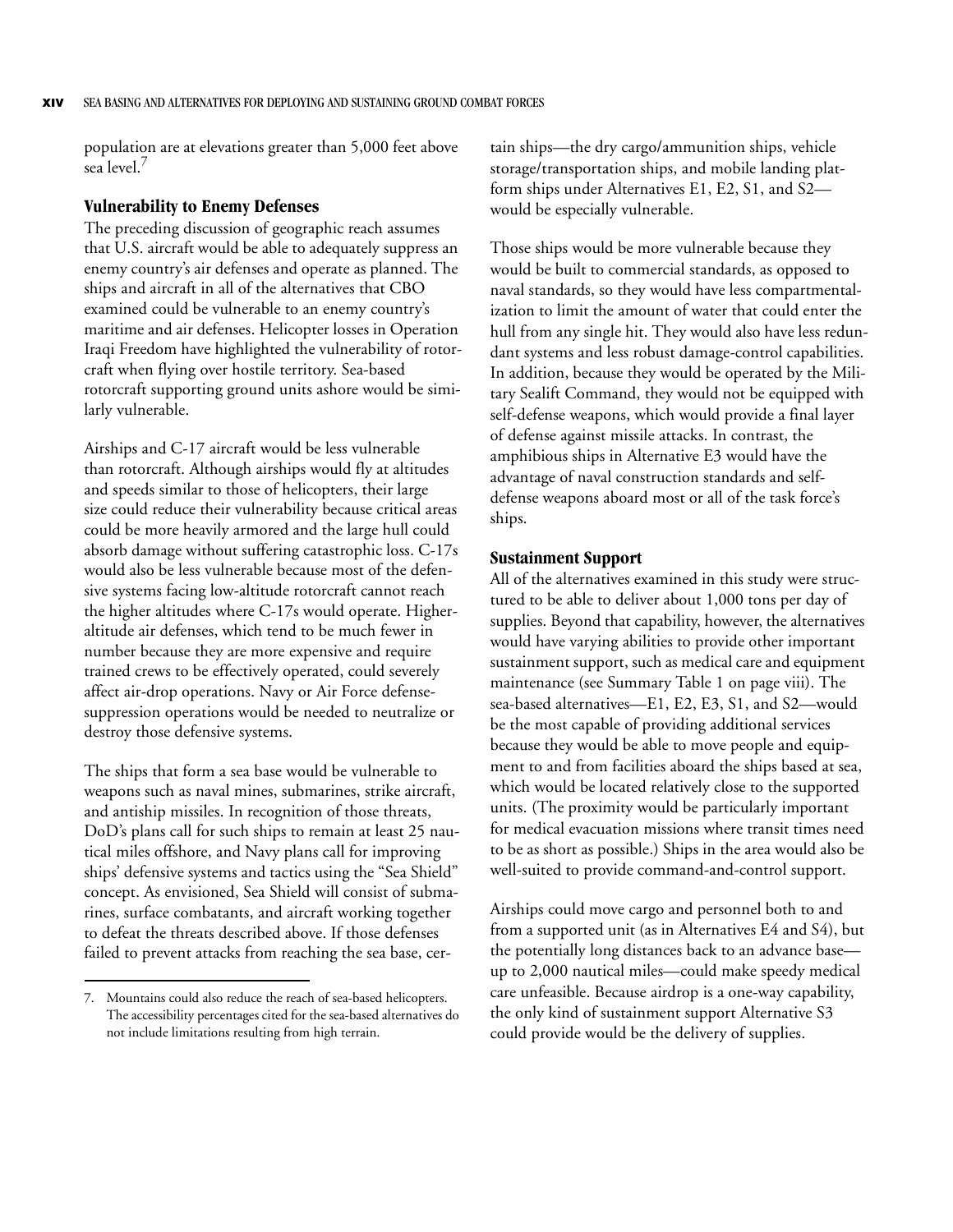population are at elevations greater than 5,000 feet above sea level.[7]

### Vulnerability to Enemy Defenses

The preceding discussion of geographic reach assumes that U.S. aircraft would be able to adequately suppress an enemy country's air defenses and operate as planned. The ships and aircraft in all of the alternatives that CBO examined could be vulnerable to an enemy country's maritime and air defenses. Helicopter losses in Operation Iraqi Freedom have highlighted the vulnerability of rotorcraft when flying over hostile territory. Sea-based rotorcraft supporting ground units ashore would be similarly vulnerable.

Airships and C-17 aircraft would be less vulnerable than rotorcraft. Although airships would fly at altitudes and speeds similar to those of helicopters, their large size could reduce their vulnerability because critical areas could be more heavily armored and the large hull could absorb damage without suffering catastrophic loss. C-17s would also be less vulnerable because most of the defensive systems facing low-altitude rotorcraft cannot reach the higher altitudes where C-17s would operate. Higher-altitude air defenses, which tend to be much fewer in number because they are more expensive and require trained crews to be effectively operated, could severely affect air-drop operations. Navy or Air Force defense-suppression operations would be needed to neutralize or destroy those defensive systems.

The ships that form a sea base would be vulnerable to weapons such as naval mines, submarines, strike aircraft, and antiship missiles. In recognition of those threats, DoD's plans call for such ships to remain at least 25 nautical miles offshore, and Navy plans call for improving ships' defensive systems and tactics using the "Sea Shield" concept. As envisioned, Sea Shield will consist of submarines, surface combatants, and aircraft working together to defeat the threats described above. If those defenses failed to prevent attacks from reaching the sea base, certain ships—the dry cargo/ammunition ships, vehicle storage/transportation ships, and mobile landing platform ships under Alternatives E1, E2, S1, and S2—would be especially vulnerable.

Those ships would be more vulnerable because they would be built to commercial standards, as opposed to naval standards, so they would have less compartmentalization to limit the amount of water that could enter the hull from any single hit. They would also have less redundant systems and less robust damage-control capabilities. In addition, because they would be operated by the Military Sealift Command, they would not be equipped with self-defense weapons, which would provide a final layer of defense against missile attacks. In contrast, the amphibious ships in Alternative E3 would have the advantage of naval construction standards and self-defense weapons aboard most or all of the task force's ships.

### Sustainment Support

All of the alternatives examined in this study were structured to be able to deliver about 1,000 tons per day of supplies. Beyond that capability, however, the alternatives would have varying abilities to provide other important sustainment support, such as medical care and equipment maintenance (see Summary Table 1 on page viii). The sea-based alternatives—E1, E2, E3, S1, and S2—would be the most capable of providing additional services because they would be able to move people and equipment to and from facilities aboard the ships based at sea, which would be located relatively close to the supported units. (The proximity would be particularly important for medical evacuation missions where transit times need to be as short as possible.) Ships in the area would also be well-suited to provide command-and-control support.

Airships could move cargo and personnel both to and from a supported unit (as in Alternatives E4 and S4), but the potentially long distances back to an advance base—up to 2,000 nautical miles—could make speedy medical care unfeasible. Because airdrop is a one-way capability, the only kind of sustainment support Alternative S3 could provide would be the delivery of supplies.

7. Mountains could also reduce the reach of sea-based helicopters. The accessibility percentages cited for the sea-based alternatives do not include limitations resulting from high terrain.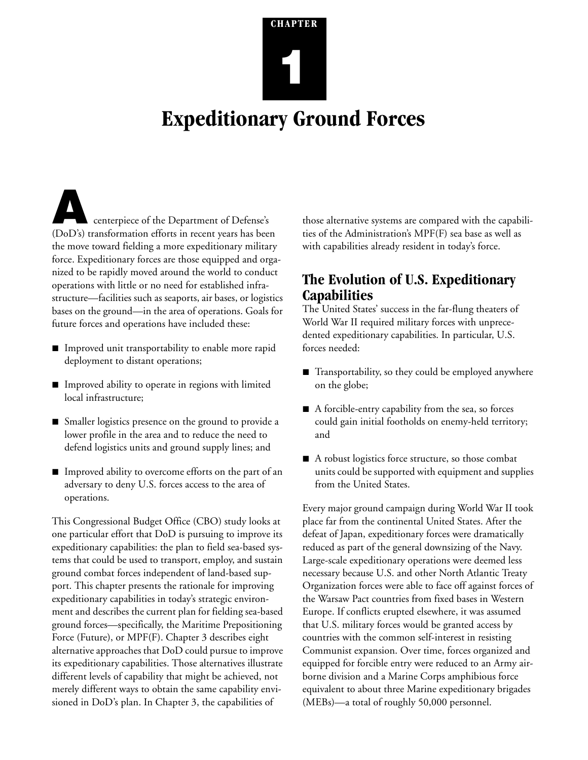# CHAPTER 1

# Expeditionary Ground Forces

A centerpiece of the Department of Defense's (DoD's) transformation efforts in recent years has been the move toward fielding a more expeditionary military force. Expeditionary forces are those equipped and organized to be rapidly moved around the world to conduct operations with little or no need for established infrastructure—facilities such as seaports, air bases, or logistics bases on the ground—in the area of operations. Goals for future forces and operations have included these:

- Improved unit transportability to enable more rapid deployment to distant operations;
- Improved ability to operate in regions with limited local infrastructure;
- Smaller logistics presence on the ground to provide a lower profile in the area and to reduce the need to defend logistics units and ground supply lines; and
- Improved ability to overcome efforts on the part of an adversary to deny U.S. forces access to the area of operations.

This Congressional Budget Office (CBO) study looks at one particular effort that DoD is pursuing to improve its expeditionary capabilities: the plan to field sea-based systems that could be used to transport, employ, and sustain ground combat forces independent of land-based support. This chapter presents the rationale for improving expeditionary capabilities in today's strategic environment and describes the current plan for fielding sea-based ground forces—specifically, the Maritime Prepositioning Force (Future), or MPF(F). Chapter 3 describes eight alternative approaches that DoD could pursue to improve its expeditionary capabilities. Those alternatives illustrate different levels of capability that might be achieved, not merely different ways to obtain the same capability envisioned in DoD's plan. In Chapter 3, the capabilities of those alternative systems are compared with the capabilities of the Administration's MPF(F) sea base as well as with capabilities already resident in today's force.

## The Evolution of U.S. Expeditionary Capabilities

The United States' success in the far-flung theaters of World War II required military forces with unprecedented expeditionary capabilities. In particular, U.S. forces needed:

- Transportability, so they could be employed anywhere on the globe;
- A forcible-entry capability from the sea, so forces could gain initial footholds on enemy-held territory; and
- A robust logistics force structure, so those combat units could be supported with equipment and supplies from the United States.

Every major ground campaign during World War II took place far from the continental United States. After the defeat of Japan, expeditionary forces were dramatically reduced as part of the general downsizing of the Navy. Large-scale expeditionary operations were deemed less necessary because U.S. and other North Atlantic Treaty Organization forces were able to face off against forces of the Warsaw Pact countries from fixed bases in Western Europe. If conflicts erupted elsewhere, it was assumed that U.S. military forces would be granted access by countries with the common self-interest in resisting Communist expansion. Over time, forces organized and equipped for forcible entry were reduced to an Army airborne division and a Marine Corps amphibious force equivalent to about three Marine expeditionary brigades (MEBs)—a total of roughly 50,000 personnel.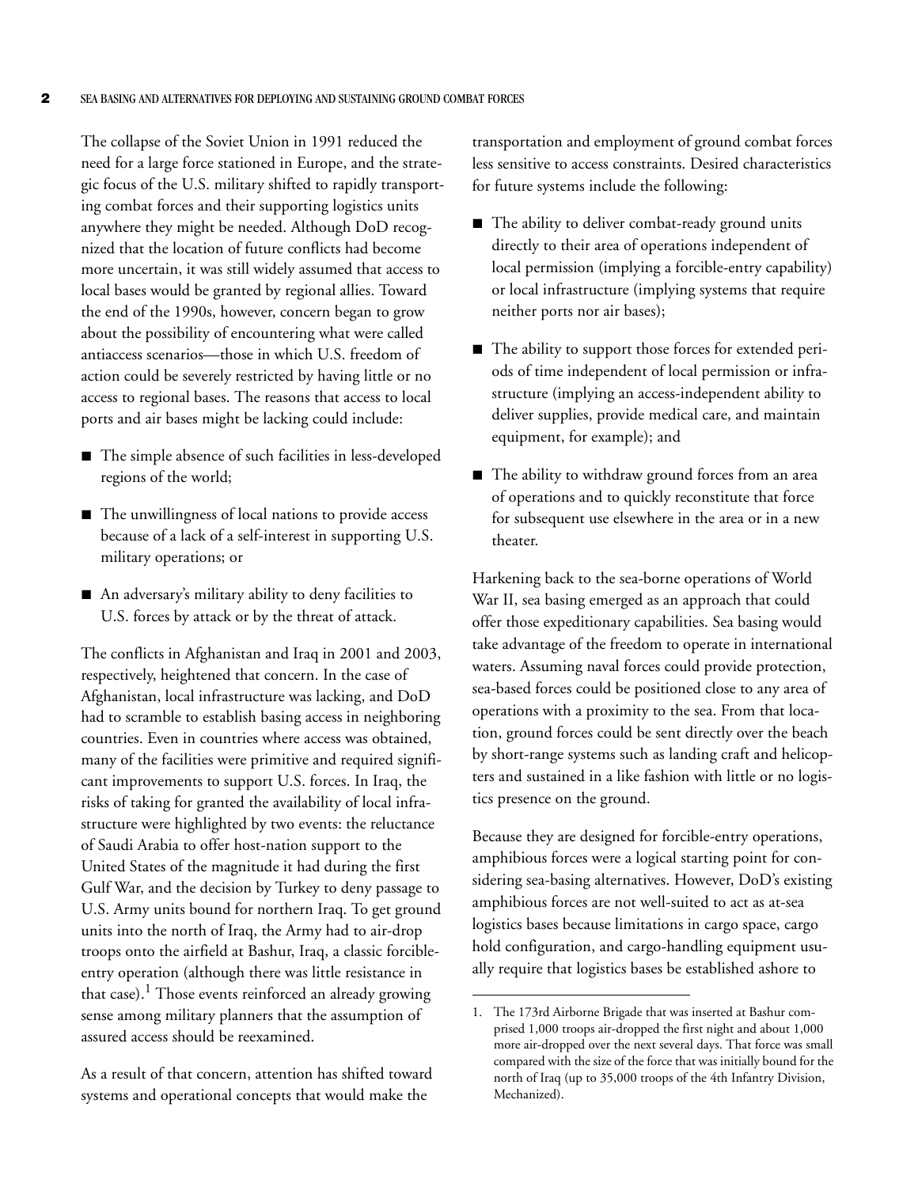The collapse of the Soviet Union in 1991 reduced the need for a large force stationed in Europe, and the strategic focus of the U.S. military shifted to rapidly transporting combat forces and their supporting logistics units anywhere they might be needed. Although DoD recognized that the location of future conflicts had become more uncertain, it was still widely assumed that access to local bases would be granted by regional allies. Toward the end of the 1990s, however, concern began to grow about the possibility of encountering what were called antiaccess scenarios—those in which U.S. freedom of action could be severely restricted by having little or no access to regional bases. The reasons that access to local ports and air bases might be lacking could include:

- The simple absence of such facilities in less-developed regions of the world;
- The unwillingness of local nations to provide access because of a lack of a self-interest in supporting U.S. military operations; or
- An adversary's military ability to deny facilities to U.S. forces by attack or by the threat of attack.

The conflicts in Afghanistan and Iraq in 2001 and 2003, respectively, heightened that concern. In the case of Afghanistan, local infrastructure was lacking, and DoD had to scramble to establish basing access in neighboring countries. Even in countries where access was obtained, many of the facilities were primitive and required significant improvements to support U.S. forces. In Iraq, the risks of taking for granted the availability of local infrastructure were highlighted by two events: the reluctance of Saudi Arabia to offer host-nation support to the United States of the magnitude it had during the first Gulf War, and the decision by Turkey to deny passage to U.S. Army units bound for northern Iraq. To get ground units into the north of Iraq, the Army had to air-drop troops onto the airfield at Bashur, Iraq, a classic forcible-entry operation (although there was little resistance in that case).[1] Those events reinforced an already growing sense among military planners that the assumption of assured access should be reexamined.

As a result of that concern, attention has shifted toward systems and operational concepts that would make the transportation and employment of ground combat forces less sensitive to access constraints. Desired characteristics for future systems include the following:

- The ability to deliver combat-ready ground units directly to their area of operations independent of local permission (implying a forcible-entry capability) or local infrastructure (implying systems that require neither ports nor air bases);
- The ability to support those forces for extended periods of time independent of local permission or infrastructure (implying an access-independent ability to deliver supplies, provide medical care, and maintain equipment, for example); and
- The ability to withdraw ground forces from an area of operations and to quickly reconstitute that force for subsequent use elsewhere in the area or in a new theater.

Harkening back to the sea-borne operations of World War II, sea basing emerged as an approach that could offer those expeditionary capabilities. Sea basing would take advantage of the freedom to operate in international waters. Assuming naval forces could provide protection, sea-based forces could be positioned close to any area of operations with a proximity to the sea. From that location, ground forces could be sent directly over the beach by short-range systems such as landing craft and helicopters and sustained in a like fashion with little or no logistics presence on the ground.

Because they are designed for forcible-entry operations, amphibious forces were a logical starting point for considering sea-basing alternatives. However, DoD's existing amphibious forces are not well-suited to act as at-sea logistics bases because limitations in cargo space, cargo hold configuration, and cargo-handling equipment usually require that logistics bases be established ashore to

1. The 173rd Airborne Brigade that was inserted at Bashur comprised 1,000 troops air-dropped the first night and about 1,000 more air-dropped over the next several days. That force was small compared with the size of the force that was initially bound for the north of Iraq (up to 35,000 troops of the 4th Infantry Division, Mechanized).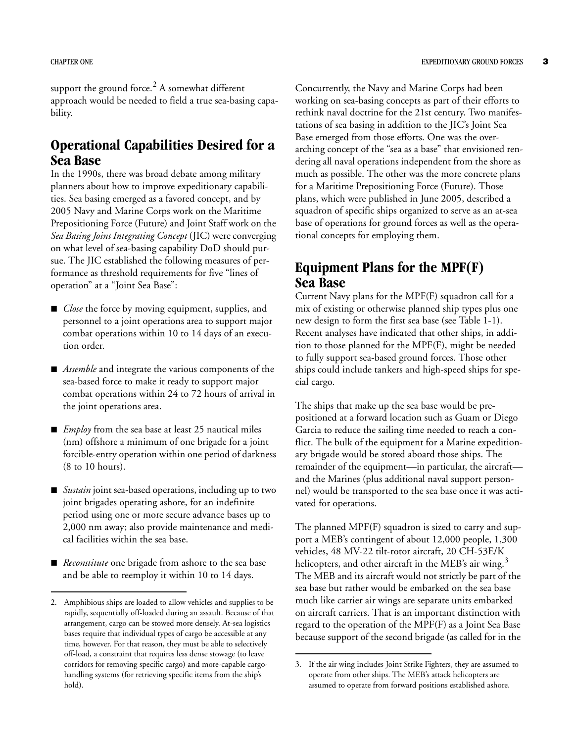support the ground force.[2] A somewhat different approach would be needed to field a true sea-basing capability.

## Operational Capabilities Desired for a Sea Base

In the 1990s, there was broad debate among military planners about how to improve expeditionary capabilities. Sea basing emerged as a favored concept, and by 2005 Navy and Marine Corps work on the Maritime Prepositioning Force (Future) and Joint Staff work on the *Sea Basing Joint Integrating Concept* (JIC) were converging on what level of sea-basing capability DoD should pursue. The JIC established the following measures of performance as threshold requirements for five "lines of operation" at a "Joint Sea Base":

- *Close* the force by moving equipment, supplies, and personnel to a joint operations area to support major combat operations within 10 to 14 days of an execution order.
- *Assemble* and integrate the various components of the sea-based force to make it ready to support major combat operations within 24 to 72 hours of arrival in the joint operations area.
- *Employ* from the sea base at least 25 nautical miles (nm) offshore a minimum of one brigade for a joint forcible-entry operation within one period of darkness (8 to 10 hours).
- *Sustain* joint sea-based operations, including up to two joint brigades operating ashore, for an indefinite period using one or more secure advance bases up to 2,000 nm away; also provide maintenance and medical facilities within the sea base.
- *Reconstitute* one brigade from ashore to the sea base and be able to reemploy it within 10 to 14 days.

Concurrently, the Navy and Marine Corps had been working on sea-basing concepts as part of their efforts to rethink naval doctrine for the 21st century. Two manifestations of sea basing in addition to the JIC's Joint Sea Base emerged from those efforts. One was the overarching concept of the "sea as a base" that envisioned rendering all naval operations independent from the shore as much as possible. The other was the more concrete plans for a Maritime Prepositioning Force (Future). Those plans, which were published in June 2005, described a squadron of specific ships organized to serve as an at-sea base of operations for ground forces as well as the operational concepts for employing them.

## Equipment Plans for the MPF(F) Sea Base

Current Navy plans for the MPF(F) squadron call for a mix of existing or otherwise planned ship types plus one new design to form the first sea base (see Table 1-1). Recent analyses have indicated that other ships, in addition to those planned for the MPF(F), might be needed to fully support sea-based ground forces. Those other ships could include tankers and high-speed ships for special cargo.

The ships that make up the sea base would be prepositioned at a forward location such as Guam or Diego Garcia to reduce the sailing time needed to reach a conflict. The bulk of the equipment for a Marine expeditionary brigade would be stored aboard those ships. The remainder of the equipment—in particular, the aircraft—and the Marines (plus additional naval support personnel) would be transported to the sea base once it was activated for operations.

The planned MPF(F) squadron is sized to carry and support a MEB's contingent of about 12,000 people, 1,300 vehicles, 48 MV-22 tilt-rotor aircraft, 20 CH-53E/K helicopters, and other aircraft in the MEB's air wing.[3] The MEB and its aircraft would not strictly be part of the sea base but rather would be embarked on the sea base much like carrier air wings are separate units embarked on aircraft carriers. That is an important distinction with regard to the operation of the MPF(F) as a Joint Sea Base because support of the second brigade (as called for in the

---

2. Amphibious ships are loaded to allow vehicles and supplies to be rapidly, sequentially off-loaded during an assault. Because of that arrangement, cargo can be stowed more densely. At-sea logistics bases require that individual types of cargo be accessible at any time, however. For that reason, they must be able to selectively off-load, a constraint that requires less dense stowage (to leave corridors for removing specific cargo) and more-capable cargo-handling systems (for retrieving specific items from the ship's hold).

3. If the air wing includes Joint Strike Fighters, they are assumed to operate from other ships. The MEB's attack helicopters are assumed to operate from forward positions established ashore.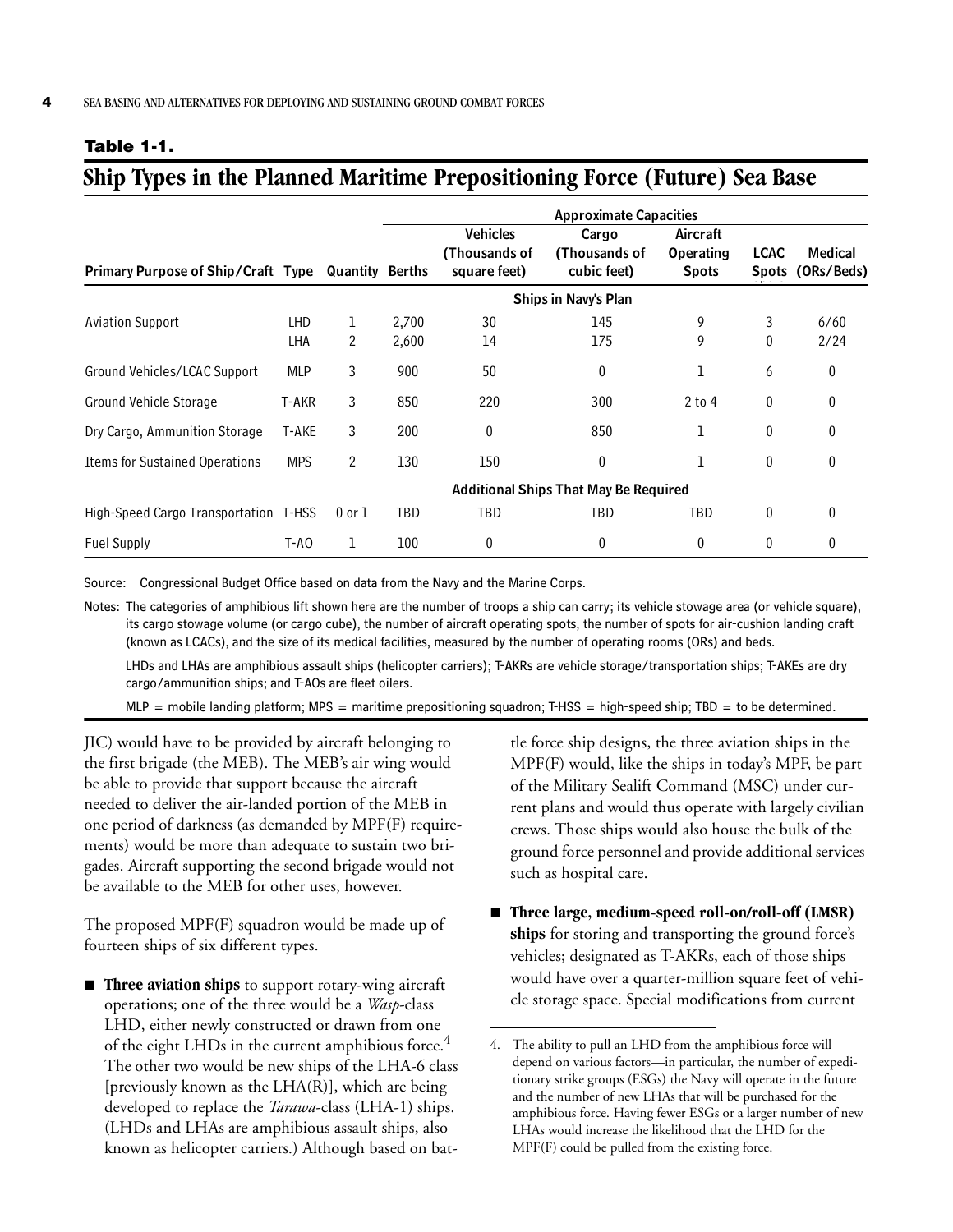**Table 1-1.**

## Ship Types in the Planned Maritime Prepositioning Force (Future) Sea Base

| Primary Purpose of Ship/Craft | Type | Quantity | Berths | Vehicles (Thousands of square feet) | Cargo (Thousands of cubic feet) | Aircraft Operating Spots | LCAC Spots | Medical (ORs/Beds) |
|---|---|---|---|---|---|---|---|---|
| | | | | Approximate Capacities | | | | |
| | | | | Ships in Navy's Plan | | | | |
| Aviation Support | LHD | 1 | 2,700 | 30 | 145 | 9 | 3 | 6/60 |
| | LHA | 2 | 2,600 | 14 | 175 | 9 | 0 | 2/24 |
| Ground Vehicles/LCAC Support | MLP | 3 | 900 | 50 | 0 | 1 | 6 | 0 |
| Ground Vehicle Storage | T-AKR | 3 | 850 | 220 | 300 | 2 to 4 | 0 | 0 |
| Dry Cargo, Ammunition Storage | T-AKE | 3 | 200 | 0 | 850 | 1 | 0 | 0 |
| Items for Sustained Operations | MPS | 2 | 130 | 150 | 0 | 1 | 0 | 0 |
| | | | | Additional Ships That May Be Required | | | | |
| High-Speed Cargo Transportation | T-HSS | 0 or 1 | TBD | TBD | TBD | TBD | 0 | 0 |
| Fuel Supply | T-AO | 1 | 100 | 0 | 0 | 0 | 0 | 0 |

Source: Congressional Budget Office based on data from the Navy and the Marine Corps.

Notes: The categories of amphibious lift shown here are the number of troops a ship can carry; its vehicle stowage area (or vehicle square), its cargo stowage volume (or cargo cube), the number of aircraft operating spots, the number of spots for air-cushion landing craft (known as LCACs), and the size of its medical facilities, measured by the number of operating rooms (ORs) and beds.

LHDs and LHAs are amphibious assault ships (helicopter carriers); T-AKRs are vehicle storage/transportation ships; T-AKEs are dry cargo/ammunition ships; and T-AOs are fleet oilers.

MLP = mobile landing platform; MPS = maritime prepositioning squadron; T-HSS = high-speed ship; TBD = to be determined.

JIC) would have to be provided by aircraft belonging to the first brigade (the MEB). The MEB's air wing would be able to provide that support because the aircraft needed to deliver the air-landed portion of the MEB in one period of darkness (as demanded by MPF(F) requirements) would be more than adequate to sustain two brigades. Aircraft supporting the second brigade would not be available to the MEB for other uses, however.

The proposed MPF(F) squadron would be made up of fourteen ships of six different types.

- **Three aviation ships** to support rotary-wing aircraft operations; one of the three would be a *Wasp*-class LHD, either newly constructed or drawn from one of the eight LHDs in the current amphibious force.[4] The other two would be new ships of the LHA-6 class [previously known as the LHA(R)], which are being developed to replace the *Tarawa*-class (LHA-1) ships. (LHDs and LHAs are amphibious assault ships, also known as helicopter carriers.) Although based on battle force ship designs, the three aviation ships in the MPF(F) would, like the ships in today's MPF, be part of the Military Sealift Command (MSC) under current plans and would thus operate with largely civilian crews. Those ships would also house the bulk of the ground force personnel and provide additional services such as hospital care.

- **Three large, medium-speed roll-on/roll-off (LMSR) ships** for storing and transporting the ground force's vehicles; designated as T-AKRs, each of those ships would have over a quarter-million square feet of vehicle storage space. Special modifications from current

4. The ability to pull an LHD from the amphibious force will depend on various factors—in particular, the number of expeditionary strike groups (ESGs) the Navy will operate in the future and the number of new LHAs that will be purchased for the amphibious force. Having fewer ESGs or a larger number of new LHAs would increase the likelihood that the LHD for the MPF(F) could be pulled from the existing force.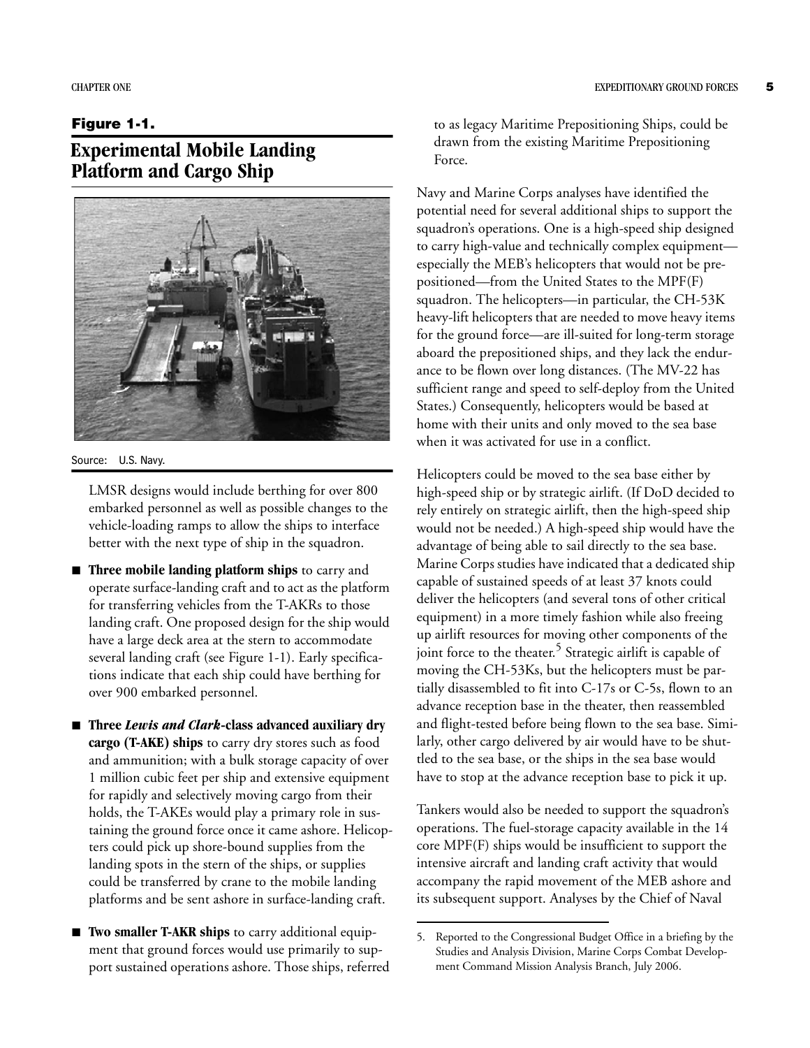**Figure 1-1.**

## Experimental Mobile Landing Platform and Cargo Ship

Source: U.S. Navy.

LMSR designs would include berthing for over 800 embarked personnel as well as possible changes to the vehicle-loading ramps to allow the ships to interface better with the next type of ship in the squadron.

- **Three mobile landing platform ships** to carry and operate surface-landing craft and to act as the platform for transferring vehicles from the T-AKRs to those landing craft. One proposed design for the ship would have a large deck area at the stern to accommodate several landing craft (see Figure 1-1). Early specifications indicate that each ship could have berthing for over 900 embarked personnel.

- **Three *Lewis and Clark*-class advanced auxiliary dry cargo (T-AKE) ships** to carry dry stores such as food and ammunition; with a bulk storage capacity of over 1 million cubic feet per ship and extensive equipment for rapidly and selectively moving cargo from their holds, the T-AKEs would play a primary role in sustaining the ground force once it came ashore. Helicopters could pick up shore-bound supplies from the landing spots in the stern of the ships, or supplies could be transferred by crane to the mobile landing platforms and be sent ashore in surface-landing craft.

- **Two smaller T-AKR ships** to carry additional equipment that ground forces would use primarily to support sustained operations ashore. Those ships, referred to as legacy Maritime Prepositioning Ships, could be drawn from the existing Maritime Prepositioning Force.

Navy and Marine Corps analyses have identified the potential need for several additional ships to support the squadron's operations. One is a high-speed ship designed to carry high-value and technically complex equipment—especially the MEB's helicopters that would not be prepositioned—from the United States to the MPF(F) squadron. The helicopters—in particular, the CH-53K heavy-lift helicopters that are needed to move heavy items for the ground force—are ill-suited for long-term storage aboard the prepositioned ships, and they lack the endurance to be flown over long distances. (The MV-22 has sufficient range and speed to self-deploy from the United States.) Consequently, helicopters would be based at home with their units and only moved to the sea base when it was activated for use in a conflict.

Helicopters could be moved to the sea base either by high-speed ship or by strategic airlift. (If DoD decided to rely entirely on strategic airlift, then the high-speed ship would not be needed.) A high-speed ship would have the advantage of being able to sail directly to the sea base. Marine Corps studies have indicated that a dedicated ship capable of sustained speeds of at least 37 knots could deliver the helicopters (and several tons of other critical equipment) in a more timely fashion while also freeing up airlift resources for moving other components of the joint force to the theater.[5] Strategic airlift is capable of moving the CH-53Ks, but the helicopters must be partially disassembled to fit into C-17s or C-5s, flown to an advance reception base in the theater, then reassembled and flight-tested before being flown to the sea base. Similarly, other cargo delivered by air would have to be shuttled to the sea base, or the ships in the sea base would have to stop at the advance reception base to pick it up.

Tankers would also be needed to support the squadron's operations. The fuel-storage capacity available in the 14 core MPF(F) ships would be insufficient to support the intensive aircraft and landing craft activity that would accompany the rapid movement of the MEB ashore and its subsequent support. Analyses by the Chief of Naval

5. Reported to the Congressional Budget Office in a briefing by the Studies and Analysis Division, Marine Corps Combat Development Command Mission Analysis Branch, July 2006.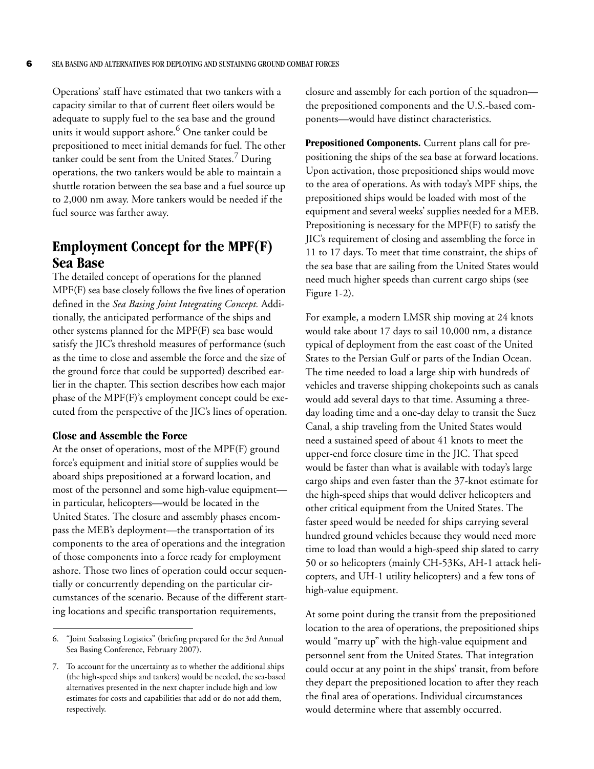Operations' staff have estimated that two tankers with a capacity similar to that of current fleet oilers would be adequate to supply fuel to the sea base and the ground units it would support ashore.[6] One tanker could be prepositioned to meet initial demands for fuel. The other tanker could be sent from the United States.[7] During operations, the two tankers would be able to maintain a shuttle rotation between the sea base and a fuel source up to 2,000 nm away. More tankers would be needed if the fuel source was farther away.

## Employment Concept for the MPF(F) Sea Base

The detailed concept of operations for the planned MPF(F) sea base closely follows the five lines of operation defined in the *Sea Basing Joint Integrating Concept.* Additionally, the anticipated performance of the ships and other systems planned for the MPF(F) sea base would satisfy the JIC's threshold measures of performance (such as the time to close and assemble the force and the size of the ground force that could be supported) described earlier in the chapter. This section describes how each major phase of the MPF(F)'s employment concept could be executed from the perspective of the JIC's lines of operation.

### Close and Assemble the Force

At the onset of operations, most of the MPF(F) ground force's equipment and initial store of supplies would be aboard ships prepositioned at a forward location, and most of the personnel and some high-value equipment—in particular, helicopters—would be located in the United States. The closure and assembly phases encompass the MEB's deployment—the transportation of its components to the area of operations and the integration of those components into a force ready for employment ashore. Those two lines of operation could occur sequentially or concurrently depending on the particular circumstances of the scenario. Because of the different starting locations and specific transportation requirements, closure and assembly for each portion of the squadron—the prepositioned components and the U.S.-based components—would have distinct characteristics.

**Prepositioned Components.** Current plans call for prepositioning the ships of the sea base at forward locations. Upon activation, those prepositioned ships would move to the area of operations. As with today's MPF ships, the prepositioned ships would be loaded with most of the equipment and several weeks' supplies needed for a MEB. Prepositioning is necessary for the MPF(F) to satisfy the JIC's requirement of closing and assembling the force in 11 to 17 days. To meet that time constraint, the ships of the sea base that are sailing from the United States would need much higher speeds than current cargo ships (see Figure 1-2).

For example, a modern LMSR ship moving at 24 knots would take about 17 days to sail 10,000 nm, a distance typical of deployment from the east coast of the United States to the Persian Gulf or parts of the Indian Ocean. The time needed to load a large ship with hundreds of vehicles and traverse shipping chokepoints such as canals would add several days to that time. Assuming a three-day loading time and a one-day delay to transit the Suez Canal, a ship traveling from the United States would need a sustained speed of about 41 knots to meet the upper-end force closure time in the JIC. That speed would be faster than what is available with today's large cargo ships and even faster than the 37-knot estimate for the high-speed ships that would deliver helicopters and other critical equipment from the United States. The faster speed would be needed for ships carrying several hundred ground vehicles because they would need more time to load than would a high-speed ship slated to carry 50 or so helicopters (mainly CH-53Ks, AH-1 attack helicopters, and UH-1 utility helicopters) and a few tons of high-value equipment.

At some point during the transit from the prepositioned location to the area of operations, the prepositioned ships would "marry up" with the high-value equipment and personnel sent from the United States. That integration could occur at any point in the ships' transit, from before they depart the prepositioned location to after they reach the final area of operations. Individual circumstances would determine where that assembly occurred.

---

6. "Joint Seabasing Logistics" (briefing prepared for the 3rd Annual Sea Basing Conference, February 2007).

7. To account for the uncertainty as to whether the additional ships (the high-speed ships and tankers) would be needed, the sea-based alternatives presented in the next chapter include high and low estimates for costs and capabilities that add or do not add them, respectively.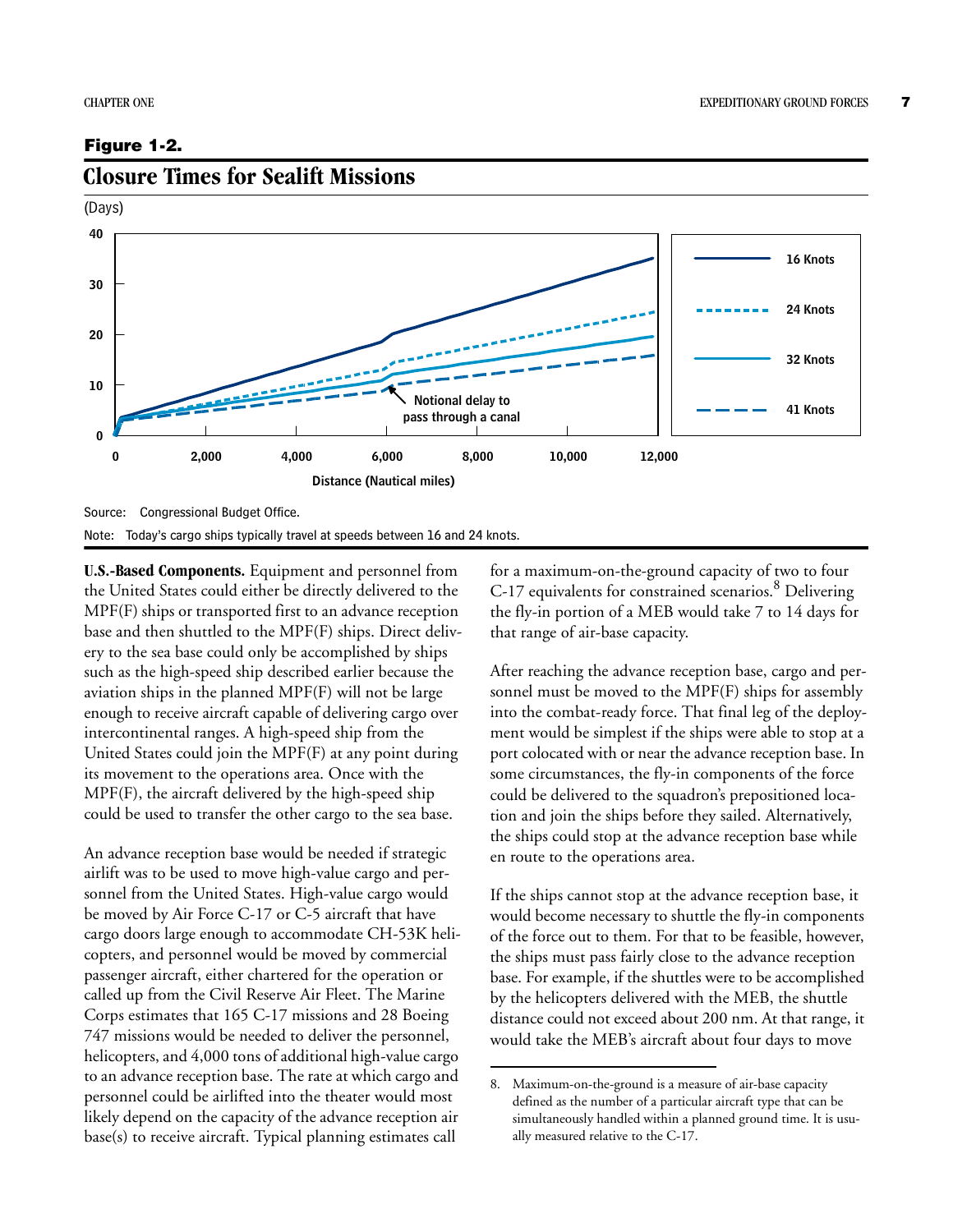**Figure 1-2.**

## Closure Times for Sealift Missions

(Days)

Source: Congressional Budget Office.

Note: Today's cargo ships typically travel at speeds between 16 and 24 knots.

**U.S.-Based Components.** Equipment and personnel from the United States could either be directly delivered to the MPF(F) ships or transported first to an advance reception base and then shuttled to the MPF(F) ships. Direct delivery to the sea base could only be accomplished by ships such as the high-speed ship described earlier because the aviation ships in the planned MPF(F) will not be large enough to receive aircraft capable of delivering cargo over intercontinental ranges. A high-speed ship from the United States could join the MPF(F) at any point during its movement to the operations area. Once with the MPF(F), the aircraft delivered by the high-speed ship could be used to transfer the other cargo to the sea base.

An advance reception base would be needed if strategic airlift was to be used to move high-value cargo and personnel from the United States. High-value cargo would be moved by Air Force C-17 or C-5 aircraft that have cargo doors large enough to accommodate CH-53K helicopters, and personnel would be moved by commercial passenger aircraft, either chartered for the operation or called up from the Civil Reserve Air Fleet. The Marine Corps estimates that 165 C-17 missions and 28 Boeing 747 missions would be needed to deliver the personnel, helicopters, and 4,000 tons of additional high-value cargo to an advance reception base. The rate at which cargo and personnel could be airlifted into the theater would most likely depend on the capacity of the advance reception air base(s) to receive aircraft. Typical planning estimates call for a maximum-on-the-ground capacity of two to four C-17 equivalents for constrained scenarios.[8] Delivering the fly-in portion of a MEB would take 7 to 14 days for that range of air-base capacity.

After reaching the advance reception base, cargo and personnel must be moved to the MPF(F) ships for assembly into the combat-ready force. That final leg of the deployment would be simplest if the ships were able to stop at a port colocated with or near the advance reception base. In some circumstances, the fly-in components of the force could be delivered to the squadron's prepositioned location and join the ships before they sailed. Alternatively, the ships could stop at the advance reception base while en route to the operations area.

If the ships cannot stop at the advance reception base, it would become necessary to shuttle the fly-in components of the force out to them. For that to be feasible, however, the ships must pass fairly close to the advance reception base. For example, if the shuttles were to be accomplished by the helicopters delivered with the MEB, the shuttle distance could not exceed about 200 nm. At that range, it would take the MEB's aircraft about four days to move

8. Maximum-on-the-ground is a measure of air-base capacity defined as the number of a particular aircraft type that can be simultaneously handled within a planned ground time. It is usually measured relative to the C-17.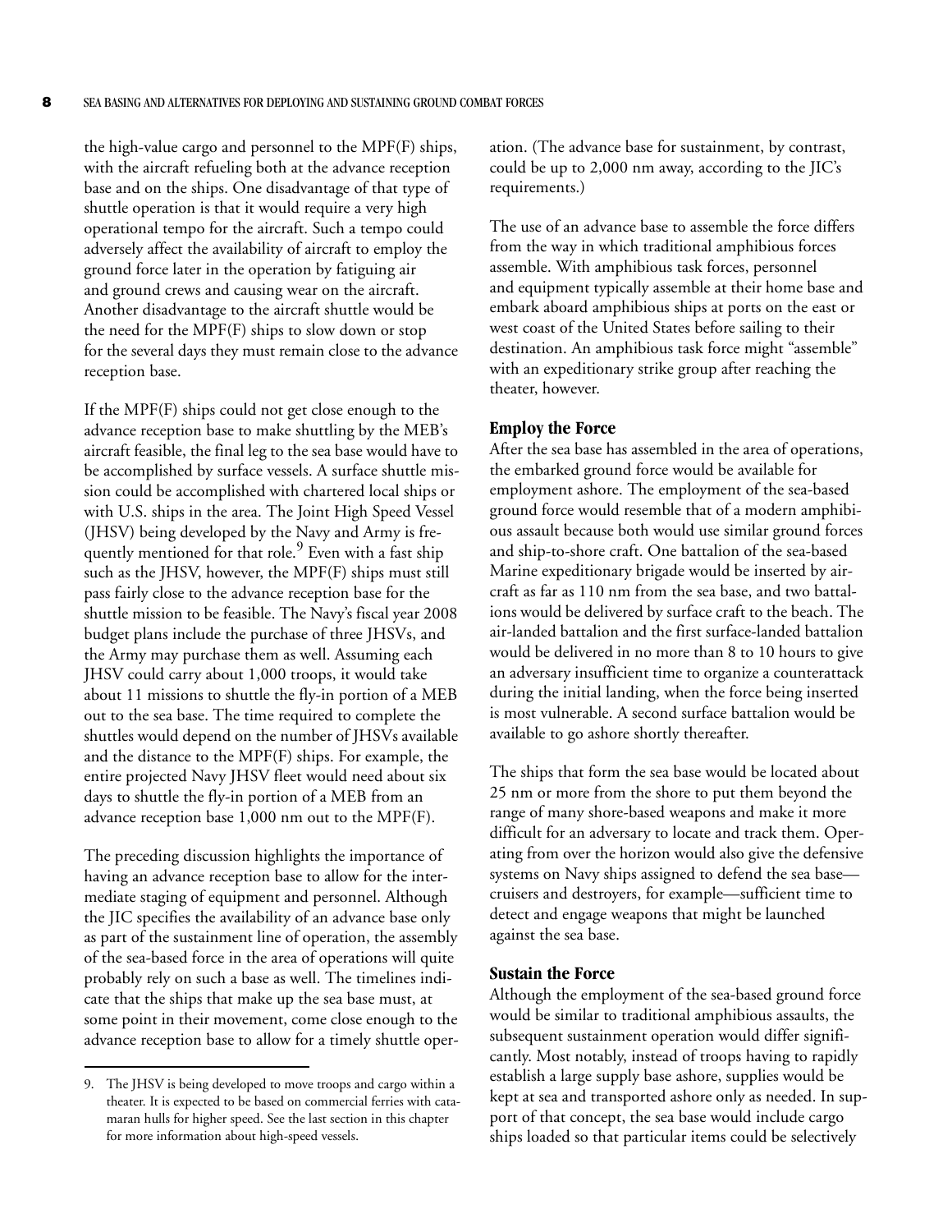the high-value cargo and personnel to the MPF(F) ships, with the aircraft refueling both at the advance reception base and on the ships. One disadvantage of that type of shuttle operation is that it would require a very high operational tempo for the aircraft. Such a tempo could adversely affect the availability of aircraft to employ the ground force later in the operation by fatiguing air and ground crews and causing wear on the aircraft. Another disadvantage to the aircraft shuttle would be the need for the MPF(F) ships to slow down or stop for the several days they must remain close to the advance reception base.

If the MPF(F) ships could not get close enough to the advance reception base to make shuttling by the MEB's aircraft feasible, the final leg to the sea base would have to be accomplished by surface vessels. A surface shuttle mission could be accomplished with chartered local ships or with U.S. ships in the area. The Joint High Speed Vessel (JHSV) being developed by the Navy and Army is frequently mentioned for that role.[9] Even with a fast ship such as the JHSV, however, the MPF(F) ships must still pass fairly close to the advance reception base for the shuttle mission to be feasible. The Navy's fiscal year 2008 budget plans include the purchase of three JHSVs, and the Army may purchase them as well. Assuming each JHSV could carry about 1,000 troops, it would take about 11 missions to shuttle the fly-in portion of a MEB out to the sea base. The time required to complete the shuttles would depend on the number of JHSVs available and the distance to the MPF(F) ships. For example, the entire projected Navy JHSV fleet would need about six days to shuttle the fly-in portion of a MEB from an advance reception base 1,000 nm out to the MPF(F).

The preceding discussion highlights the importance of having an advance reception base to allow for the intermediate staging of equipment and personnel. Although the JIC specifies the availability of an advance base only as part of the sustainment line of operation, the assembly of the sea-based force in the area of operations will quite probably rely on such a base as well. The timelines indicate that the ships that make up the sea base must, at some point in their movement, come close enough to the advance reception base to allow for a timely shuttle operation. (The advance base for sustainment, by contrast, could be up to 2,000 nm away, according to the JIC's requirements.)

The use of an advance base to assemble the force differs from the way in which traditional amphibious forces assemble. With amphibious task forces, personnel and equipment typically assemble at their home base and embark aboard amphibious ships at ports on the east or west coast of the United States before sailing to their destination. An amphibious task force might "assemble" with an expeditionary strike group after reaching the theater, however.

### Employ the Force

After the sea base has assembled in the area of operations, the embarked ground force would be available for employment ashore. The employment of the sea-based ground force would resemble that of a modern amphibious assault because both would use similar ground forces and ship-to-shore craft. One battalion of the sea-based Marine expeditionary brigade would be inserted by aircraft as far as 110 nm from the sea base, and two battalions would be delivered by surface craft to the beach. The air-landed battalion and the first surface-landed battalion would be delivered in no more than 8 to 10 hours to give an adversary insufficient time to organize a counterattack during the initial landing, when the force being inserted is most vulnerable. A second surface battalion would be available to go ashore shortly thereafter.

The ships that form the sea base would be located about 25 nm or more from the shore to put them beyond the range of many shore-based weapons and make it more difficult for an adversary to locate and track them. Operating from over the horizon would also give the defensive systems on Navy ships assigned to defend the sea base—cruisers and destroyers, for example—sufficient time to detect and engage weapons that might be launched against the sea base.

### Sustain the Force

Although the employment of the sea-based ground force would be similar to traditional amphibious assaults, the subsequent sustainment operation would differ significantly. Most notably, instead of troops having to rapidly establish a large supply base ashore, supplies would be kept at sea and transported ashore only as needed. In support of that concept, the sea base would include cargo ships loaded so that particular items could be selectively

---

9. The JHSV is being developed to move troops and cargo within a theater. It is expected to be based on commercial ferries with catamaran hulls for higher speed. See the last section in this chapter for more information about high-speed vessels.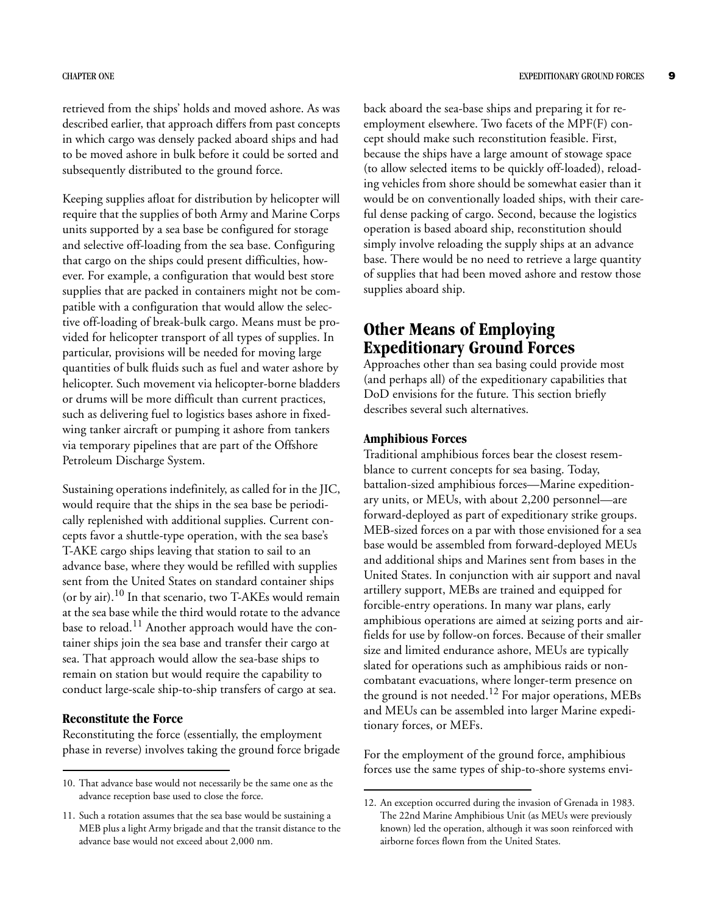retrieved from the ships' holds and moved ashore. As was described earlier, that approach differs from past concepts in which cargo was densely packed aboard ships and had to be moved ashore in bulk before it could be sorted and subsequently distributed to the ground force.

Keeping supplies afloat for distribution by helicopter will require that the supplies of both Army and Marine Corps units supported by a sea base be configured for storage and selective off-loading from the sea base. Configuring that cargo on the ships could present difficulties, however. For example, a configuration that would best store supplies that are packed in containers might not be compatible with a configuration that would allow the selective off-loading of break-bulk cargo. Means must be provided for helicopter transport of all types of supplies. In particular, provisions will be needed for moving large quantities of bulk fluids such as fuel and water ashore by helicopter. Such movement via helicopter-borne bladders or drums will be more difficult than current practices, such as delivering fuel to logistics bases ashore in fixed-wing tanker aircraft or pumping it ashore from tankers via temporary pipelines that are part of the Offshore Petroleum Discharge System.

Sustaining operations indefinitely, as called for in the JIC, would require that the ships in the sea base be periodically replenished with additional supplies. Current concepts favor a shuttle-type operation, with the sea base's T-AKE cargo ships leaving that station to sail to an advance base, where they would be refilled with supplies sent from the United States on standard container ships (or by air).[10] In that scenario, two T-AKEs would remain at the sea base while the third would rotate to the advance base to reload.[11] Another approach would have the container ships join the sea base and transfer their cargo at sea. That approach would allow the sea-base ships to remain on station but would require the capability to conduct large-scale ship-to-ship transfers of cargo at sea.

### Reconstitute the Force

Reconstituting the force (essentially, the employment phase in reverse) involves taking the ground force brigade back aboard the sea-base ships and preparing it for re-employment elsewhere. Two facets of the MPF(F) concept should make such reconstitution feasible. First, because the ships have a large amount of stowage space (to allow selected items to be quickly off-loaded), reloading vehicles from shore should be somewhat easier than it would be on conventionally loaded ships, with their careful dense packing of cargo. Second, because the logistics operation is based aboard ship, reconstitution should simply involve reloading the supply ships at an advance base. There would be no need to retrieve a large quantity of supplies that had been moved ashore and restow those supplies aboard ship.

## Other Means of Employing Expeditionary Ground Forces

Approaches other than sea basing could provide most (and perhaps all) of the expeditionary capabilities that DoD envisions for the future. This section briefly describes several such alternatives.

### Amphibious Forces

Traditional amphibious forces bear the closest resemblance to current concepts for sea basing. Today, battalion-sized amphibious forces—Marine expeditionary units, or MEUs, with about 2,200 personnel—are forward-deployed as part of expeditionary strike groups. MEB-sized forces on a par with those envisioned for a sea base would be assembled from forward-deployed MEUs and additional ships and Marines sent from bases in the United States. In conjunction with air support and naval artillery support, MEBs are trained and equipped for forcible-entry operations. In many war plans, early amphibious operations are aimed at seizing ports and airfields for use by follow-on forces. Because of their smaller size and limited endurance ashore, MEUs are typically slated for operations such as amphibious raids or noncombatant evacuations, where longer-term presence on the ground is not needed.[12] For major operations, MEBs and MEUs can be assembled into larger Marine expeditionary forces, or MEFs.

For the employment of the ground force, amphibious forces use the same types of ship-to-shore systems envi-

---

10. That advance base would not necessarily be the same one as the advance reception base used to close the force.

11. Such a rotation assumes that the sea base would be sustaining a MEB plus a light Army brigade and that the transit distance to the advance base would not exceed about 2,000 nm.

12. An exception occurred during the invasion of Grenada in 1983. The 22nd Marine Amphibious Unit (as MEUs were previously known) led the operation, although it was soon reinforced with airborne forces flown from the United States.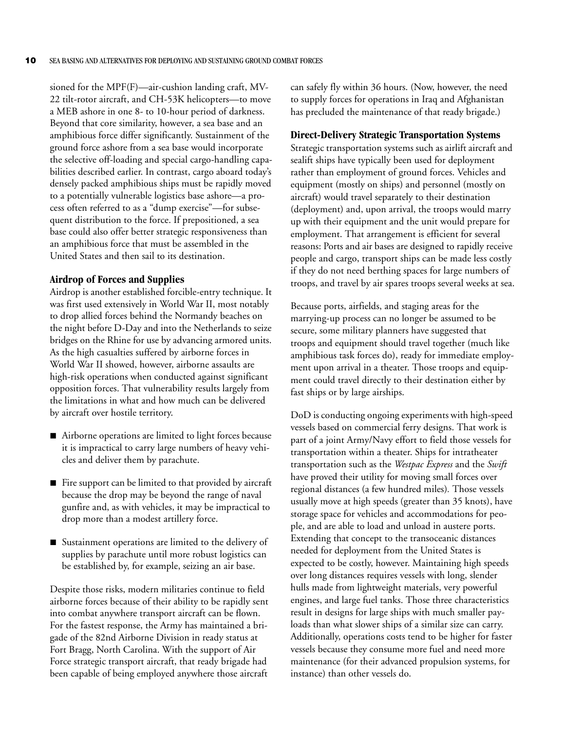sioned for the MPF(F)—air-cushion landing craft, MV-22 tilt-rotor aircraft, and CH-53K helicopters—to move a MEB ashore in one 8- to 10-hour period of darkness. Beyond that core similarity, however, a sea base and an amphibious force differ significantly. Sustainment of the ground force ashore from a sea base would incorporate the selective off-loading and special cargo-handling capabilities described earlier. In contrast, cargo aboard today's densely packed amphibious ships must be rapidly moved to a potentially vulnerable logistics base ashore—a process often referred to as a "dump exercise"—for subsequent distribution to the force. If prepositioned, a sea base could also offer better strategic responsiveness than an amphibious force that must be assembled in the United States and then sail to its destination.

### Airdrop of Forces and Supplies

Airdrop is another established forcible-entry technique. It was first used extensively in World War II, most notably to drop allied forces behind the Normandy beaches on the night before D-Day and into the Netherlands to seize bridges on the Rhine for use by advancing armored units. As the high casualties suffered by airborne forces in World War II showed, however, airborne assaults are high-risk operations when conducted against significant opposition forces. That vulnerability results largely from the limitations in what and how much can be delivered by aircraft over hostile territory.

- Airborne operations are limited to light forces because it is impractical to carry large numbers of heavy vehicles and deliver them by parachute.
- Fire support can be limited to that provided by aircraft because the drop may be beyond the range of naval gunfire and, as with vehicles, it may be impractical to drop more than a modest artillery force.
- Sustainment operations are limited to the delivery of supplies by parachute until more robust logistics can be established by, for example, seizing an air base.

Despite those risks, modern militaries continue to field airborne forces because of their ability to be rapidly sent into combat anywhere transport aircraft can be flown. For the fastest response, the Army has maintained a brigade of the 82nd Airborne Division in ready status at Fort Bragg, North Carolina. With the support of Air Force strategic transport aircraft, that ready brigade had been capable of being employed anywhere those aircraft can safely fly within 36 hours. (Now, however, the need to supply forces for operations in Iraq and Afghanistan has precluded the maintenance of that ready brigade.)

### Direct-Delivery Strategic Transportation Systems

Strategic transportation systems such as airlift aircraft and sealift ships have typically been used for deployment rather than employment of ground forces. Vehicles and equipment (mostly on ships) and personnel (mostly on aircraft) would travel separately to their destination (deployment) and, upon arrival, the troops would marry up with their equipment and the unit would prepare for employment. That arrangement is efficient for several reasons: Ports and air bases are designed to rapidly receive people and cargo, transport ships can be made less costly if they do not need berthing spaces for large numbers of troops, and travel by air spares troops several weeks at sea.

Because ports, airfields, and staging areas for the marrying-up process can no longer be assumed to be secure, some military planners have suggested that troops and equipment should travel together (much like amphibious task forces do), ready for immediate employment upon arrival in a theater. Those troops and equipment could travel directly to their destination either by fast ships or by large airships.

DoD is conducting ongoing experiments with high-speed vessels based on commercial ferry designs. That work is part of a joint Army/Navy effort to field those vessels for transportation within a theater. Ships for intratheater transportation such as the *Westpac Express* and the *Swift* have proved their utility for moving small forces over regional distances (a few hundred miles). Those vessels usually move at high speeds (greater than 35 knots), have storage space for vehicles and accommodations for people, and are able to load and unload in austere ports. Extending that concept to the transoceanic distances needed for deployment from the United States is expected to be costly, however. Maintaining high speeds over long distances requires vessels with long, slender hulls made from lightweight materials, very powerful engines, and large fuel tanks. Those three characteristics result in designs for large ships with much smaller payloads than what slower ships of a similar size can carry. Additionally, operations costs tend to be higher for faster vessels because they consume more fuel and need more maintenance (for their advanced propulsion systems, for instance) than other vessels do.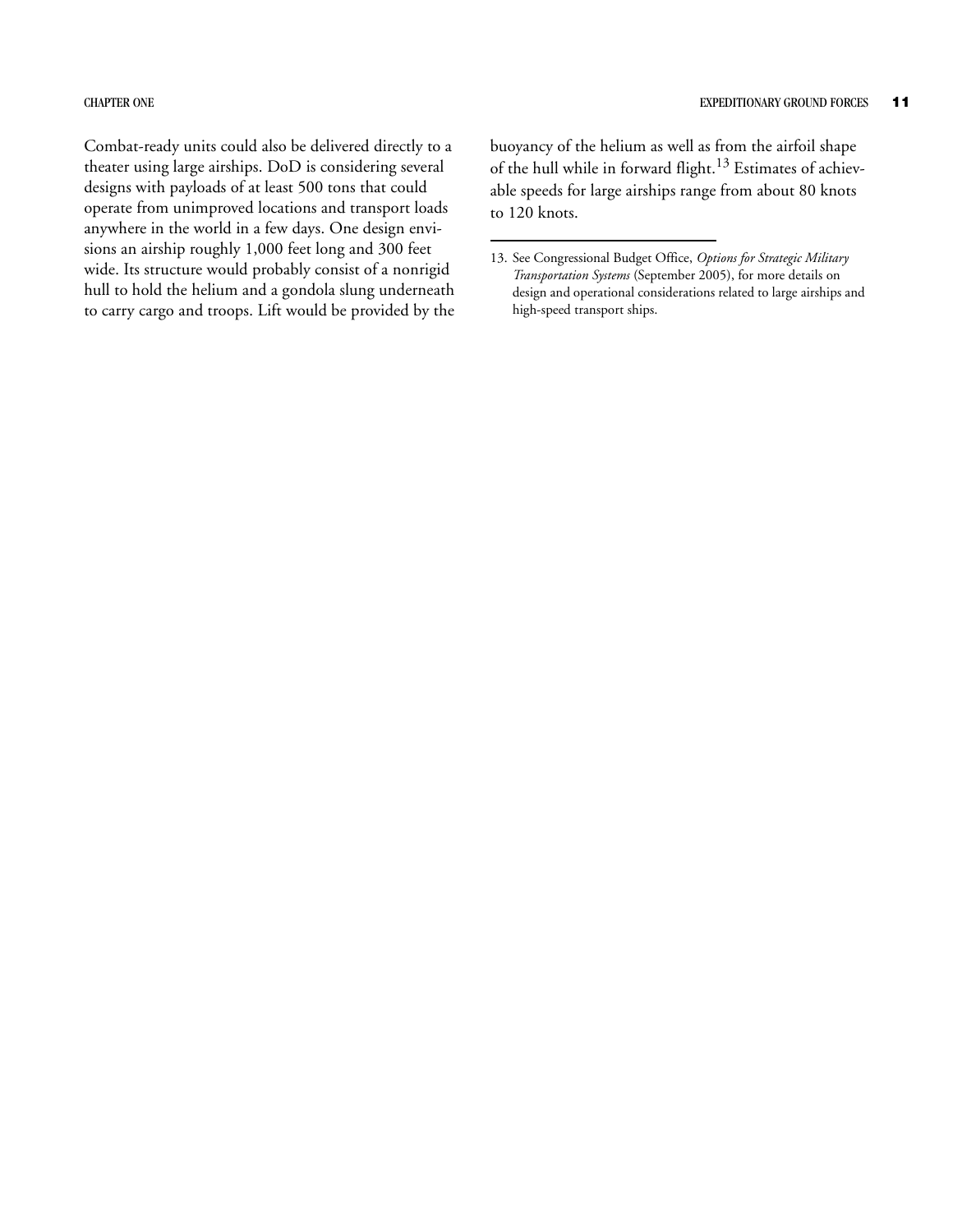Combat-ready units could also be delivered directly to a theater using large airships. DoD is considering several designs with payloads of at least 500 tons that could operate from unimproved locations and transport loads anywhere in the world in a few days. One design envisions an airship roughly 1,000 feet long and 300 feet wide. Its structure would probably consist of a nonrigid hull to hold the helium and a gondola slung underneath to carry cargo and troops. Lift would be provided by the buoyancy of the helium as well as from the airfoil shape of the hull while in forward flight.[13] Estimates of achievable speeds for large airships range from about 80 knots to 120 knots.

---

13. See Congressional Budget Office, *Options for Strategic Military Transportation Systems* (September 2005), for more details on design and operational considerations related to large airships and high-speed transport ships.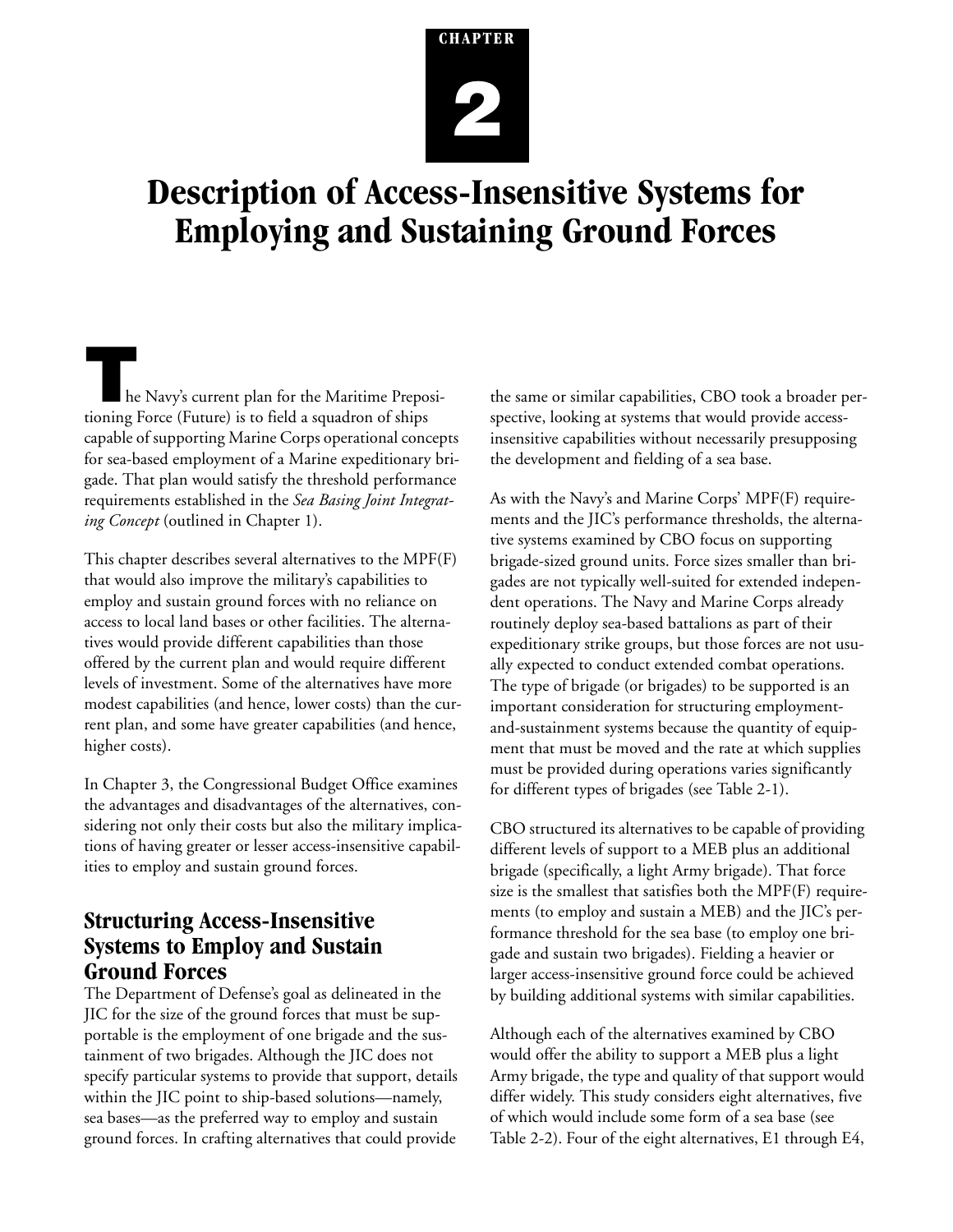CHAPTER

# 2

# Description of Access-Insensitive Systems for Employing and Sustaining Ground Forces

The Navy's current plan for the Maritime Prepositioning Force (Future) is to field a squadron of ships capable of supporting Marine Corps operational concepts for sea-based employment of a Marine expeditionary brigade. That plan would satisfy the threshold performance requirements established in the *Sea Basing Joint Integrating Concept* (outlined in Chapter 1).

This chapter describes several alternatives to the MPF(F) that would also improve the military's capabilities to employ and sustain ground forces with no reliance on access to local land bases or other facilities. The alternatives would provide different capabilities than those offered by the current plan and would require different levels of investment. Some of the alternatives have more modest capabilities (and hence, lower costs) than the current plan, and some have greater capabilities (and hence, higher costs).

In Chapter 3, the Congressional Budget Office examines the advantages and disadvantages of the alternatives, considering not only their costs but also the military implications of having greater or lesser access-insensitive capabilities to employ and sustain ground forces.

## Structuring Access-Insensitive Systems to Employ and Sustain Ground Forces

The Department of Defense's goal as delineated in the JIC for the size of the ground forces that must be supportable is the employment of one brigade and the sustainment of two brigades. Although the JIC does not specify particular systems to provide that support, details within the JIC point to ship-based solutions—namely, sea bases—as the preferred way to employ and sustain ground forces. In crafting alternatives that could provide the same or similar capabilities, CBO took a broader perspective, looking at systems that would provide access-insensitive capabilities without necessarily presupposing the development and fielding of a sea base.

As with the Navy's and Marine Corps' MPF(F) requirements and the JIC's performance thresholds, the alternative systems examined by CBO focus on supporting brigade-sized ground units. Force sizes smaller than brigades are not typically well-suited for extended independent operations. The Navy and Marine Corps already routinely deploy sea-based battalions as part of their expeditionary strike groups, but those forces are not usually expected to conduct extended combat operations. The type of brigade (or brigades) to be supported is an important consideration for structuring employment-and-sustainment systems because the quantity of equipment that must be moved and the rate at which supplies must be provided during operations varies significantly for different types of brigades (see Table 2-1).

CBO structured its alternatives to be capable of providing different levels of support to a MEB plus an additional brigade (specifically, a light Army brigade). That force size is the smallest that satisfies both the MPF(F) requirements (to employ and sustain a MEB) and the JIC's performance threshold for the sea base (to employ one brigade and sustain two brigades). Fielding a heavier or larger access-insensitive ground force could be achieved by building additional systems with similar capabilities.

Although each of the alternatives examined by CBO would offer the ability to support a MEB plus a light Army brigade, the type and quality of that support would differ widely. This study considers eight alternatives, five of which would include some form of a sea base (see Table 2-2). Four of the eight alternatives, E1 through E4,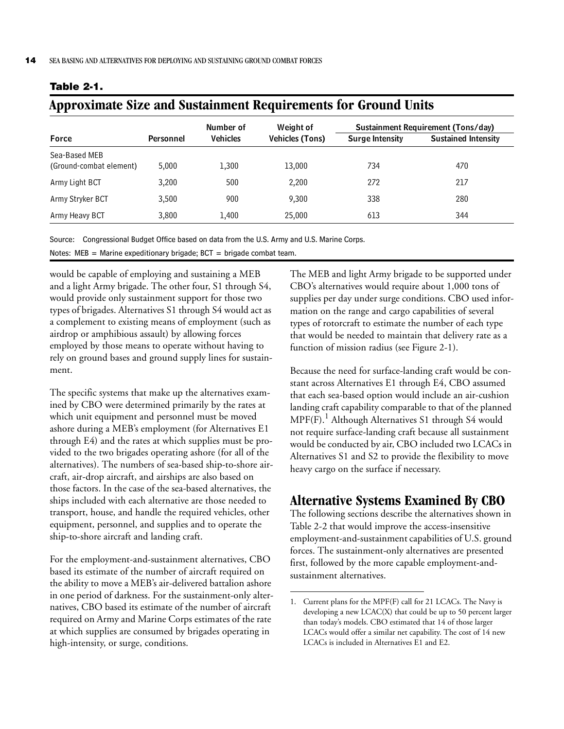**Table 2-1.**

## Approximate Size and Sustainment Requirements for Ground Units

| Force | Personnel | Number of Vehicles | Weight of Vehicles (Tons) | Sustainment Requirement (Tons/day) | |
|---|---|---|---|---|---|
| | | | | Surge Intensity | Sustained Intensity |
| Sea-Based MEB (Ground-combat element) | 5,000 | 1,300 | 13,000 | 734 | 470 |
| Army Light BCT | 3,200 | 500 | 2,200 | 272 | 217 |
| Army Stryker BCT | 3,500 | 900 | 9,300 | 338 | 280 |
| Army Heavy BCT | 3,800 | 1,400 | 25,000 | 613 | 344 |

Source: Congressional Budget Office based on data from the U.S. Army and U.S. Marine Corps.

Notes: MEB = Marine expeditionary brigade; BCT = brigade combat team.

would be capable of employing and sustaining a MEB and a light Army brigade. The other four, S1 through S4, would provide only sustainment support for those two types of brigades. Alternatives S1 through S4 would act as a complement to existing means of employment (such as airdrop or amphibious assault) by allowing forces employed by those means to operate without having to rely on ground bases and ground supply lines for sustainment.

The specific systems that make up the alternatives examined by CBO were determined primarily by the rates at which unit equipment and personnel must be moved ashore during a MEB's employment (for Alternatives E1 through E4) and the rates at which supplies must be provided to the two brigades operating ashore (for all of the alternatives). The numbers of sea-based ship-to-shore aircraft, air-drop aircraft, and airships are also based on those factors. In the case of the sea-based alternatives, the ships included with each alternative are those needed to transport, house, and handle the required vehicles, other equipment, personnel, and supplies and to operate the ship-to-shore aircraft and landing craft.

For the employment-and-sustainment alternatives, CBO based its estimate of the number of aircraft required on the ability to move a MEB's air-delivered battalion ashore in one period of darkness. For the sustainment-only alternatives, CBO based its estimate of the number of aircraft required on Army and Marine Corps estimates of the rate at which supplies are consumed by brigades operating in high-intensity, or surge, conditions.

The MEB and light Army brigade to be supported under CBO's alternatives would require about 1,000 tons of supplies per day under surge conditions. CBO used information on the range and cargo capabilities of several types of rotorcraft to estimate the number of each type that would be needed to maintain that delivery rate as a function of mission radius (see Figure 2-1).

Because the need for surface-landing craft would be constant across Alternatives E1 through E4, CBO assumed that each sea-based option would include an air-cushion landing craft capability comparable to that of the planned MPF(F).[1] Although Alternatives S1 through S4 would not require surface-landing craft because all sustainment would be conducted by air, CBO included two LCACs in Alternatives S1 and S2 to provide the flexibility to move heavy cargo on the surface if necessary.

## Alternative Systems Examined By CBO

The following sections describe the alternatives shown in Table 2-2 that would improve the access-insensitive employment-and-sustainment capabilities of U.S. ground forces. The sustainment-only alternatives are presented first, followed by the more capable employment-and-sustainment alternatives.

1. Current plans for the MPF(F) call for 21 LCACs. The Navy is developing a new LCAC(X) that could be up to 50 percent larger than today's models. CBO estimated that 14 of those larger LCACs would offer a similar net capability. The cost of 14 new LCACs is included in Alternatives E1 and E2.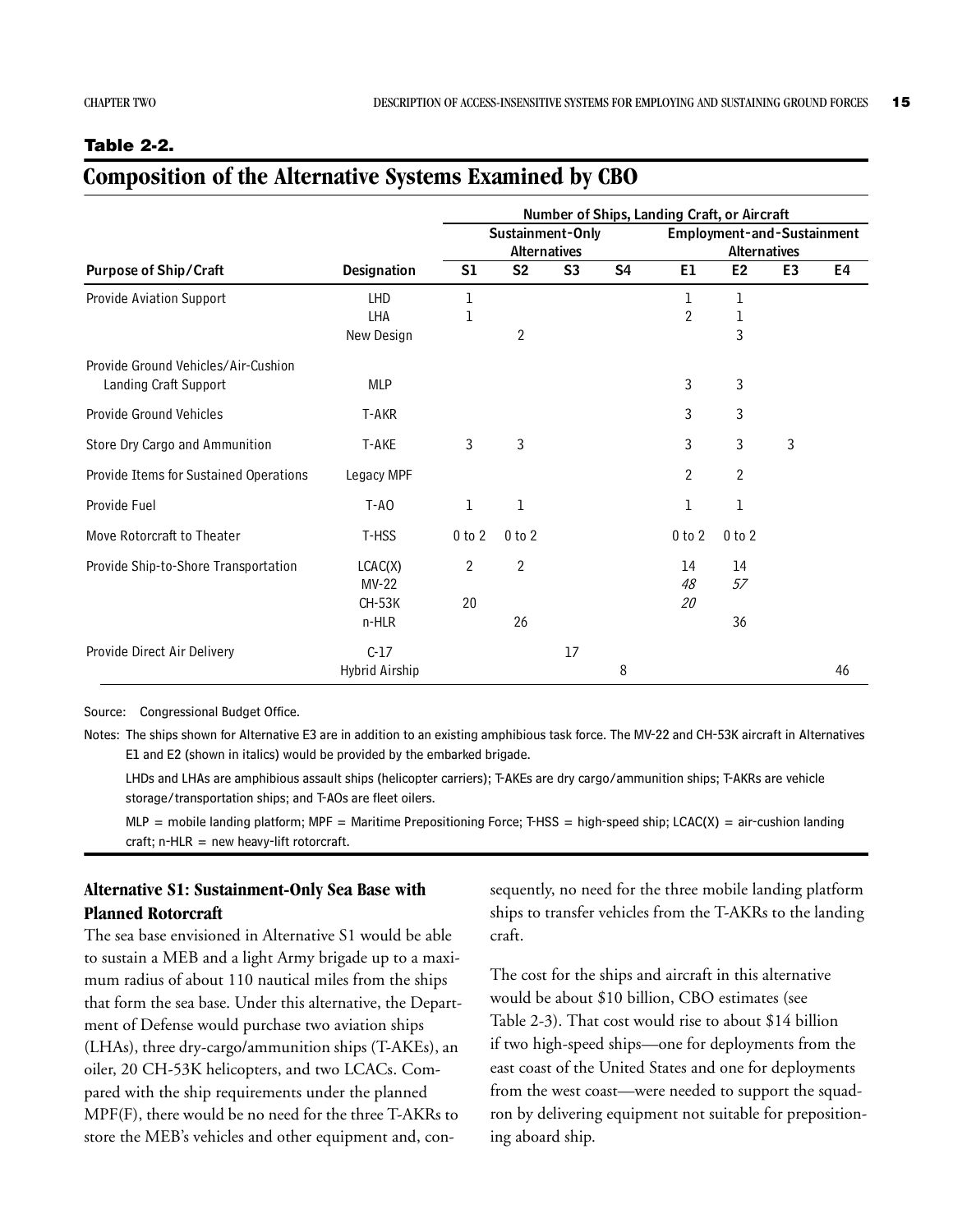**Table 2-2.**

## Composition of the Alternative Systems Examined by CBO

| Purpose of Ship/Craft | Designation | Number of Ships, Landing Craft, or Aircraft | | | | | | | |
|---|---|---|---|---|---|---|---|---|---|
| | | Sustainment-Only Alternatives | | | | Employment-and-Sustainment Alternatives | | | |
| | | S1 | S2 | S3 | S4 | E1 | E2 | E3 | E4 |
| Provide Aviation Support | LHD | 1 | | | | 1 | 1 | | |
| | LHA | 1 | | | | 2 | 1 | | |
| | New Design | | 2 | | | | 3 | | |
| Provide Ground Vehicles/Air-Cushion Landing Craft Support | MLP | | | | | 3 | 3 | | |
| Provide Ground Vehicles | T-AKR | | | | | 3 | 3 | | |
| Store Dry Cargo and Ammunition | T-AKE | 3 | 3 | | | 3 | 3 | 3 | |
| Provide Items for Sustained Operations | Legacy MPF | | | | | 2 | 2 | | |
| Provide Fuel | T-AO | 1 | 1 | | | 1 | 1 | | |
| Move Rotorcraft to Theater | T-HSS | 0 to 2 | 0 to 2 | | | 0 to 2 | 0 to 2 | | |
| Provide Ship-to-Shore Transportation | LCAC(X) | 2 | 2 | | | 14 | 14 | | |
| | MV-22 | | | | | *48* | *57* | | |
| | CH-53K | 20 | | | | *20* | | | |
| | n-HLR | | 26 | | | | 36 | | |
| Provide Direct Air Delivery | C-17 | | | 17 | | | | | |
| | Hybrid Airship | | | | 8 | | | | 46 |

Source: Congressional Budget Office.

Notes: The ships shown for Alternative E3 are in addition to an existing amphibious task force. The MV-22 and CH-53K aircraft in Alternatives E1 and E2 (shown in italics) would be provided by the embarked brigade.

LHDs and LHAs are amphibious assault ships (helicopter carriers); T-AKEs are dry cargo/ammunition ships; T-AKRs are vehicle storage/transportation ships; and T-AOs are fleet oilers.

MLP = mobile landing platform; MPF = Maritime Prepositioning Force; T-HSS = high-speed ship; LCAC(X) = air-cushion landing craft; n-HLR = new heavy-lift rotorcraft.

### Alternative S1: Sustainment-Only Sea Base with Planned Rotorcraft

The sea base envisioned in Alternative S1 would be able to sustain a MEB and a light Army brigade up to a maximum radius of about 110 nautical miles from the ships that form the sea base. Under this alternative, the Department of Defense would purchase two aviation ships (LHAs), three dry-cargo/ammunition ships (T-AKEs), an oiler, 20 CH-53K helicopters, and two LCACs. Compared with the ship requirements under the planned MPF(F), there would be no need for the three T-AKRs to store the MEB's vehicles and other equipment and, consequently, no need for the three mobile landing platform ships to transfer vehicles from the T-AKRs to the landing craft.

The cost for the ships and aircraft in this alternative would be about $10 billion, CBO estimates (see Table 2-3). That cost would rise to about $14 billion if two high-speed ships—one for deployments from the east coast of the United States and one for deployments from the west coast—were needed to support the squadron by delivering equipment not suitable for prepositioning aboard ship.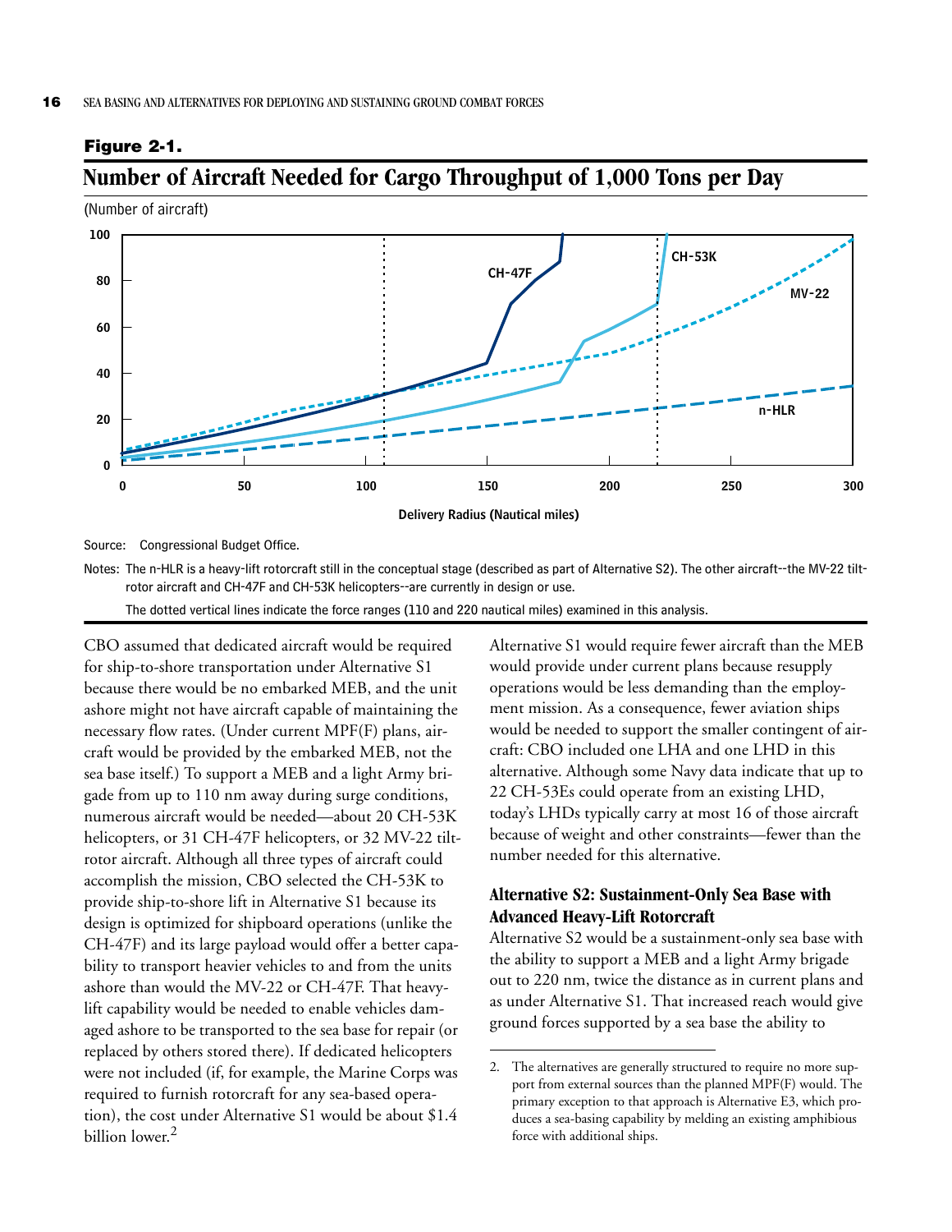**Figure 2-1.**

## Number of Aircraft Needed for Cargo Throughput of 1,000 Tons per Day

(Number of aircraft)

Source: Congressional Budget Office.

Notes: The n-HLR is a heavy-lift rotorcraft still in the conceptual stage (described as part of Alternative S2). The other aircraft--the MV-22 tilt-rotor aircraft and CH-47F and CH-53K helicopters--are currently in design or use.

The dotted vertical lines indicate the force ranges (110 and 220 nautical miles) examined in this analysis.

CBO assumed that dedicated aircraft would be required for ship-to-shore transportation under Alternative S1 because there would be no embarked MEB, and the unit ashore might not have aircraft capable of maintaining the necessary flow rates. (Under current MPF(F) plans, aircraft would be provided by the embarked MEB, not the sea base itself.) To support a MEB and a light Army brigade from up to 110 nm away during surge conditions, numerous aircraft would be needed—about 20 CH-53K helicopters, or 31 CH-47F helicopters, or 32 MV-22 tilt-rotor aircraft. Although all three types of aircraft could accomplish the mission, CBO selected the CH-53K to provide ship-to-shore lift in Alternative S1 because its design is optimized for shipboard operations (unlike the CH-47F) and its large payload would offer a better capability to transport heavier vehicles to and from the units ashore than would the MV-22 or CH-47F. That heavy-lift capability would be needed to enable vehicles damaged ashore to be transported to the sea base for repair (or replaced by others stored there). If dedicated helicopters were not included (if, for example, the Marine Corps was required to furnish rotorcraft for any sea-based operation), the cost under Alternative S1 would be about $1.4 billion lower.[2]

Alternative S1 would require fewer aircraft than the MEB would provide under current plans because resupply operations would be less demanding than the employment mission. As a consequence, fewer aviation ships would be needed to support the smaller contingent of aircraft: CBO included one LHA and one LHD in this alternative. Although some Navy data indicate that up to 22 CH-53Es could operate from an existing LHD, today's LHDs typically carry at most 16 of those aircraft because of weight and other constraints—fewer than the number needed for this alternative.

### Alternative S2: Sustainment-Only Sea Base with Advanced Heavy-Lift Rotorcraft

Alternative S2 would be a sustainment-only sea base with the ability to support a MEB and a light Army brigade out to 220 nm, twice the distance as in current plans and as under Alternative S1. That increased reach would give ground forces supported by a sea base the ability to

2. The alternatives are generally structured to require no more support from external sources than the planned MPF(F) would. The primary exception to that approach is Alternative E3, which produces a sea-basing capability by melding an existing amphibious force with additional ships.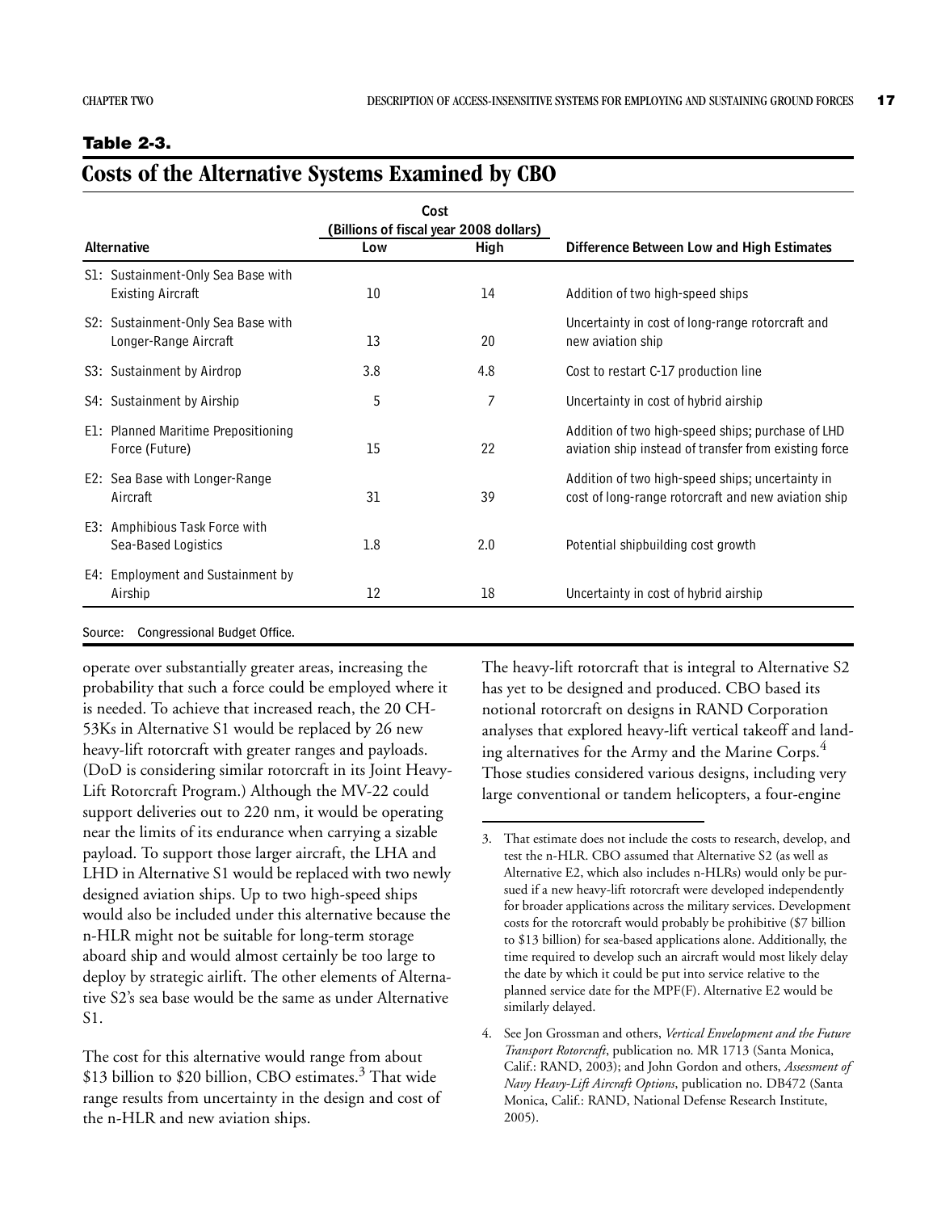**Table 2-3.**

## Costs of the Alternative Systems Examined by CBO

| Alternative | Cost (Billions of fiscal year 2008 dollars) | | Difference Between Low and High Estimates |
|---|---|---|---|
| | Low | High | |
| S1: Sustainment-Only Sea Base with Existing Aircraft | 10 | 14 | Addition of two high-speed ships |
| S2: Sustainment-Only Sea Base with Longer-Range Aircraft | 13 | 20 | Uncertainty in cost of long-range rotorcraft and new aviation ship |
| S3: Sustainment by Airdrop | 3.8 | 4.8 | Cost to restart C-17 production line |
| S4: Sustainment by Airship | 5 | 7 | Uncertainty in cost of hybrid airship |
| E1: Planned Maritime Prepositioning Force (Future) | 15 | 22 | Addition of two high-speed ships; purchase of LHD aviation ship instead of transfer from existing force |
| E2: Sea Base with Longer-Range Aircraft | 31 | 39 | Addition of two high-speed ships; uncertainty in cost of long-range rotorcraft and new aviation ship |
| E3: Amphibious Task Force with Sea-Based Logistics | 1.8 | 2.0 | Potential shipbuilding cost growth |
| E4: Employment and Sustainment by Airship | 12 | 18 | Uncertainty in cost of hybrid airship |

Source: Congressional Budget Office.

operate over substantially greater areas, increasing the probability that such a force could be employed where it is needed. To achieve that increased reach, the 20 CH-53Ks in Alternative S1 would be replaced by 26 new heavy-lift rotorcraft with greater ranges and payloads. (DoD is considering similar rotorcraft in its Joint Heavy-Lift Rotorcraft Program.) Although the MV-22 could support deliveries out to 220 nm, it would be operating near the limits of its endurance when carrying a sizable payload. To support those larger aircraft, the LHA and LHD in Alternative S1 would be replaced with two newly designed aviation ships. Up to two high-speed ships would also be included under this alternative because the n-HLR might not be suitable for long-term storage aboard ship and would almost certainly be too large to deploy by strategic airlift. The other elements of Alternative S2's sea base would be the same as under Alternative S1.

The cost for this alternative would range from about $13 billion to $20 billion, CBO estimates.[3] That wide range results from uncertainty in the design and cost of the n-HLR and new aviation ships.

The heavy-lift rotorcraft that is integral to Alternative S2 has yet to be designed and produced. CBO based its notional rotorcraft on designs in RAND Corporation analyses that explored heavy-lift vertical takeoff and landing alternatives for the Army and the Marine Corps.[4] Those studies considered various designs, including very large conventional or tandem helicopters, a four-engine

3. That estimate does not include the costs to research, develop, and test the n-HLR. CBO assumed that Alternative S2 (as well as Alternative E2, which also includes n-HLRs) would only be pursued if a new heavy-lift rotorcraft were developed independently for broader applications across the military services. Development costs for the rotorcraft would probably be prohibitive ($7 billion to $13 billion) for sea-based applications alone. Additionally, the time required to develop such an aircraft would most likely delay the date by which it could be put into service relative to the planned service date for the MPF(F). Alternative E2 would be similarly delayed.

4. See Jon Grossman and others, *Vertical Envelopment and the Future Transport Rotorcraft*, publication no. MR 1713 (Santa Monica, Calif.: RAND, 2003); and John Gordon and others, *Assessment of Navy Heavy-Lift Aircraft Options*, publication no. DB472 (Santa Monica, Calif.: RAND, National Defense Research Institute, 2005).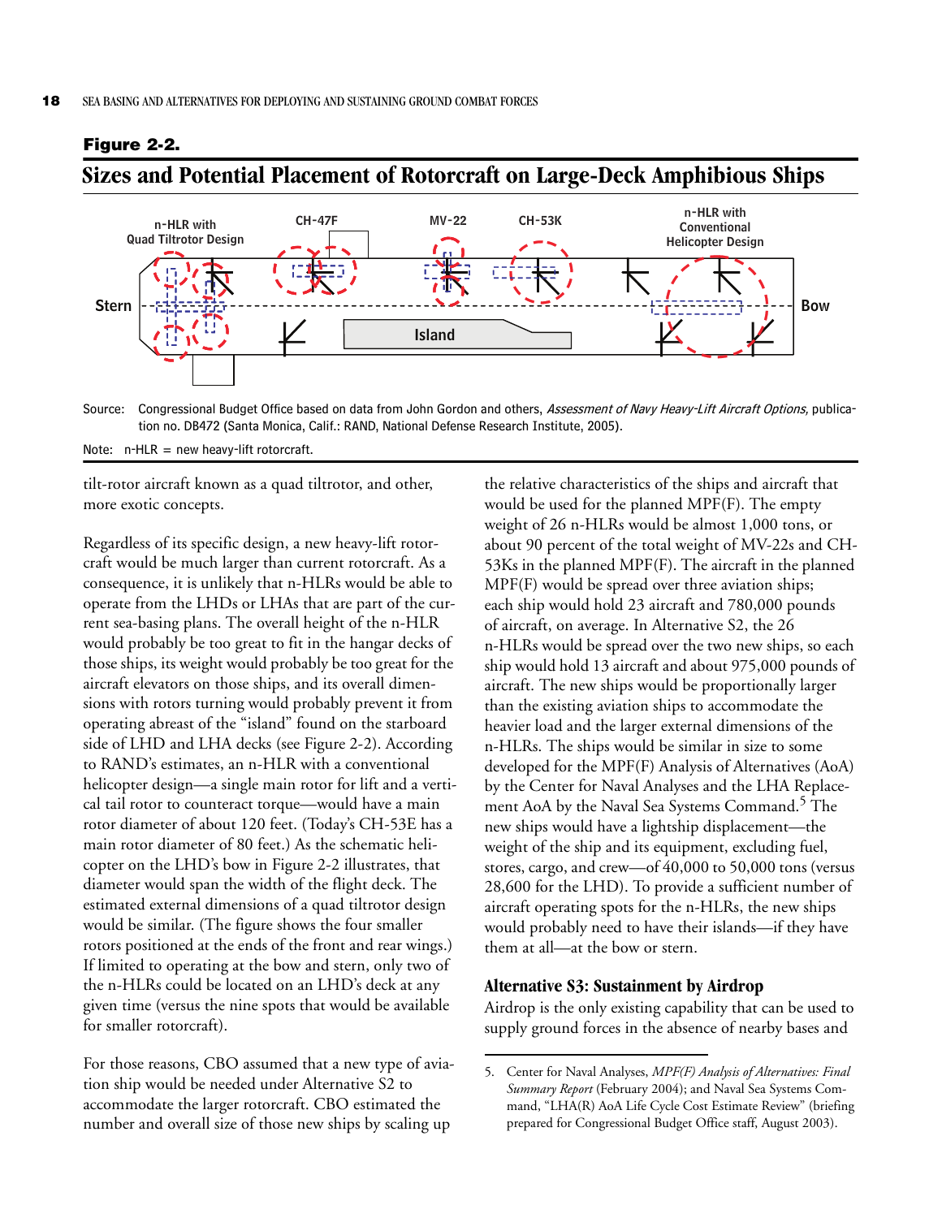**Figure 2-2.**

## Sizes and Potential Placement of Rotorcraft on Large-Deck Amphibious Ships

n-HLR with Quad Tiltrotor Design | CH-47F | MV-22 | CH-53K | n-HLR with Conventional Helicopter Design

Stern | Island | Bow

Source: Congressional Budget Office based on data from John Gordon and others, *Assessment of Navy Heavy-Lift Aircraft Options,* publication no. DB472 (Santa Monica, Calif.: RAND, National Defense Research Institute, 2005).

Note: n-HLR = new heavy-lift rotorcraft.

tilt-rotor aircraft known as a quad tiltrotor, and other, more exotic concepts.

Regardless of its specific design, a new heavy-lift rotorcraft would be much larger than current rotorcraft. As a consequence, it is unlikely that n-HLRs would be able to operate from the LHDs or LHAs that are part of the current sea-basing plans. The overall height of the n-HLR would probably be too great to fit in the hangar decks of those ships, its weight would probably be too great for the aircraft elevators on those ships, and its overall dimensions with rotors turning would probably prevent it from operating abreast of the "island" found on the starboard side of LHD and LHA decks (see Figure 2-2). According to RAND's estimates, an n-HLR with a conventional helicopter design—a single main rotor for lift and a vertical tail rotor to counteract torque—would have a main rotor diameter of about 120 feet. (Today's CH-53E has a main rotor diameter of 80 feet.) As the schematic helicopter on the LHD's bow in Figure 2-2 illustrates, that diameter would span the width of the flight deck. The estimated external dimensions of a quad tiltrotor design would be similar. (The figure shows the four smaller rotors positioned at the ends of the front and rear wings.) If limited to operating at the bow and stern, only two of the n-HLRs could be located on an LHD's deck at any given time (versus the nine spots that would be available for smaller rotorcraft).

For those reasons, CBO assumed that a new type of aviation ship would be needed under Alternative S2 to accommodate the larger rotorcraft. CBO estimated the number and overall size of those new ships by scaling up the relative characteristics of the ships and aircraft that would be used for the planned MPF(F). The empty weight of 26 n-HLRs would be almost 1,000 tons, or about 90 percent of the total weight of MV-22s and CH-53Ks in the planned MPF(F). The aircraft in the planned MPF(F) would be spread over three aviation ships; each ship would hold 23 aircraft and 780,000 pounds of aircraft, on average. In Alternative S2, the 26 n-HLRs would be spread over the two new ships, so each ship would hold 13 aircraft and about 975,000 pounds of aircraft. The new ships would be proportionally larger than the existing aviation ships to accommodate the heavier load and the larger external dimensions of the n-HLRs. The ships would be similar in size to some developed for the MPF(F) Analysis of Alternatives (AoA) by the Center for Naval Analyses and the LHA Replacement AoA by the Naval Sea Systems Command.[5] The new ships would have a lightship displacement—the weight of the ship and its equipment, excluding fuel, stores, cargo, and crew—of 40,000 to 50,000 tons (versus 28,600 for the LHD). To provide a sufficient number of aircraft operating spots for the n-HLRs, the new ships would probably need to have their islands—if they have them at all—at the bow or stern.

### Alternative S3: Sustainment by Airdrop

Airdrop is the only existing capability that can be used to supply ground forces in the absence of nearby bases and

5. Center for Naval Analyses, *MPF(F) Analysis of Alternatives: Final Summary Report* (February 2004); and Naval Sea Systems Command, "LHA(R) AoA Life Cycle Cost Estimate Review" (briefing prepared for Congressional Budget Office staff, August 2003).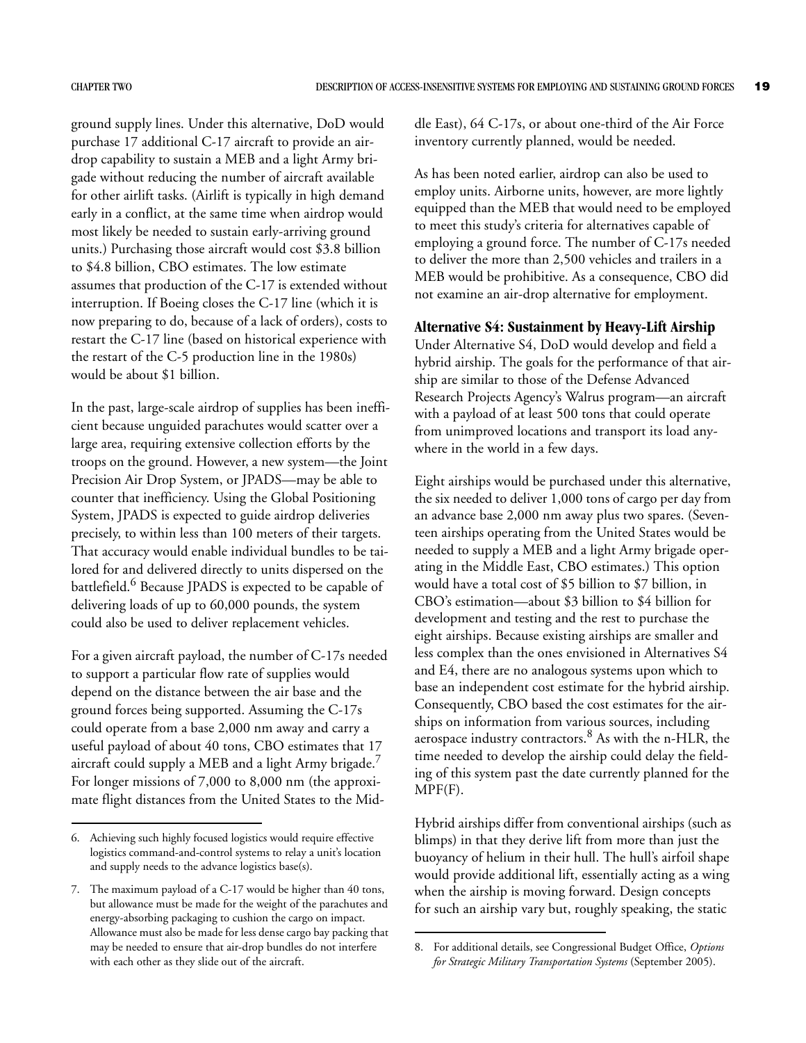ground supply lines. Under this alternative, DoD would purchase 17 additional C-17 aircraft to provide an airdrop capability to sustain a MEB and a light Army brigade without reducing the number of aircraft available for other airlift tasks. (Airlift is typically in high demand early in a conflict, at the same time when airdrop would most likely be needed to sustain early-arriving ground units.) Purchasing those aircraft would cost $3.8 billion to $4.8 billion, CBO estimates. The low estimate assumes that production of the C-17 is extended without interruption. If Boeing closes the C-17 line (which it is now preparing to do, because of a lack of orders), costs to restart the C-17 line (based on historical experience with the restart of the C-5 production line in the 1980s) would be about $1 billion.

In the past, large-scale airdrop of supplies has been inefficient because unguided parachutes would scatter over a large area, requiring extensive collection efforts by the troops on the ground. However, a new system—the Joint Precision Air Drop System, or JPADS—may be able to counter that inefficiency. Using the Global Positioning System, JPADS is expected to guide airdrop deliveries precisely, to within less than 100 meters of their targets. That accuracy would enable individual bundles to be tailored for and delivered directly to units dispersed on the battlefield.[6] Because JPADS is expected to be capable of delivering loads of up to 60,000 pounds, the system could also be used to deliver replacement vehicles.

For a given aircraft payload, the number of C-17s needed to support a particular flow rate of supplies would depend on the distance between the air base and the ground forces being supported. Assuming the C-17s could operate from a base 2,000 nm away and carry a useful payload of about 40 tons, CBO estimates that 17 aircraft could supply a MEB and a light Army brigade.[7] For longer missions of 7,000 to 8,000 nm (the approximate flight distances from the United States to the Middle East), 64 C-17s, or about one-third of the Air Force inventory currently planned, would be needed.

As has been noted earlier, airdrop can also be used to employ units. Airborne units, however, are more lightly equipped than the MEB that would need to be employed to meet this study's criteria for alternatives capable of employing a ground force. The number of C-17s needed to deliver the more than 2,500 vehicles and trailers in a MEB would be prohibitive. As a consequence, CBO did not examine an air-drop alternative for employment.

### Alternative S4: Sustainment by Heavy-Lift Airship

Under Alternative S4, DoD would develop and field a hybrid airship. The goals for the performance of that airship are similar to those of the Defense Advanced Research Projects Agency's Walrus program—an aircraft with a payload of at least 500 tons that could operate from unimproved locations and transport its load anywhere in the world in a few days.

Eight airships would be purchased under this alternative, the six needed to deliver 1,000 tons of cargo per day from an advance base 2,000 nm away plus two spares. (Seventeen airships operating from the United States would be needed to supply a MEB and a light Army brigade operating in the Middle East, CBO estimates.) This option would have a total cost of $5 billion to $7 billion, in CBO's estimation—about $3 billion to $4 billion for development and testing and the rest to purchase the eight airships. Because existing airships are smaller and less complex than the ones envisioned in Alternatives S4 and E4, there are no analogous systems upon which to base an independent cost estimate for the hybrid airship. Consequently, CBO based the cost estimates for the airships on information from various sources, including aerospace industry contractors.[8] As with the n-HLR, the time needed to develop the airship could delay the fielding of this system past the date currently planned for the MPF(F).

Hybrid airships differ from conventional airships (such as blimps) in that they derive lift from more than just the buoyancy of helium in their hull. The hull's airfoil shape would provide additional lift, essentially acting as a wing when the airship is moving forward. Design concepts for such an airship vary but, roughly speaking, the static

---

6. Achieving such highly focused logistics would require effective logistics command-and-control systems to relay a unit's location and supply needs to the advance logistics base(s).

7. The maximum payload of a C-17 would be higher than 40 tons, but allowance must be made for the weight of the parachutes and energy-absorbing packaging to cushion the cargo on impact. Allowance must also be made for less dense cargo bay packing that may be needed to ensure that air-drop bundles do not interfere with each other as they slide out of the aircraft.

8. For additional details, see Congressional Budget Office, *Options for Strategic Military Transportation Systems* (September 2005).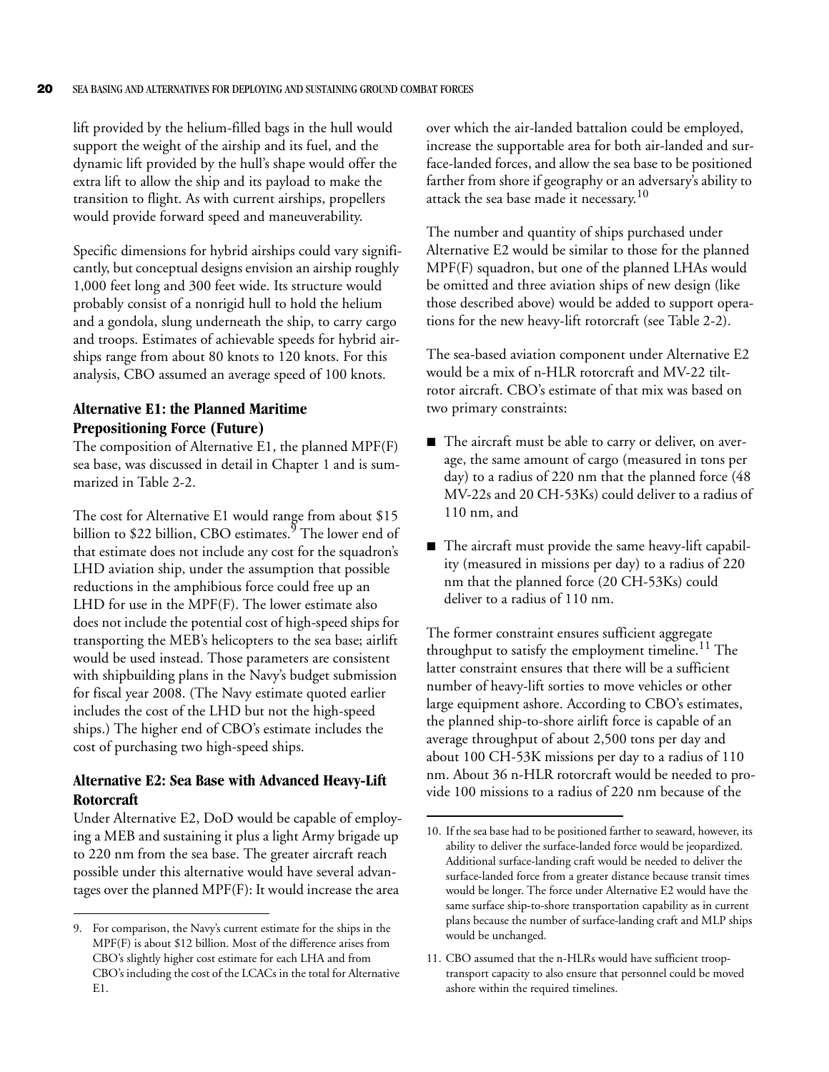lift provided by the helium-filled bags in the hull would support the weight of the airship and its fuel, and the dynamic lift provided by the hull's shape would offer the extra lift to allow the ship and its payload to make the transition to flight. As with current airships, propellers would provide forward speed and maneuverability.

Specific dimensions for hybrid airships could vary significantly, but conceptual designs envision an airship roughly 1,000 feet long and 300 feet wide. Its structure would probably consist of a nonrigid hull to hold the helium and a gondola, slung underneath the ship, to carry cargo and troops. Estimates of achievable speeds for hybrid airships range from about 80 knots to 120 knots. For this analysis, CBO assumed an average speed of 100 knots.

### Alternative E1: the Planned Maritime Prepositioning Force (Future)

The composition of Alternative E1, the planned MPF(F) sea base, was discussed in detail in Chapter 1 and is summarized in Table 2-2.

The cost for Alternative E1 would range from about $15 billion to $22 billion, CBO estimates.[9] The lower end of that estimate does not include any cost for the squadron's LHD aviation ship, under the assumption that possible reductions in the amphibious force could free up an LHD for use in the MPF(F). The lower estimate also does not include the potential cost of high-speed ships for transporting the MEB's helicopters to the sea base; airlift would be used instead. Those parameters are consistent with shipbuilding plans in the Navy's budget submission for fiscal year 2008. (The Navy estimate quoted earlier includes the cost of the LHD but not the high-speed ships.) The higher end of CBO's estimate includes the cost of purchasing two high-speed ships.

### Alternative E2: Sea Base with Advanced Heavy-Lift Rotorcraft

Under Alternative E2, DoD would be capable of employing a MEB and sustaining it plus a light Army brigade up to 220 nm from the sea base. The greater aircraft reach possible under this alternative would have several advantages over the planned MPF(F): It would increase the area over which the air-landed battalion could be employed, increase the supportable area for both air-landed and surface-landed forces, and allow the sea base to be positioned farther from shore if geography or an adversary's ability to attack the sea base made it necessary.[10]

The number and quantity of ships purchased under Alternative E2 would be similar to those for the planned MPF(F) squadron, but one of the planned LHAs would be omitted and three aviation ships of new design (like those described above) would be added to support operations for the new heavy-lift rotorcraft (see Table 2-2).

The sea-based aviation component under Alternative E2 would be a mix of n-HLR rotorcraft and MV-22 tiltrotor aircraft. CBO's estimate of that mix was based on two primary constraints:

- The aircraft must be able to carry or deliver, on average, the same amount of cargo (measured in tons per day) to a radius of 220 nm that the planned force (48 MV-22s and 20 CH-53Ks) could deliver to a radius of 110 nm, and
- The aircraft must provide the same heavy-lift capability (measured in missions per day) to a radius of 220 nm that the planned force (20 CH-53Ks) could deliver to a radius of 110 nm.

The former constraint ensures sufficient aggregate throughput to satisfy the employment timeline.[11] The latter constraint ensures that there will be a sufficient number of heavy-lift sorties to move vehicles or other large equipment ashore. According to CBO's estimates, the planned ship-to-shore airlift force is capable of an average throughput of about 2,500 tons per day and about 100 CH-53K missions per day to a radius of 110 nm. About 36 n-HLR rotorcraft would be needed to provide 100 missions to a radius of 220 nm because of the

---

9. For comparison, the Navy's current estimate for the ships in the MPF(F) is about $12 billion. Most of the difference arises from CBO's slightly higher cost estimate for each LHA and from CBO's including the cost of the LCACs in the total for Alternative E1.

10. If the sea base had to be positioned farther to seaward, however, its ability to deliver the surface-landed force would be jeopardized. Additional surface-landing craft would be needed to deliver the surface-landed force from a greater distance because transit times would be longer. The force under Alternative E2 would have the same surface ship-to-shore transportation capability as in current plans because the number of surface-landing craft and MLP ships would be unchanged.

11. CBO assumed that the n-HLRs would have sufficient troop-transport capacity to also ensure that personnel could be moved ashore within the required timelines.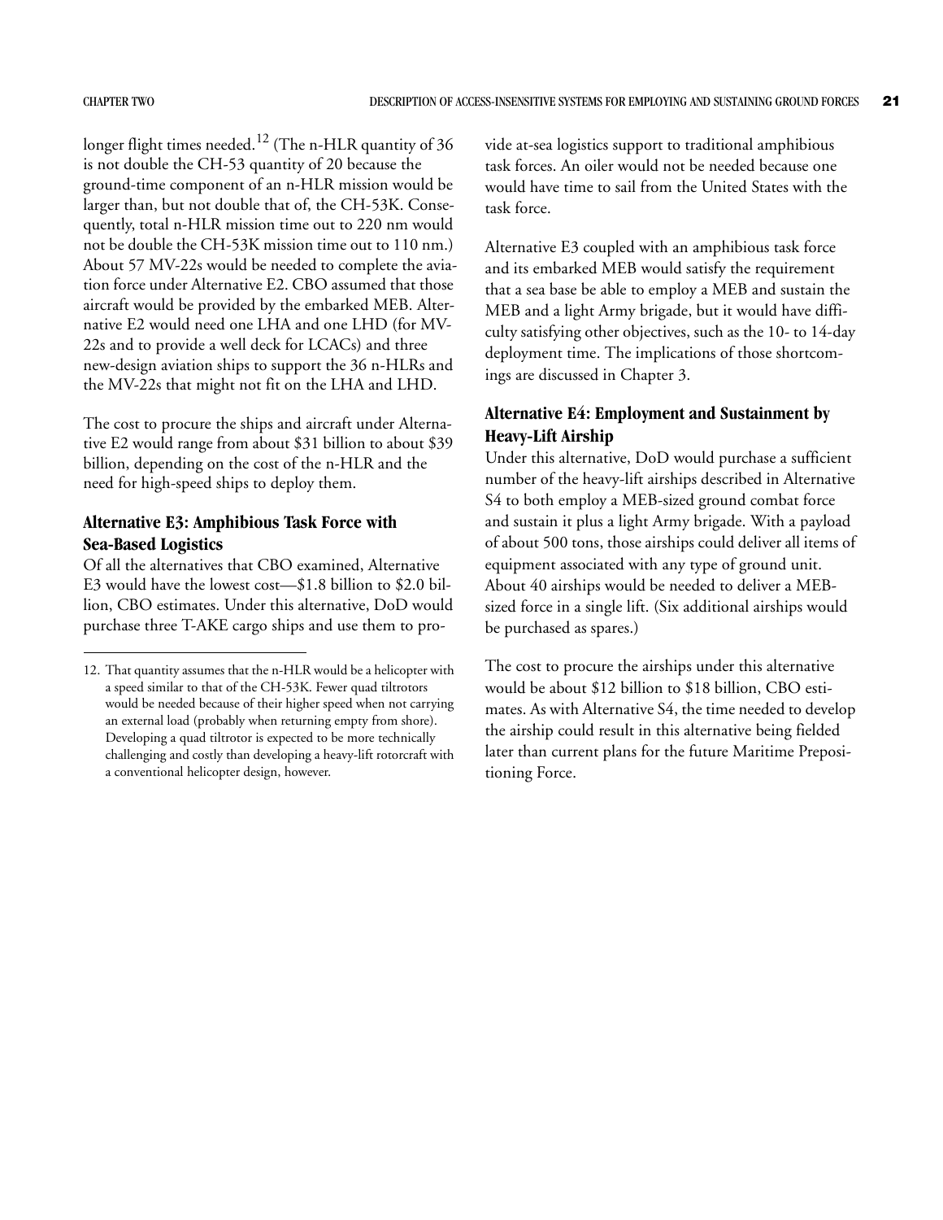longer flight times needed.[12] (The n-HLR quantity of 36 is not double the CH-53 quantity of 20 because the ground-time component of an n-HLR mission would be larger than, but not double that of, the CH-53K. Consequently, total n-HLR mission time out to 220 nm would not be double the CH-53K mission time out to 110 nm.) About 57 MV-22s would be needed to complete the aviation force under Alternative E2. CBO assumed that those aircraft would be provided by the embarked MEB. Alternative E2 would need one LHA and one LHD (for MV-22s and to provide a well deck for LCACs) and three new-design aviation ships to support the 36 n-HLRs and the MV-22s that might not fit on the LHA and LHD.

The cost to procure the ships and aircraft under Alternative E2 would range from about $31 billion to about $39 billion, depending on the cost of the n-HLR and the need for high-speed ships to deploy them.

### Alternative E3: Amphibious Task Force with Sea-Based Logistics

Of all the alternatives that CBO examined, Alternative E3 would have the lowest cost—$1.8 billion to $2.0 billion, CBO estimates. Under this alternative, DoD would purchase three T-AKE cargo ships and use them to provide at-sea logistics support to traditional amphibious task forces. An oiler would not be needed because one would have time to sail from the United States with the task force.

Alternative E3 coupled with an amphibious task force and its embarked MEB would satisfy the requirement that a sea base be able to employ a MEB and sustain the MEB and a light Army brigade, but it would have difficulty satisfying other objectives, such as the 10- to 14-day deployment time. The implications of those shortcomings are discussed in Chapter 3.

### Alternative E4: Employment and Sustainment by Heavy-Lift Airship

Under this alternative, DoD would purchase a sufficient number of the heavy-lift airships described in Alternative S4 to both employ a MEB-sized ground combat force and sustain it plus a light Army brigade. With a payload of about 500 tons, those airships could deliver all items of equipment associated with any type of ground unit. About 40 airships would be needed to deliver a MEB-sized force in a single lift. (Six additional airships would be purchased as spares.)

The cost to procure the airships under this alternative would be about $12 billion to $18 billion, CBO estimates. As with Alternative S4, the time needed to develop the airship could result in this alternative being fielded later than current plans for the future Maritime Prepositioning Force.

---

12. That quantity assumes that the n-HLR would be a helicopter with a speed similar to that of the CH-53K. Fewer quad tiltrotors would be needed because of their higher speed when not carrying an external load (probably when returning empty from shore). Developing a quad tiltrotor is expected to be more technically challenging and costly than developing a heavy-lift rotorcraft with a conventional helicopter design, however.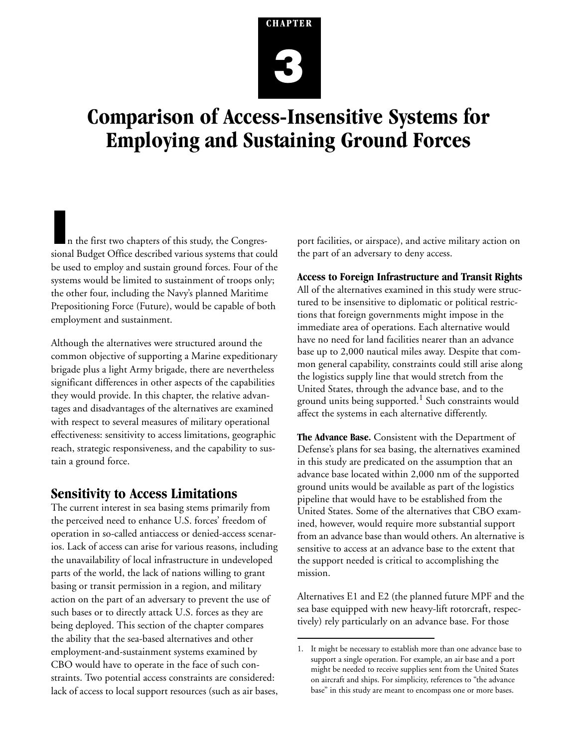CHAPTER

# 3

# Comparison of Access-Insensitive Systems for Employing and Sustaining Ground Forces

In the first two chapters of this study, the Congressional Budget Office described various systems that could be used to employ and sustain ground forces. Four of the systems would be limited to sustainment of troops only; the other four, including the Navy's planned Maritime Prepositioning Force (Future), would be capable of both employment and sustainment.

Although the alternatives were structured around the common objective of supporting a Marine expeditionary brigade plus a light Army brigade, there are nevertheless significant differences in other aspects of the capabilities they would provide. In this chapter, the relative advantages and disadvantages of the alternatives are examined with respect to several measures of military operational effectiveness: sensitivity to access limitations, geographic reach, strategic responsiveness, and the capability to sustain a ground force.

## Sensitivity to Access Limitations

The current interest in sea basing stems primarily from the perceived need to enhance U.S. forces' freedom of operation in so-called antiaccess or denied-access scenarios. Lack of access can arise for various reasons, including the unavailability of local infrastructure in undeveloped parts of the world, the lack of nations willing to grant basing or transit permission in a region, and military action on the part of an adversary to prevent the use of such bases or to directly attack U.S. forces as they are being deployed. This section of the chapter compares the ability that the sea-based alternatives and other employment-and-sustainment systems examined by CBO would have to operate in the face of such constraints. Two potential access constraints are considered: lack of access to local support resources (such as air bases, port facilities, or airspace), and active military action on the part of an adversary to deny access.

### Access to Foreign Infrastructure and Transit Rights

All of the alternatives examined in this study were structured to be insensitive to diplomatic or political restrictions that foreign governments might impose in the immediate area of operations. Each alternative would have no need for land facilities nearer than an advance base up to 2,000 nautical miles away. Despite that common general capability, constraints could still arise along the logistics supply line that would stretch from the United States, through the advance base, and to the ground units being supported.[1] Such constraints would affect the systems in each alternative differently.

**The Advance Base.** Consistent with the Department of Defense's plans for sea basing, the alternatives examined in this study are predicated on the assumption that an advance base located within 2,000 nm of the supported ground units would be available as part of the logistics pipeline that would have to be established from the United States. Some of the alternatives that CBO examined, however, would require more substantial support from an advance base than would others. An alternative is sensitive to access at an advance base to the extent that the support needed is critical to accomplishing the mission.

Alternatives E1 and E2 (the planned future MPF and the sea base equipped with new heavy-lift rotorcraft, respectively) rely particularly on an advance base. For those

1. It might be necessary to establish more than one advance base to support a single operation. For example, an air base and a port might be needed to receive supplies sent from the United States on aircraft and ships. For simplicity, references to "the advance base" in this study are meant to encompass one or more bases.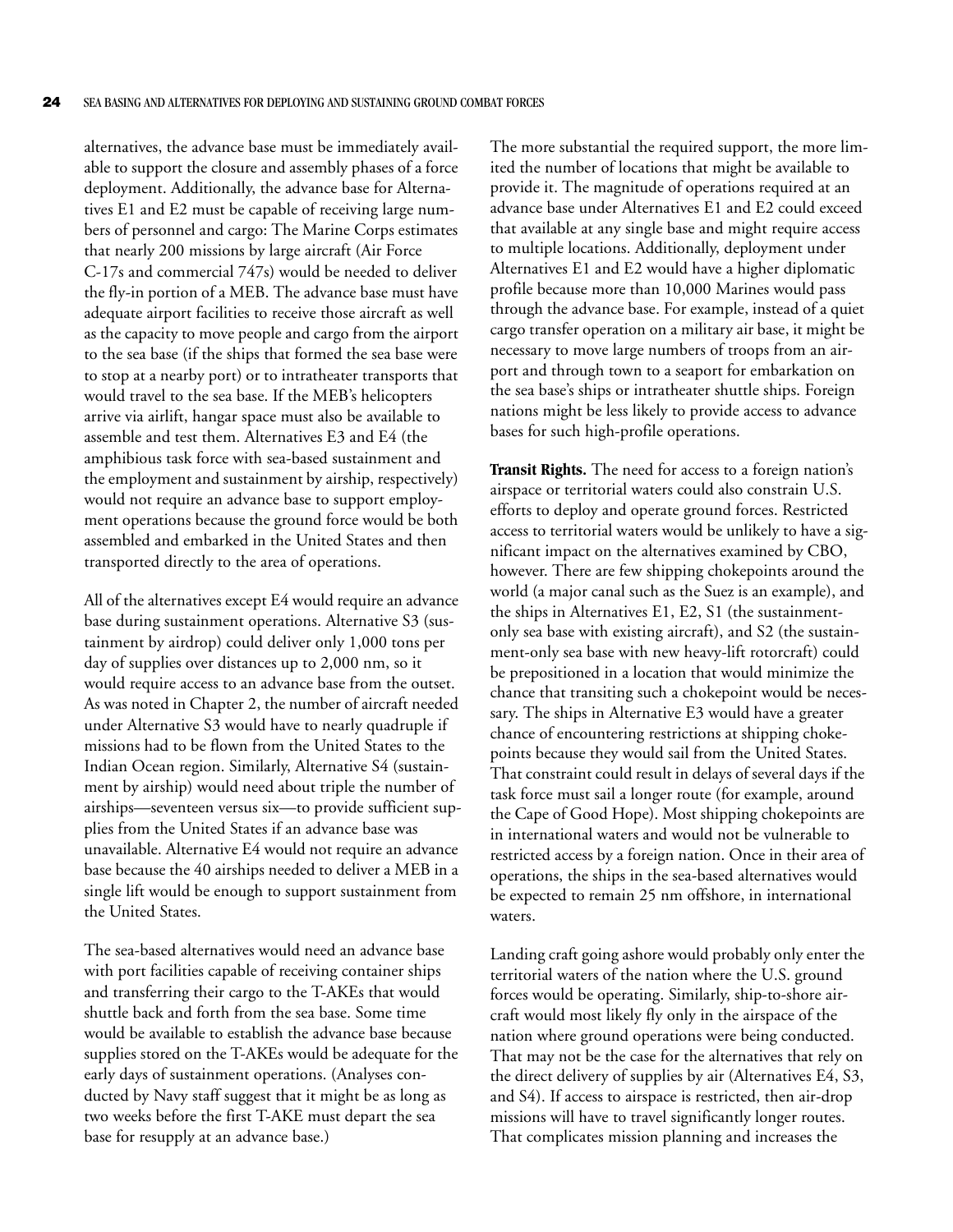alternatives, the advance base must be immediately available to support the closure and assembly phases of a force deployment. Additionally, the advance base for Alternatives E1 and E2 must be capable of receiving large numbers of personnel and cargo: The Marine Corps estimates that nearly 200 missions by large aircraft (Air Force C-17s and commercial 747s) would be needed to deliver the fly-in portion of a MEB. The advance base must have adequate airport facilities to receive those aircraft as well as the capacity to move people and cargo from the airport to the sea base (if the ships that formed the sea base were to stop at a nearby port) or to intratheater transports that would travel to the sea base. If the MEB's helicopters arrive via airlift, hangar space must also be available to assemble and test them. Alternatives E3 and E4 (the amphibious task force with sea-based sustainment and the employment and sustainment by airship, respectively) would not require an advance base to support employment operations because the ground force would be both assembled and embarked in the United States and then transported directly to the area of operations.

All of the alternatives except E4 would require an advance base during sustainment operations. Alternative S3 (sustainment by airdrop) could deliver only 1,000 tons per day of supplies over distances up to 2,000 nm, so it would require access to an advance base from the outset. As was noted in Chapter 2, the number of aircraft needed under Alternative S3 would have to nearly quadruple if missions had to be flown from the United States to the Indian Ocean region. Similarly, Alternative S4 (sustainment by airship) would need about triple the number of airships—seventeen versus six—to provide sufficient supplies from the United States if an advance base was unavailable. Alternative E4 would not require an advance base because the 40 airships needed to deliver a MEB in a single lift would be enough to support sustainment from the United States.

The sea-based alternatives would need an advance base with port facilities capable of receiving container ships and transferring their cargo to the T-AKEs that would shuttle back and forth from the sea base. Some time would be available to establish the advance base because supplies stored on the T-AKEs would be adequate for the early days of sustainment operations. (Analyses conducted by Navy staff suggest that it might be as long as two weeks before the first T-AKE must depart the sea base for resupply at an advance base.)

The more substantial the required support, the more limited the number of locations that might be available to provide it. The magnitude of operations required at an advance base under Alternatives E1 and E2 could exceed that available at any single base and might require access to multiple locations. Additionally, deployment under Alternatives E1 and E2 would have a higher diplomatic profile because more than 10,000 Marines would pass through the advance base. For example, instead of a quiet cargo transfer operation on a military air base, it might be necessary to move large numbers of troops from an airport and through town to a seaport for embarkation on the sea base's ships or intratheater shuttle ships. Foreign nations might be less likely to provide access to advance bases for such high-profile operations.

**Transit Rights.** The need for access to a foreign nation's airspace or territorial waters could also constrain U.S. efforts to deploy and operate ground forces. Restricted access to territorial waters would be unlikely to have a significant impact on the alternatives examined by CBO, however. There are few shipping chokepoints around the world (a major canal such as the Suez is an example), and the ships in Alternatives E1, E2, S1 (the sustainment-only sea base with existing aircraft), and S2 (the sustainment-only sea base with new heavy-lift rotorcraft) could be prepositioned in a location that would minimize the chance that transiting such a chokepoint would be necessary. The ships in Alternative E3 would have a greater chance of encountering restrictions at shipping chokepoints because they would sail from the United States. That constraint could result in delays of several days if the task force must sail a longer route (for example, around the Cape of Good Hope). Most shipping chokepoints are in international waters and would not be vulnerable to restricted access by a foreign nation. Once in their area of operations, the ships in the sea-based alternatives would be expected to remain 25 nm offshore, in international waters.

Landing craft going ashore would probably only enter the territorial waters of the nation where the U.S. ground forces would be operating. Similarly, ship-to-shore aircraft would most likely fly only in the airspace of the nation where ground operations were being conducted. That may not be the case for the alternatives that rely on the direct delivery of supplies by air (Alternatives E4, S3, and S4). If access to airspace is restricted, then air-drop missions will have to travel significantly longer routes. That complicates mission planning and increases the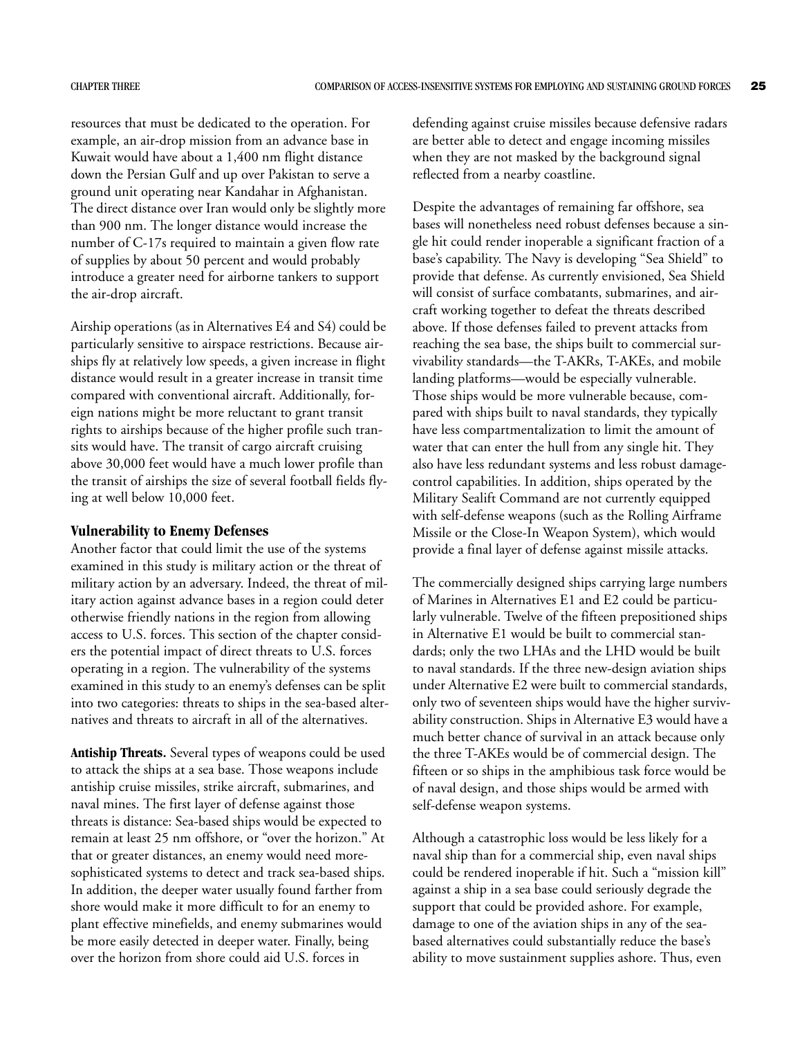resources that must be dedicated to the operation. For example, an air-drop mission from an advance base in Kuwait would have about a 1,400 nm flight distance down the Persian Gulf and up over Pakistan to serve a ground unit operating near Kandahar in Afghanistan. The direct distance over Iran would only be slightly more than 900 nm. The longer distance would increase the number of C-17s required to maintain a given flow rate of supplies by about 50 percent and would probably introduce a greater need for airborne tankers to support the air-drop aircraft.

Airship operations (as in Alternatives E4 and S4) could be particularly sensitive to airspace restrictions. Because airships fly at relatively low speeds, a given increase in flight distance would result in a greater increase in transit time compared with conventional aircraft. Additionally, foreign nations might be more reluctant to grant transit rights to airships because of the higher profile such transits would have. The transit of cargo aircraft cruising above 30,000 feet would have a much lower profile than the transit of airships the size of several football fields flying at well below 10,000 feet.

### Vulnerability to Enemy Defenses

Another factor that could limit the use of the systems examined in this study is military action or the threat of military action by an adversary. Indeed, the threat of military action against advance bases in a region could deter otherwise friendly nations in the region from allowing access to U.S. forces. This section of the chapter considers the potential impact of direct threats to U.S. forces operating in a region. The vulnerability of the systems examined in this study to an enemy's defenses can be split into two categories: threats to ships in the sea-based alternatives and threats to aircraft in all of the alternatives.

**Antiship Threats.** Several types of weapons could be used to attack the ships at a sea base. Those weapons include antiship cruise missiles, strike aircraft, submarines, and naval mines. The first layer of defense against those threats is distance: Sea-based ships would be expected to remain at least 25 nm offshore, or "over the horizon." At that or greater distances, an enemy would need more-sophisticated systems to detect and track sea-based ships. In addition, the deeper water usually found farther from shore would make it more difficult to for an enemy to plant effective minefields, and enemy submarines would be more easily detected in deeper water. Finally, being over the horizon from shore could aid U.S. forces in defending against cruise missiles because defensive radars are better able to detect and engage incoming missiles when they are not masked by the background signal reflected from a nearby coastline.

Despite the advantages of remaining far offshore, sea bases will nonetheless need robust defenses because a single hit could render inoperable a significant fraction of a base's capability. The Navy is developing "Sea Shield" to provide that defense. As currently envisioned, Sea Shield will consist of surface combatants, submarines, and aircraft working together to defeat the threats described above. If those defenses failed to prevent attacks from reaching the sea base, the ships built to commercial survivability standards—the T-AKRs, T-AKEs, and mobile landing platforms—would be especially vulnerable. Those ships would be more vulnerable because, compared with ships built to naval standards, they typically have less compartmentalization to limit the amount of water that can enter the hull from any single hit. They also have less redundant systems and less robust damage-control capabilities. In addition, ships operated by the Military Sealift Command are not currently equipped with self-defense weapons (such as the Rolling Airframe Missile or the Close-In Weapon System), which would provide a final layer of defense against missile attacks.

The commercially designed ships carrying large numbers of Marines in Alternatives E1 and E2 could be particularly vulnerable. Twelve of the fifteen prepositioned ships in Alternative E1 would be built to commercial standards; only the two LHAs and the LHD would be built to naval standards. If the three new-design aviation ships under Alternative E2 were built to commercial standards, only two of seventeen ships would have the higher survivability construction. Ships in Alternative E3 would have a much better chance of survival in an attack because only the three T-AKEs would be of commercial design. The fifteen or so ships in the amphibious task force would be of naval design, and those ships would be armed with self-defense weapon systems.

Although a catastrophic loss would be less likely for a naval ship than for a commercial ship, even naval ships could be rendered inoperable if hit. Such a "mission kill" against a ship in a sea base could seriously degrade the support that could be provided ashore. For example, damage to one of the aviation ships in any of the sea-based alternatives could substantially reduce the base's ability to move sustainment supplies ashore. Thus, even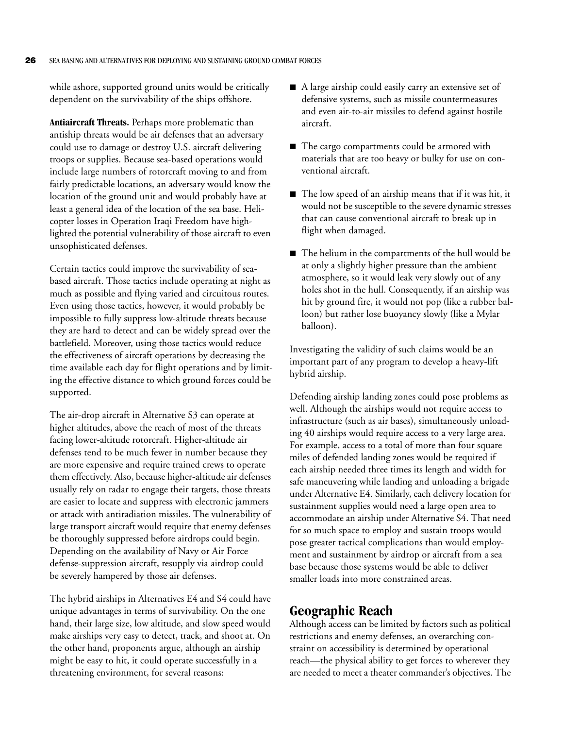while ashore, supported ground units would be critically dependent on the survivability of the ships offshore.

**Antiaircraft Threats.** Perhaps more problematic than antiship threats would be air defenses that an adversary could use to damage or destroy U.S. aircraft delivering troops or supplies. Because sea-based operations would include large numbers of rotorcraft moving to and from fairly predictable locations, an adversary would know the location of the ground unit and would probably have at least a general idea of the location of the sea base. Helicopter losses in Operation Iraqi Freedom have highlighted the potential vulnerability of those aircraft to even unsophisticated defenses.

Certain tactics could improve the survivability of sea-based aircraft. Those tactics include operating at night as much as possible and flying varied and circuitous routes. Even using those tactics, however, it would probably be impossible to fully suppress low-altitude threats because they are hard to detect and can be widely spread over the battlefield. Moreover, using those tactics would reduce the effectiveness of aircraft operations by decreasing the time available each day for flight operations and by limiting the effective distance to which ground forces could be supported.

The air-drop aircraft in Alternative S3 can operate at higher altitudes, above the reach of most of the threats facing lower-altitude rotorcraft. Higher-altitude air defenses tend to be much fewer in number because they are more expensive and require trained crews to operate them effectively. Also, because higher-altitude air defenses usually rely on radar to engage their targets, those threats are easier to locate and suppress with electronic jammers or attack with antiradiation missiles. The vulnerability of large transport aircraft would require that enemy defenses be thoroughly suppressed before airdrops could begin. Depending on the availability of Navy or Air Force defense-suppression aircraft, resupply via airdrop could be severely hampered by those air defenses.

The hybrid airships in Alternatives E4 and S4 could have unique advantages in terms of survivability. On the one hand, their large size, low altitude, and slow speed would make airships very easy to detect, track, and shoot at. On the other hand, proponents argue, although an airship might be easy to hit, it could operate successfully in a threatening environment, for several reasons:

- A large airship could easily carry an extensive set of defensive systems, such as missile countermeasures and even air-to-air missiles to defend against hostile aircraft.
- The cargo compartments could be armored with materials that are too heavy or bulky for use on conventional aircraft.
- The low speed of an airship means that if it was hit, it would not be susceptible to the severe dynamic stresses that can cause conventional aircraft to break up in flight when damaged.
- The helium in the compartments of the hull would be at only a slightly higher pressure than the ambient atmosphere, so it would leak very slowly out of any holes shot in the hull. Consequently, if an airship was hit by ground fire, it would not pop (like a rubber balloon) but rather lose buoyancy slowly (like a Mylar balloon).

Investigating the validity of such claims would be an important part of any program to develop a heavy-lift hybrid airship.

Defending airship landing zones could pose problems as well. Although the airships would not require access to infrastructure (such as air bases), simultaneously unloading 40 airships would require access to a very large area. For example, access to a total of more than four square miles of defended landing zones would be required if each airship needed three times its length and width for safe maneuvering while landing and unloading a brigade under Alternative E4. Similarly, each delivery location for sustainment supplies would need a large open area to accommodate an airship under Alternative S4. That need for so much space to employ and sustain troops would pose greater tactical complications than would employment and sustainment by airdrop or aircraft from a sea base because those systems would be able to deliver smaller loads into more constrained areas.

## Geographic Reach

Although access can be limited by factors such as political restrictions and enemy defenses, an overarching constraint on accessibility is determined by operational reach—the physical ability to get forces to wherever they are needed to meet a theater commander's objectives. The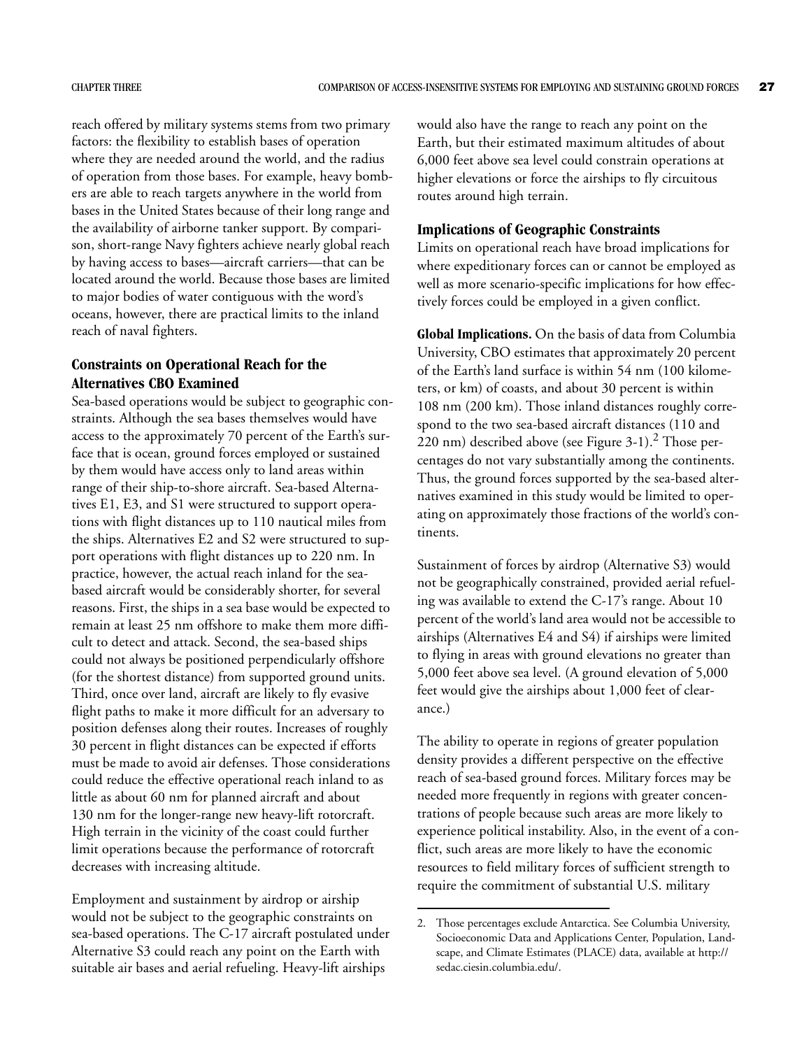reach offered by military systems stems from two primary factors: the flexibility to establish bases of operation where they are needed around the world, and the radius of operation from those bases. For example, heavy bombers are able to reach targets anywhere in the world from bases in the United States because of their long range and the availability of airborne tanker support. By comparison, short-range Navy fighters achieve nearly global reach by having access to bases—aircraft carriers—that can be located around the world. Because those bases are limited to major bodies of water contiguous with the word's oceans, however, there are practical limits to the inland reach of naval fighters.

### Constraints on Operational Reach for the Alternatives CBO Examined

Sea-based operations would be subject to geographic constraints. Although the sea bases themselves would have access to the approximately 70 percent of the Earth's surface that is ocean, ground forces employed or sustained by them would have access only to land areas within range of their ship-to-shore aircraft. Sea-based Alternatives E1, E3, and S1 were structured to support operations with flight distances up to 110 nautical miles from the ships. Alternatives E2 and S2 were structured to support operations with flight distances up to 220 nm. In practice, however, the actual reach inland for the sea-based aircraft would be considerably shorter, for several reasons. First, the ships in a sea base would be expected to remain at least 25 nm offshore to make them more difficult to detect and attack. Second, the sea-based ships could not always be positioned perpendicularly offshore (for the shortest distance) from supported ground units. Third, once over land, aircraft are likely to fly evasive flight paths to make it more difficult for an adversary to position defenses along their routes. Increases of roughly 30 percent in flight distances can be expected if efforts must be made to avoid air defenses. Those considerations could reduce the effective operational reach inland to as little as about 60 nm for planned aircraft and about 130 nm for the longer-range new heavy-lift rotorcraft. High terrain in the vicinity of the coast could further limit operations because the performance of rotorcraft decreases with increasing altitude.

Employment and sustainment by airdrop or airship would not be subject to the geographic constraints on sea-based operations. The C-17 aircraft postulated under Alternative S3 could reach any point on the Earth with suitable air bases and aerial refueling. Heavy-lift airships would also have the range to reach any point on the Earth, but their estimated maximum altitudes of about 6,000 feet above sea level could constrain operations at higher elevations or force the airships to fly circuitous routes around high terrain.

### Implications of Geographic Constraints

Limits on operational reach have broad implications for where expeditionary forces can or cannot be employed as well as more scenario-specific implications for how effectively forces could be employed in a given conflict.

**Global Implications.** On the basis of data from Columbia University, CBO estimates that approximately 20 percent of the Earth's land surface is within 54 nm (100 kilometers, or km) of coasts, and about 30 percent is within 108 nm (200 km). Those inland distances roughly correspond to the two sea-based aircraft distances (110 and 220 nm) described above (see Figure 3-1).[2] Those percentages do not vary substantially among the continents. Thus, the ground forces supported by the sea-based alternatives examined in this study would be limited to operating on approximately those fractions of the world's continents.

Sustainment of forces by airdrop (Alternative S3) would not be geographically constrained, provided aerial refueling was available to extend the C-17's range. About 10 percent of the world's land area would not be accessible to airships (Alternatives E4 and S4) if airships were limited to flying in areas with ground elevations no greater than 5,000 feet above sea level. (A ground elevation of 5,000 feet would give the airships about 1,000 feet of clearance.)

The ability to operate in regions of greater population density provides a different perspective on the effective reach of sea-based ground forces. Military forces may be needed more frequently in regions with greater concentrations of people because such areas are more likely to experience political instability. Also, in the event of a conflict, such areas are more likely to have the economic resources to field military forces of sufficient strength to require the commitment of substantial U.S. military

2. Those percentages exclude Antarctica. See Columbia University, Socioeconomic Data and Applications Center, Population, Landscape, and Climate Estimates (PLACE) data, available at http://sedac.ciesin.columbia.edu/.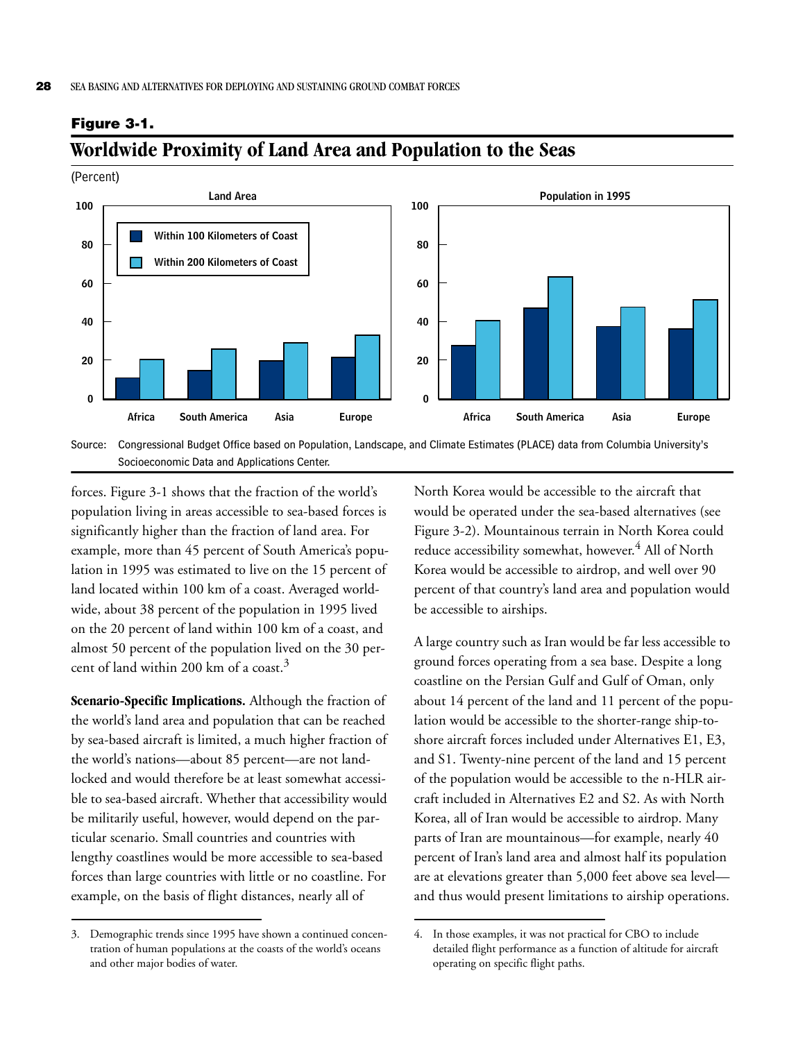**Figure 3-1.**

## Worldwide Proximity of Land Area and Population to the Seas

(Percent)

Source: Congressional Budget Office based on Population, Landscape, and Climate Estimates (PLACE) data from Columbia University's Socioeconomic Data and Applications Center.

forces. Figure 3-1 shows that the fraction of the world's population living in areas accessible to sea-based forces is significantly higher than the fraction of land area. For example, more than 45 percent of South America's population in 1995 was estimated to live on the 15 percent of land located within 100 km of a coast. Averaged worldwide, about 38 percent of the population in 1995 lived on the 20 percent of land within 100 km of a coast, and almost 50 percent of the population lived on the 30 percent of land within 200 km of a coast.[3]

**Scenario-Specific Implications.** Although the fraction of the world's land area and population that can be reached by sea-based aircraft is limited, a much higher fraction of the world's nations—about 85 percent—are not landlocked and would therefore be at least somewhat accessible to sea-based aircraft. Whether that accessibility would be militarily useful, however, would depend on the particular scenario. Small countries and countries with lengthy coastlines would be more accessible to sea-based forces than large countries with little or no coastline. For example, on the basis of flight distances, nearly all of North Korea would be accessible to the aircraft that would be operated under the sea-based alternatives (see Figure 3-2). Mountainous terrain in North Korea could reduce accessibility somewhat, however.[4] All of North Korea would be accessible to airdrop, and well over 90 percent of that country's land area and population would be accessible to airships.

A large country such as Iran would be far less accessible to ground forces operating from a sea base. Despite a long coastline on the Persian Gulf and Gulf of Oman, only about 14 percent of the land and 11 percent of the population would be accessible to the shorter-range ship-to-shore aircraft forces included under Alternatives E1, E3, and S1. Twenty-nine percent of the land and 15 percent of the population would be accessible to the n-HLR aircraft included in Alternatives E2 and S2. As with North Korea, all of Iran would be accessible to airdrop. Many parts of Iran are mountainous—for example, nearly 40 percent of Iran's land area and almost half its population are at elevations greater than 5,000 feet above sea level—and thus would present limitations to airship operations.

3. Demographic trends since 1995 have shown a continued concentration of human populations at the coasts of the world's oceans and other major bodies of water.

4. In those examples, it was not practical for CBO to include detailed flight performance as a function of altitude for aircraft operating on specific flight paths.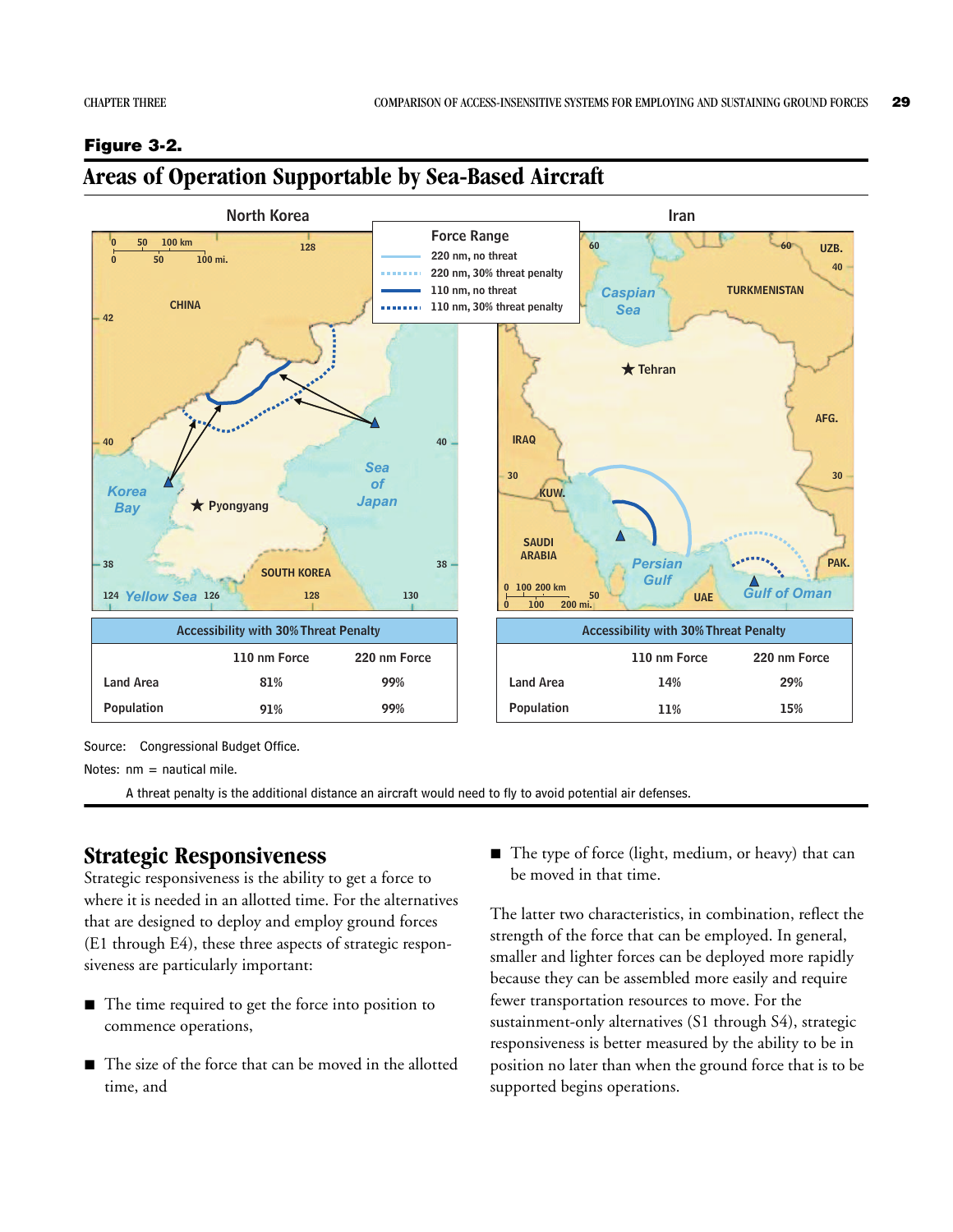**Figure 3-2.**

## Areas of Operation Supportable by Sea-Based Aircraft

**North Korea**

| Accessibility with 30% Threat Penalty | | |
|---|---|---|
| | 110 nm Force | 220 nm Force |
| Land Area | 81% | 99% |
| Population | 91% | 99% |

**Iran**

| Accessibility with 30% Threat Penalty | | |
|---|---|---|
| | 110 nm Force | 220 nm Force |
| Land Area | 14% | 29% |
| Population | 11% | 15% |

Force Range: 220 nm, no threat; 220 nm, 30% threat penalty; 110 nm, no threat; 110 nm, 30% threat penalty

Source: Congressional Budget Office.

Notes: nm = nautical mile.

A threat penalty is the additional distance an aircraft would need to fly to avoid potential air defenses.

## Strategic Responsiveness

Strategic responsiveness is the ability to get a force to where it is needed in an allotted time. For the alternatives that are designed to deploy and employ ground forces (E1 through E4), these three aspects of strategic responsiveness are particularly important:

- The time required to get the force into position to commence operations,
- The size of the force that can be moved in the allotted time, and
- The type of force (light, medium, or heavy) that can be moved in that time.

The latter two characteristics, in combination, reflect the strength of the force that can be employed. In general, smaller and lighter forces can be deployed more rapidly because they can be assembled more easily and require fewer transportation resources to move. For the sustainment-only alternatives (S1 through S4), strategic responsiveness is better measured by the ability to be in position no later than when the ground force that is to be supported begins operations.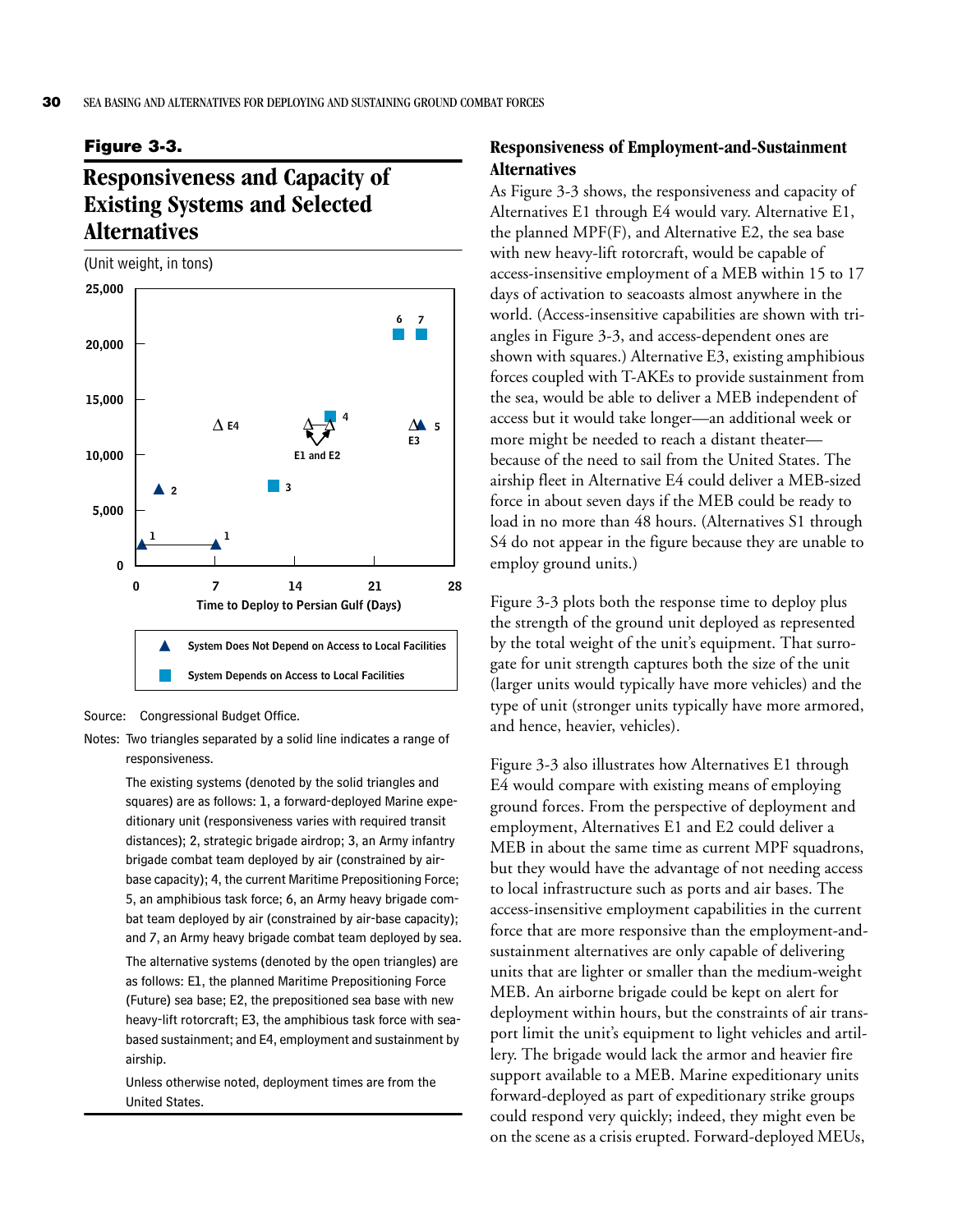**Figure 3-3.**

## Responsiveness and Capacity of Existing Systems and Selected Alternatives

(Unit weight, in tons)

Source: Congressional Budget Office.

Notes: Two triangles separated by a solid line indicates a range of responsiveness.

The existing systems (denoted by the solid triangles and squares) are as follows: 1, a forward-deployed Marine expeditionary unit (responsiveness varies with required transit distances); 2, strategic brigade airdrop; 3, an Army infantry brigade combat team deployed by air (constrained by air-base capacity); 4, the current Maritime Prepositioning Force; 5, an amphibious task force; 6, an Army heavy brigade combat team deployed by air (constrained by air-base capacity); and 7, an Army heavy brigade combat team deployed by sea.

The alternative systems (denoted by the open triangles) are as follows: E1, the planned Maritime Prepositioning Force (Future) sea base; E2, the prepositioned sea base with new heavy-lift rotorcraft; E3, the amphibious task force with sea-based sustainment; and E4, employment and sustainment by airship.

Unless otherwise noted, deployment times are from the United States.

### Responsiveness of Employment-and-Sustainment Alternatives

As Figure 3-3 shows, the responsiveness and capacity of Alternatives E1 through E4 would vary. Alternative E1, the planned MPF(F), and Alternative E2, the sea base with new heavy-lift rotorcraft, would be capable of access-insensitive employment of a MEB within 15 to 17 days of activation to seacoasts almost anywhere in the world. (Access-insensitive capabilities are shown with triangles in Figure 3-3, and access-dependent ones are shown with squares.) Alternative E3, existing amphibious forces coupled with T-AKEs to provide sustainment from the sea, would be able to deliver a MEB independent of access but it would take longer—an additional week or more might be needed to reach a distant theater—because of the need to sail from the United States. The airship fleet in Alternative E4 could deliver a MEB-sized force in about seven days if the MEB could be ready to load in no more than 48 hours. (Alternatives S1 through S4 do not appear in the figure because they are unable to employ ground units.)

Figure 3-3 plots both the response time to deploy plus the strength of the ground unit deployed as represented by the total weight of the unit's equipment. That surrogate for unit strength captures both the size of the unit (larger units would typically have more vehicles) and the type of unit (stronger units typically have more armored, and hence, heavier, vehicles).

Figure 3-3 also illustrates how Alternatives E1 through E4 would compare with existing means of employing ground forces. From the perspective of deployment and employment, Alternatives E1 and E2 could deliver a MEB in about the same time as current MPF squadrons, but they would have the advantage of not needing access to local infrastructure such as ports and air bases. The access-insensitive employment capabilities in the current force that are more responsive than the employment-and-sustainment alternatives are only capable of delivering units that are lighter or smaller than the medium-weight MEB. An airborne brigade could be kept on alert for deployment within hours, but the constraints of air transport limit the unit's equipment to light vehicles and artillery. The brigade would lack the armor and heavier fire support available to a MEB. Marine expeditionary units forward-deployed as part of expeditionary strike groups could respond very quickly; indeed, they might even be on the scene as a crisis erupted. Forward-deployed MEUs,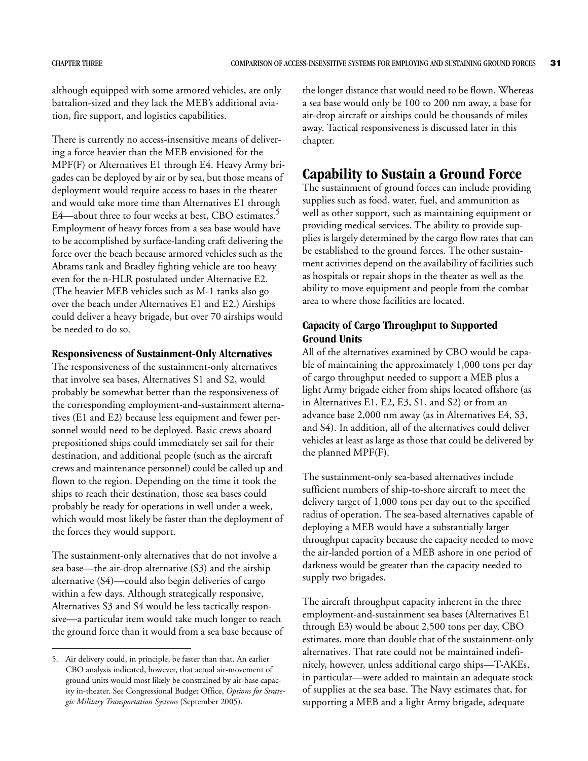although equipped with some armored vehicles, are only battalion-sized and they lack the MEB's additional aviation, fire support, and logistics capabilities.

There is currently no access-insensitive means of delivering a force heavier than the MEB envisioned for the MPF(F) or Alternatives E1 through E4. Heavy Army brigades can be deployed by air or by sea, but those means of deployment would require access to bases in the theater and would take more time than Alternatives E1 through E4—about three to four weeks at best, CBO estimates.[5] Employment of heavy forces from a sea base would have to be accomplished by surface-landing craft delivering the force over the beach because armored vehicles such as the Abrams tank and Bradley fighting vehicle are too heavy even for the n-HLR postulated under Alternative E2. (The heavier MEB vehicles such as M-1 tanks also go over the beach under Alternatives E1 and E2.) Airships could deliver a heavy brigade, but over 70 airships would be needed to do so.

### Responsiveness of Sustainment-Only Alternatives

The responsiveness of the sustainment-only alternatives that involve sea bases, Alternatives S1 and S2, would probably be somewhat better than the responsiveness of the corresponding employment-and-sustainment alternatives (E1 and E2) because less equipment and fewer personnel would need to be deployed. Basic crews aboard prepositioned ships could immediately set sail for their destination, and additional people (such as the aircraft crews and maintenance personnel) could be called up and flown to the region. Depending on the time it took the ships to reach their destination, those sea bases could probably be ready for operations in well under a week, which would most likely be faster than the deployment of the forces they would support.

The sustainment-only alternatives that do not involve a sea base—the air-drop alternative (S3) and the airship alternative (S4)—could also begin deliveries of cargo within a few days. Although strategically responsive, Alternatives S3 and S4 would be less tactically responsive—a particular item would take much longer to reach the ground force than it would from a sea base because of the longer distance that would need to be flown. Whereas a sea base would only be 100 to 200 nm away, a base for air-drop aircraft or airships could be thousands of miles away. Tactical responsiveness is discussed later in this chapter.

## Capability to Sustain a Ground Force

The sustainment of ground forces can include providing supplies such as food, water, fuel, and ammunition as well as other support, such as maintaining equipment or providing medical services. The ability to provide supplies is largely determined by the cargo flow rates that can be established to the ground forces. The other sustainment activities depend on the availability of facilities such as hospitals or repair shops in the theater as well as the ability to move equipment and people from the combat area to where those facilities are located.

### Capacity of Cargo Throughput to Supported Ground Units

All of the alternatives examined by CBO would be capable of maintaining the approximately 1,000 tons per day of cargo throughput needed to support a MEB plus a light Army brigade either from ships located offshore (as in Alternatives E1, E2, E3, S1, and S2) or from an advance base 2,000 nm away (as in Alternatives E4, S3, and S4). In addition, all of the alternatives could deliver vehicles at least as large as those that could be delivered by the planned MPF(F).

The sustainment-only sea-based alternatives include sufficient numbers of ship-to-shore aircraft to meet the delivery target of 1,000 tons per day out to the specified radius of operation. The sea-based alternatives capable of deploying a MEB would have a substantially larger throughput capacity because the capacity needed to move the air-landed portion of a MEB ashore in one period of darkness would be greater than the capacity needed to supply two brigades.

The aircraft throughput capacity inherent in the three employment-and-sustainment sea bases (Alternatives E1 through E3) would be about 2,500 tons per day, CBO estimates, more than double that of the sustainment-only alternatives. That rate could not be maintained indefinitely, however, unless additional cargo ships—T-AKEs, in particular—were added to maintain an adequate stock of supplies at the sea base. The Navy estimates that, for supporting a MEB and a light Army brigade, adequate

5. Air delivery could, in principle, be faster than that. An earlier CBO analysis indicated, however, that actual air-movement of ground units would most likely be constrained by air-base capacity in-theater. See Congressional Budget Office, *Options for Strategic Military Transportation Systems* (September 2005).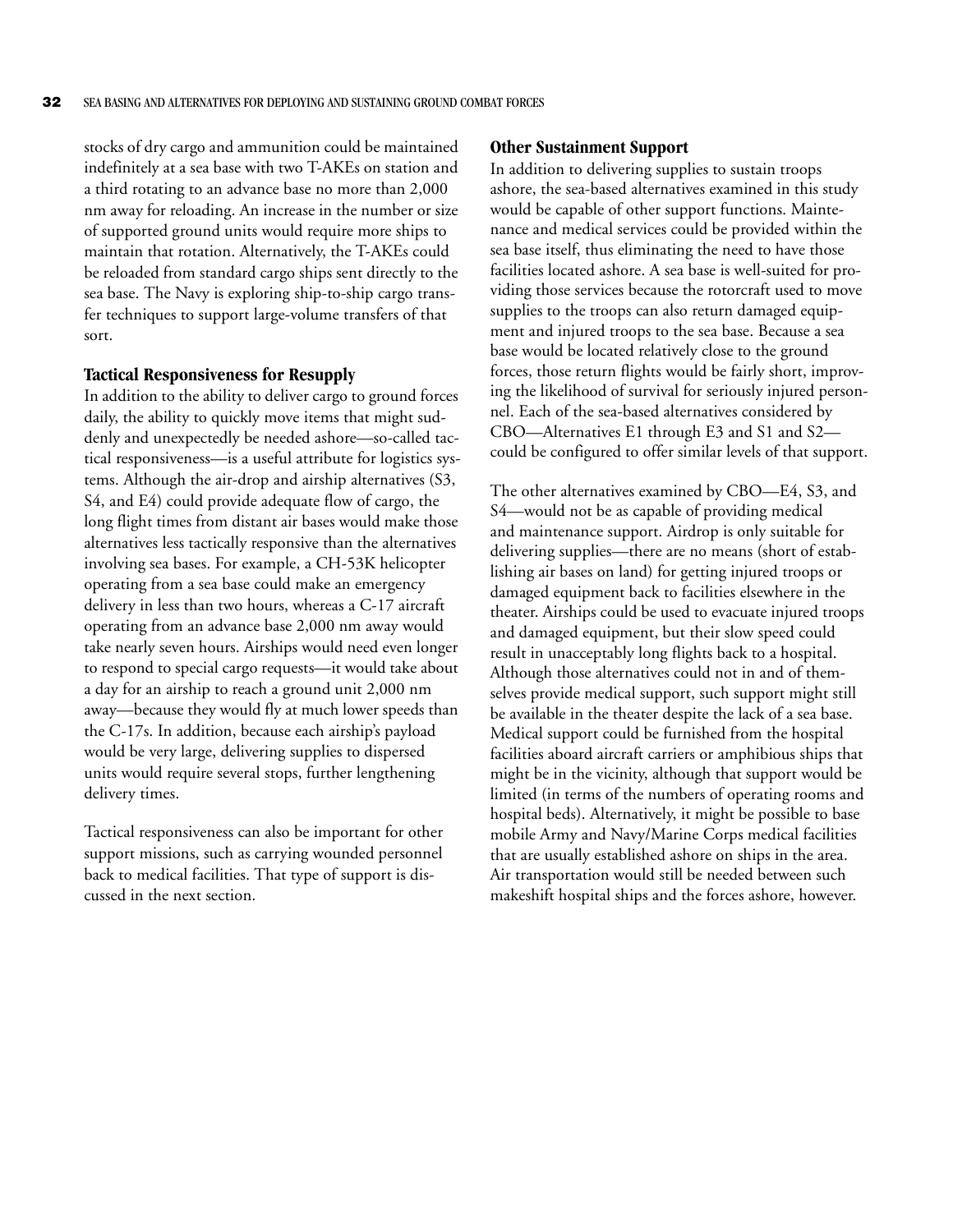stocks of dry cargo and ammunition could be maintained indefinitely at a sea base with two T-AKEs on station and a third rotating to an advance base no more than 2,000 nm away for reloading. An increase in the number or size of supported ground units would require more ships to maintain that rotation. Alternatively, the T-AKEs could be reloaded from standard cargo ships sent directly to the sea base. The Navy is exploring ship-to-ship cargo transfer techniques to support large-volume transfers of that sort.

### Tactical Responsiveness for Resupply

In addition to the ability to deliver cargo to ground forces daily, the ability to quickly move items that might suddenly and unexpectedly be needed ashore—so-called tactical responsiveness—is a useful attribute for logistics systems. Although the air-drop and airship alternatives (S3, S4, and E4) could provide adequate flow of cargo, the long flight times from distant air bases would make those alternatives less tactically responsive than the alternatives involving sea bases. For example, a CH-53K helicopter operating from a sea base could make an emergency delivery in less than two hours, whereas a C-17 aircraft operating from an advance base 2,000 nm away would take nearly seven hours. Airships would need even longer to respond to special cargo requests—it would take about a day for an airship to reach a ground unit 2,000 nm away—because they would fly at much lower speeds than the C-17s. In addition, because each airship's payload would be very large, delivering supplies to dispersed units would require several stops, further lengthening delivery times.

Tactical responsiveness can also be important for other support missions, such as carrying wounded personnel back to medical facilities. That type of support is discussed in the next section.

### Other Sustainment Support

In addition to delivering supplies to sustain troops ashore, the sea-based alternatives examined in this study would be capable of other support functions. Maintenance and medical services could be provided within the sea base itself, thus eliminating the need to have those facilities located ashore. A sea base is well-suited for providing those services because the rotorcraft used to move supplies to the troops can also return damaged equipment and injured troops to the sea base. Because a sea base would be located relatively close to the ground forces, those return flights would be fairly short, improving the likelihood of survival for seriously injured personnel. Each of the sea-based alternatives considered by CBO—Alternatives E1 through E3 and S1 and S2—could be configured to offer similar levels of that support.

The other alternatives examined by CBO—E4, S3, and S4—would not be as capable of providing medical and maintenance support. Airdrop is only suitable for delivering supplies—there are no means (short of establishing air bases on land) for getting injured troops or damaged equipment back to facilities elsewhere in the theater. Airships could be used to evacuate injured troops and damaged equipment, but their slow speed could result in unacceptably long flights back to a hospital. Although those alternatives could not in and of themselves provide medical support, such support might still be available in the theater despite the lack of a sea base. Medical support could be furnished from the hospital facilities aboard aircraft carriers or amphibious ships that might be in the vicinity, although that support would be limited (in terms of the numbers of operating rooms and hospital beds). Alternatively, it might be possible to base mobile Army and Navy/Marine Corps medical facilities that are usually established ashore on ships in the area. Air transportation would still be needed between such makeshift hospital ships and the forces ashore, however.